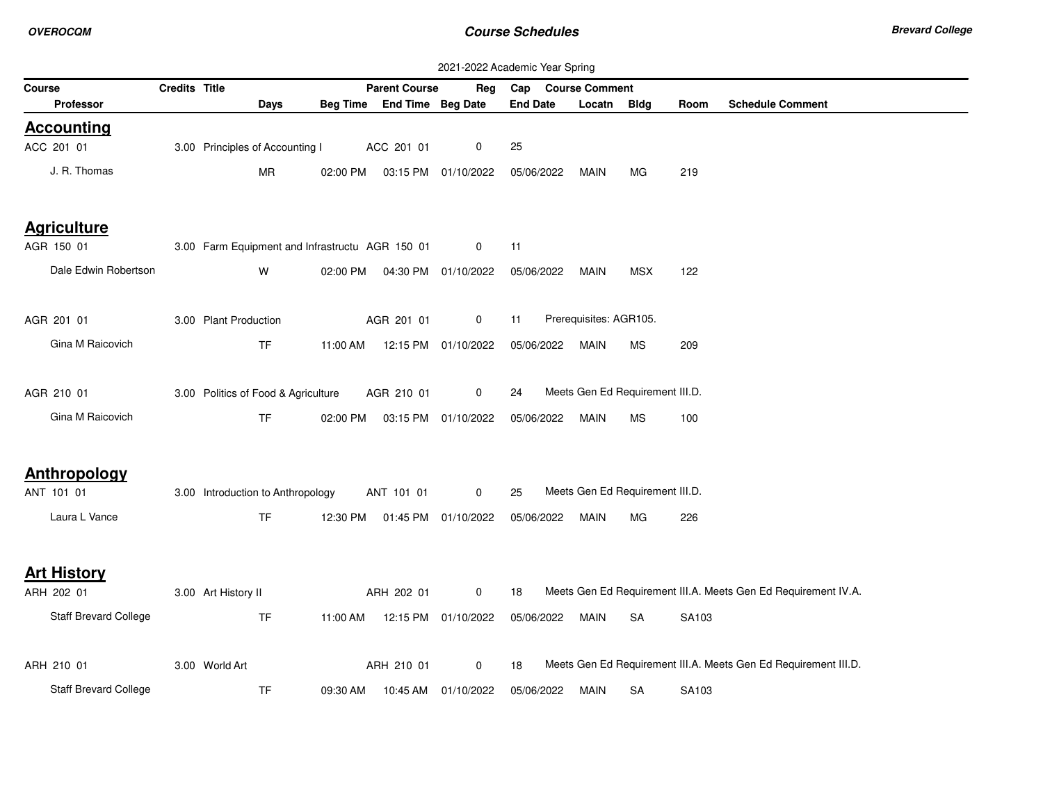# Course Schedules

2021-2022 Academic Year Spring

| Course | Credits | Title | Parent Course | Reg | Cap | Course Comment |
|---|---|---|---|---|---|---|
| **Professor** | **Days** | **Beg Time** | **End Time** | **Beg Date** | **End Date** | **Locatn** | **Bldg** | **Room** | **Schedule Comment** |

## Accounting

| Course / Professor | Credits | Title / Days | Beg Time | Parent Course / End Time | Reg / Beg Date | Cap / End Date | Locatn | Bldg | Room | Course Comment / Schedule Comment |
|---|---|---|---|---|---|---|---|---|---|---|
| ACC 201 01 | 3.00 | Principles of Accounting I | | ACC 201 01 | 0 | 25 | | | | |
| J. R. Thomas | | MR | 02:00 PM | 03:15 PM | 01/10/2022 | 05/06/2022 | MAIN | MG | 219 | |

## Agriculture

| Course / Professor | Credits | Title / Days | Beg Time | Parent Course / End Time | Reg / Beg Date | Cap / End Date | Locatn | Bldg | Room | Course Comment / Schedule Comment |
|---|---|---|---|---|---|---|---|---|---|---|
| AGR 150 01 | 3.00 | Farm Equipment and Infrastructu | | AGR 150 01 | 0 | 11 | | | | |
| Dale Edwin Robertson | | W | 02:00 PM | 04:30 PM | 01/10/2022 | 05/06/2022 | MAIN | MSX | 122 | |
| AGR 201 01 | 3.00 | Plant Production | | AGR 201 01 | 0 | 11 | | | | Prerequisites: AGR105. |
| Gina M Raicovich | | TF | 11:00 AM | 12:15 PM | 01/10/2022 | 05/06/2022 | MAIN | MS | 209 | |
| AGR 210 01 | 3.00 | Politics of Food & Agriculture | | AGR 210 01 | 0 | 24 | | | | Meets Gen Ed Requirement III.D. |
| Gina M Raicovich | | TF | 02:00 PM | 03:15 PM | 01/10/2022 | 05/06/2022 | MAIN | MS | 100 | |

## Anthropology

| Course / Professor | Credits | Title / Days | Beg Time | Parent Course / End Time | Reg / Beg Date | Cap / End Date | Locatn | Bldg | Room | Course Comment / Schedule Comment |
|---|---|---|---|---|---|---|---|---|---|---|
| ANT 101 01 | 3.00 | Introduction to Anthropology | | ANT 101 01 | 0 | 25 | | | | Meets Gen Ed Requirement III.D. |
| Laura L Vance | | TF | 12:30 PM | 01:45 PM | 01/10/2022 | 05/06/2022 | MAIN | MG | 226 | |

## Art History

| Course / Professor | Credits | Title / Days | Beg Time | Parent Course / End Time | Reg / Beg Date | Cap / End Date | Locatn | Bldg | Room | Course Comment / Schedule Comment |
|---|---|---|---|---|---|---|---|---|---|---|
| ARH 202 01 | 3.00 | Art History II | | ARH 202 01 | 0 | 18 | | | | Meets Gen Ed Requirement III.A. Meets Gen Ed Requirement IV.A. |
| Staff Brevard College | | TF | 11:00 AM | 12:15 PM | 01/10/2022 | 05/06/2022 | MAIN | SA | SA103 | |
| ARH 210 01 | 3.00 | World Art | | ARH 210 01 | 0 | 18 | | | | Meets Gen Ed Requirement III.A. Meets Gen Ed Requirement III.D. |
| Staff Brevard College | | TF | 09:30 AM | 10:45 AM | 01/10/2022 | 05/06/2022 | MAIN | SA | SA103 | |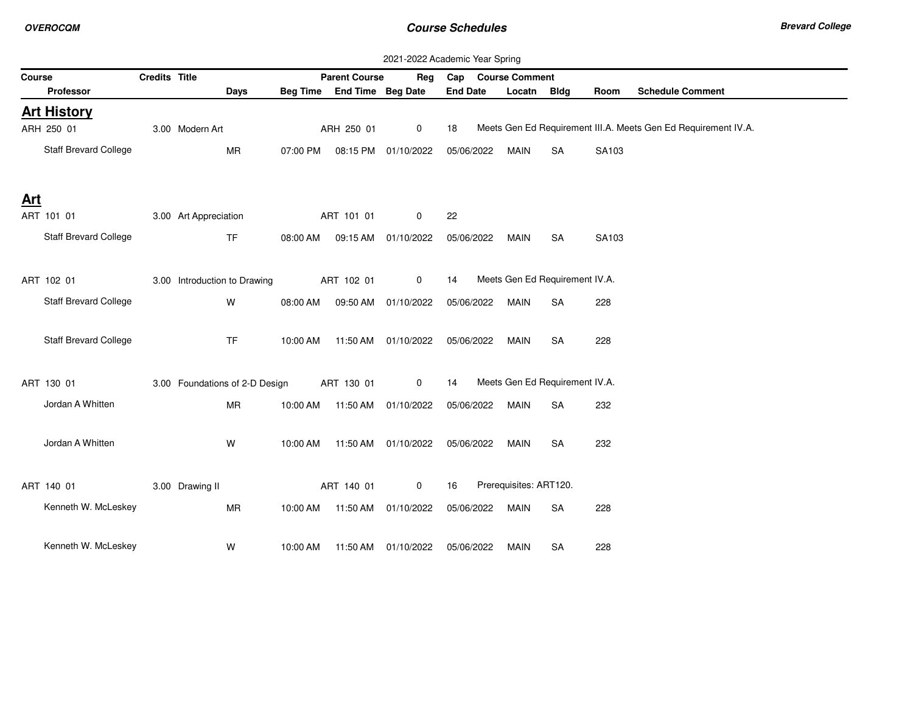2021-2022 Academic Year Spring

| Course | Credits | Title | | | Parent Course | Reg | Cap | Course Comment | | | |
|---|---|---|---|---|---|---|---|---|---|---|---|
| Professor | | Days | Beg Time | End Time | Beg Date | | End Date | Locatn | Bldg | Room | Schedule Comment |

## Art History

| Course / Professor | Credits | Title / Days | Beg Time | End Time / Parent Course | Beg Date / Reg | End Date / Cap | Locatn | Bldg | Room | Comment |
|---|---|---|---|---|---|---|---|---|---|---|
| ARH 250 01 | 3.00 | Modern Art | | ARH 250 01 | 0 | 18 | | | | Meets Gen Ed Requirement III.A. Meets Gen Ed Requirement IV.A. |
| Staff Brevard College | | MR | 07:00 PM | 08:15 PM | 01/10/2022 | 05/06/2022 | MAIN | SA | SA103 | |

## Art

| Course / Professor | Credits | Title / Days | Beg Time | End Time / Parent Course | Beg Date / Reg | End Date / Cap | Locatn | Bldg | Room | Comment |
|---|---|---|---|---|---|---|---|---|---|---|
| ART 101 01 | 3.00 | Art Appreciation | | ART 101 01 | 0 | 22 | | | | |
| Staff Brevard College | | TF | 08:00 AM | 09:15 AM | 01/10/2022 | 05/06/2022 | MAIN | SA | SA103 | |
| ART 102 01 | 3.00 | Introduction to Drawing | | ART 102 01 | 0 | 14 | | | | Meets Gen Ed Requirement IV.A. |
| Staff Brevard College | | W | 08:00 AM | 09:50 AM | 01/10/2022 | 05/06/2022 | MAIN | SA | 228 | |
| Staff Brevard College | | TF | 10:00 AM | 11:50 AM | 01/10/2022 | 05/06/2022 | MAIN | SA | 228 | |
| ART 130 01 | 3.00 | Foundations of 2-D Design | | ART 130 01 | 0 | 14 | | | | Meets Gen Ed Requirement IV.A. |
| Jordan A Whitten | | MR | 10:00 AM | 11:50 AM | 01/10/2022 | 05/06/2022 | MAIN | SA | 232 | |
| Jordan A Whitten | | W | 10:00 AM | 11:50 AM | 01/10/2022 | 05/06/2022 | MAIN | SA | 232 | |
| ART 140 01 | 3.00 | Drawing II | | ART 140 01 | 0 | 16 | | | | Prerequisites: ART120. |
| Kenneth W. McLeskey | | MR | 10:00 AM | 11:50 AM | 01/10/2022 | 05/06/2022 | MAIN | SA | 228 | |
| Kenneth W. McLeskey | | W | 10:00 AM | 11:50 AM | 01/10/2022 | 05/06/2022 | MAIN | SA | 228 | |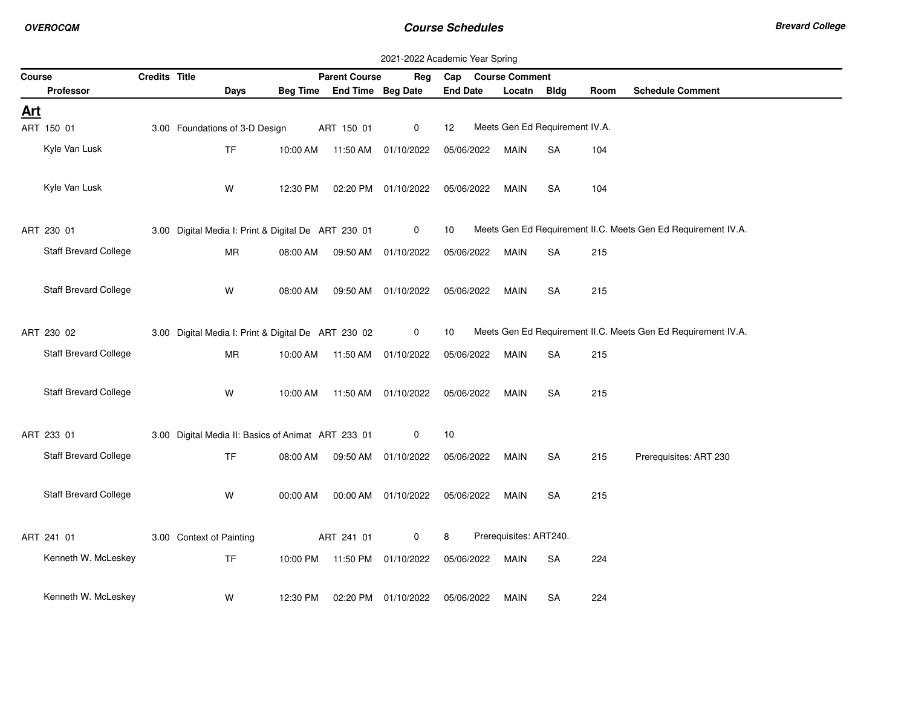2021-2022 Academic Year Spring

| Course | Credits | Title | | | Parent Course | Reg | Cap | Course Comment | | | |
|---|---|---|---|---|---|---|---|---|---|---|---|
| Professor | | Days | Beg Time | End Time | Beg Date | | End Date | Locatn | Bldg | Room | Schedule Comment |

## Art

| Course / Professor | Credits | Title / Days | Beg Time | End Time | Beg Date | End Date | Locatn | Bldg | Room | Parent Course | Reg | Cap | Comment |
|---|---|---|---|---|---|---|---|---|---|---|---|---|---|
| ART 150 01 | 3.00 | Foundations of 3-D Design | | | | | | | | ART 150 01 | 0 | 12 | Meets Gen Ed Requirement IV.A. |
| Kyle Van Lusk | | TF | 10:00 AM | 11:50 AM | 01/10/2022 | 05/06/2022 | MAIN | SA | 104 | | | | |
| Kyle Van Lusk | | W | 12:30 PM | 02:20 PM | 01/10/2022 | 05/06/2022 | MAIN | SA | 104 | | | | |
| ART 230 01 | 3.00 | Digital Media I: Print & Digital De | | | | | | | | ART 230 01 | 0 | 10 | Meets Gen Ed Requirement II.C. Meets Gen Ed Requirement IV.A. |
| Staff Brevard College | | MR | 08:00 AM | 09:50 AM | 01/10/2022 | 05/06/2022 | MAIN | SA | 215 | | | | |
| Staff Brevard College | | W | 08:00 AM | 09:50 AM | 01/10/2022 | 05/06/2022 | MAIN | SA | 215 | | | | |
| ART 230 02 | 3.00 | Digital Media I: Print & Digital De | | | | | | | | ART 230 02 | 0 | 10 | Meets Gen Ed Requirement II.C. Meets Gen Ed Requirement IV.A. |
| Staff Brevard College | | MR | 10:00 AM | 11:50 AM | 01/10/2022 | 05/06/2022 | MAIN | SA | 215 | | | | |
| Staff Brevard College | | W | 10:00 AM | 11:50 AM | 01/10/2022 | 05/06/2022 | MAIN | SA | 215 | | | | |
| ART 233 01 | 3.00 | Digital Media II: Basics of Animat | | | | | | | | ART 233 01 | 0 | 10 | |
| Staff Brevard College | | TF | 08:00 AM | 09:50 AM | 01/10/2022 | 05/06/2022 | MAIN | SA | 215 | | | | Prerequisites: ART 230 |
| Staff Brevard College | | W | 00:00 AM | 00:00 AM | 01/10/2022 | 05/06/2022 | MAIN | SA | 215 | | | | |
| ART 241 01 | 3.00 | Context of Painting | | | | | | | | ART 241 01 | 0 | 8 | Prerequisites: ART240. |
| Kenneth W. McLeskey | | TF | 10:00 PM | 11:50 PM | 01/10/2022 | 05/06/2022 | MAIN | SA | 224 | | | | |
| Kenneth W. McLeskey | | W | 12:30 PM | 02:20 PM | 01/10/2022 | 05/06/2022 | MAIN | SA | 224 | | | | |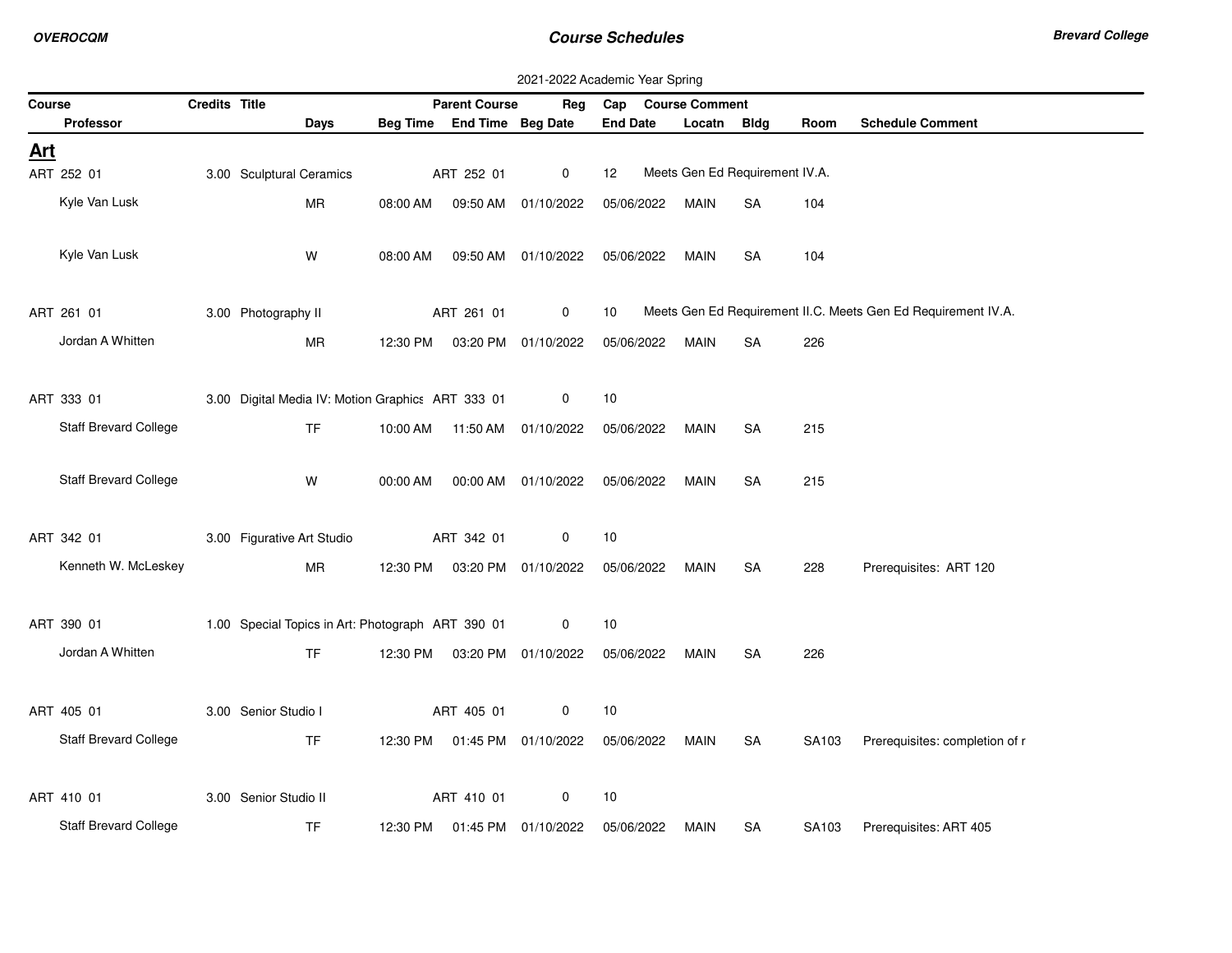2021-2022 Academic Year Spring

| Course | Credits | Title | | | Parent Course | | Reg | Cap | Course Comment | | | |
|---|---|---|---|---|---|---|---|---|---|---|---|---|
| Professor | | Days | Beg Time | End Time | Beg Date | | | End Date | Locatn | Bldg | Room | Schedule Comment |

## Art

| Course / Professor | Credits | Title / Days | Beg Time | Parent Course / End Time | Reg / Beg Date | Cap / End Date | Locatn | Bldg | Room | Course Comment / Schedule Comment |
|---|---|---|---|---|---|---|---|---|---|---|
| ART 252 01 | 3.00 | Sculptural Ceramics | | ART 252 01 | 0 | 12 | | | | Meets Gen Ed Requirement IV.A. |
| Kyle Van Lusk | | MR | 08:00 AM | 09:50 AM | 01/10/2022 | 05/06/2022 | MAIN | SA | 104 | |
| Kyle Van Lusk | | W | 08:00 AM | 09:50 AM | 01/10/2022 | 05/06/2022 | MAIN | SA | 104 | |
| ART 261 01 | 3.00 | Photography II | | ART 261 01 | 0 | 10 | | | | Meets Gen Ed Requirement II.C. Meets Gen Ed Requirement IV.A. |
| Jordan A Whitten | | MR | 12:30 PM | 03:20 PM | 01/10/2022 | 05/06/2022 | MAIN | SA | 226 | |
| ART 333 01 | 3.00 | Digital Media IV: Motion Graphics | | ART 333 01 | 0 | 10 | | | | |
| Staff Brevard College | | TF | 10:00 AM | 11:50 AM | 01/10/2022 | 05/06/2022 | MAIN | SA | 215 | |
| Staff Brevard College | | W | 00:00 AM | 00:00 AM | 01/10/2022 | 05/06/2022 | MAIN | SA | 215 | |
| ART 342 01 | 3.00 | Figurative Art Studio | | ART 342 01 | 0 | 10 | | | | |
| Kenneth W. McLeskey | | MR | 12:30 PM | 03:20 PM | 01/10/2022 | 05/06/2022 | MAIN | SA | 228 | Prerequisites: ART 120 |
| ART 390 01 | 1.00 | Special Topics in Art: Photograph | | ART 390 01 | 0 | 10 | | | | |
| Jordan A Whitten | | TF | 12:30 PM | 03:20 PM | 01/10/2022 | 05/06/2022 | MAIN | SA | 226 | |
| ART 405 01 | 3.00 | Senior Studio I | | ART 405 01 | 0 | 10 | | | | |
| Staff Brevard College | | TF | 12:30 PM | 01:45 PM | 01/10/2022 | 05/06/2022 | MAIN | SA | SA103 | Prerequisites: completion of r |
| ART 410 01 | 3.00 | Senior Studio II | | ART 410 01 | 0 | 10 | | | | |
| Staff Brevard College | | TF | 12:30 PM | 01:45 PM | 01/10/2022 | 05/06/2022 | MAIN | SA | SA103 | Prerequisites: ART 405 |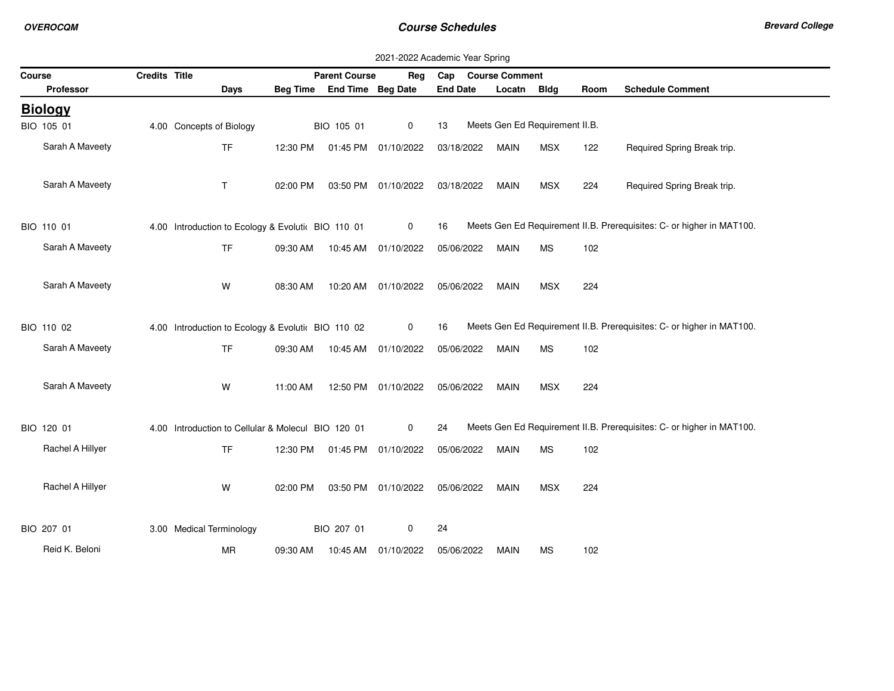2021-2022 Academic Year Spring

| Course | Credits | Title | | | Parent Course | Reg | Cap | Course Comment | | | |
|---|---|---|---|---|---|---|---|---|---|---|---|
| Professor | | Days | Beg Time | End Time | Beg Date | | End Date | Locatn | Bldg | Room | Schedule Comment |

## Biology

| Course / Professor | Credits | Title / Days | Beg Time | End Time / Parent Course | Beg Date / Reg | End Date / Cap | Locatn | Bldg | Room | Comment |
|---|---|---|---|---|---|---|---|---|---|---|
| BIO 105 01 | 4.00 | Concepts of Biology | | BIO 105 01 | 0 | 13 | Meets Gen Ed Requirement II.B. | | | |
| Sarah A Maveety | | TF | 12:30 PM | 01:45 PM | 01/10/2022 | 03/18/2022 | MAIN | MSX | 122 | Required Spring Break trip. |
| Sarah A Maveety | | T | 02:00 PM | 03:50 PM | 01/10/2022 | 03/18/2022 | MAIN | MSX | 224 | Required Spring Break trip. |
| BIO 110 01 | 4.00 | Introduction to Ecology & Evoluti | | BIO 110 01 | 0 | 16 | Meets Gen Ed Requirement II.B. Prerequisites: C- or higher in MAT100. | | | |
| Sarah A Maveety | | TF | 09:30 AM | 10:45 AM | 01/10/2022 | 05/06/2022 | MAIN | MS | 102 | |
| Sarah A Maveety | | W | 08:30 AM | 10:20 AM | 01/10/2022 | 05/06/2022 | MAIN | MSX | 224 | |
| BIO 110 02 | 4.00 | Introduction to Ecology & Evoluti | | BIO 110 02 | 0 | 16 | Meets Gen Ed Requirement II.B. Prerequisites: C- or higher in MAT100. | | | |
| Sarah A Maveety | | TF | 09:30 AM | 10:45 AM | 01/10/2022 | 05/06/2022 | MAIN | MS | 102 | |
| Sarah A Maveety | | W | 11:00 AM | 12:50 PM | 01/10/2022 | 05/06/2022 | MAIN | MSX | 224 | |
| BIO 120 01 | 4.00 | Introduction to Cellular & Molecul | | BIO 120 01 | 0 | 24 | Meets Gen Ed Requirement II.B. Prerequisites: C- or higher in MAT100. | | | |
| Rachel A Hillyer | | TF | 12:30 PM | 01:45 PM | 01/10/2022 | 05/06/2022 | MAIN | MS | 102 | |
| Rachel A Hillyer | | W | 02:00 PM | 03:50 PM | 01/10/2022 | 05/06/2022 | MAIN | MSX | 224 | |
| BIO 207 01 | 3.00 | Medical Terminology | | BIO 207 01 | 0 | 24 | | | | |
| Reid K. Beloni | | MR | 09:30 AM | 10:45 AM | 01/10/2022 | 05/06/2022 | MAIN | MS | 102 | |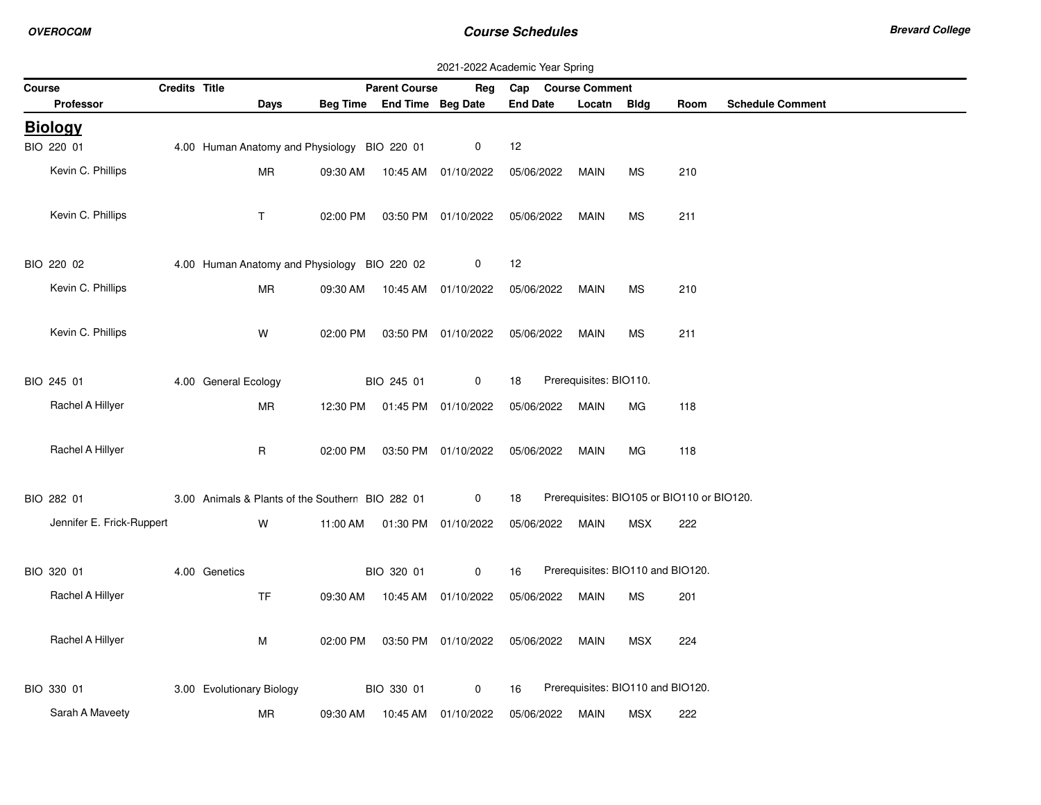2021-2022 Academic Year Spring

| Course | Credits | Title | Parent Course | Reg | Cap | Course Comment |
|---|---|---|---|---|---|---|
| Professor | Days | Beg Time | End Time | Beg Date | End Date | Locatn | Bldg | Room | Schedule Comment |

## Biology

| Course / Professor | Credits | Title / Days | Beg Time | Parent Course / End Time | Reg / Beg Date | Cap / End Date | Course Comment / Locatn | Bldg | Room | Schedule Comment |
|---|---|---|---|---|---|---|---|---|---|---|
| BIO 220 01 | 4.00 | Human Anatomy and Physiology | | BIO 220 01 | 0 | 12 | | | | |
| Kevin C. Phillips | | MR | 09:30 AM | 10:45 AM | 01/10/2022 | 05/06/2022 | MAIN | MS | 210 | |
| Kevin C. Phillips | | T | 02:00 PM | 03:50 PM | 01/10/2022 | 05/06/2022 | MAIN | MS | 211 | |
| BIO 220 02 | 4.00 | Human Anatomy and Physiology | | BIO 220 02 | 0 | 12 | | | | |
| Kevin C. Phillips | | MR | 09:30 AM | 10:45 AM | 01/10/2022 | 05/06/2022 | MAIN | MS | 210 | |
| Kevin C. Phillips | | W | 02:00 PM | 03:50 PM | 01/10/2022 | 05/06/2022 | MAIN | MS | 211 | |
| BIO 245 01 | 4.00 | General Ecology | | BIO 245 01 | 0 | 18 | Prerequisites: BIO110. | | | |
| Rachel A Hillyer | | MR | 12:30 PM | 01:45 PM | 01/10/2022 | 05/06/2022 | MAIN | MG | 118 | |
| Rachel A Hillyer | | R | 02:00 PM | 03:50 PM | 01/10/2022 | 05/06/2022 | MAIN | MG | 118 | |
| BIO 282 01 | 3.00 | Animals & Plants of the Southern | | BIO 282 01 | 0 | 18 | Prerequisites: BIO105 or BIO110 or BIO120. | | | |
| Jennifer E. Frick-Ruppert | | W | 11:00 AM | 01:30 PM | 01/10/2022 | 05/06/2022 | MAIN | MSX | 222 | |
| BIO 320 01 | 4.00 | Genetics | | BIO 320 01 | 0 | 16 | Prerequisites: BIO110 and BIO120. | | | |
| Rachel A Hillyer | | TF | 09:30 AM | 10:45 AM | 01/10/2022 | 05/06/2022 | MAIN | MS | 201 | |
| Rachel A Hillyer | | M | 02:00 PM | 03:50 PM | 01/10/2022 | 05/06/2022 | MAIN | MSX | 224 | |
| BIO 330 01 | 3.00 | Evolutionary Biology | | BIO 330 01 | 0 | 16 | Prerequisites: BIO110 and BIO120. | | | |
| Sarah A Maveety | | MR | 09:30 AM | 10:45 AM | 01/10/2022 | 05/06/2022 | MAIN | MSX | 222 | |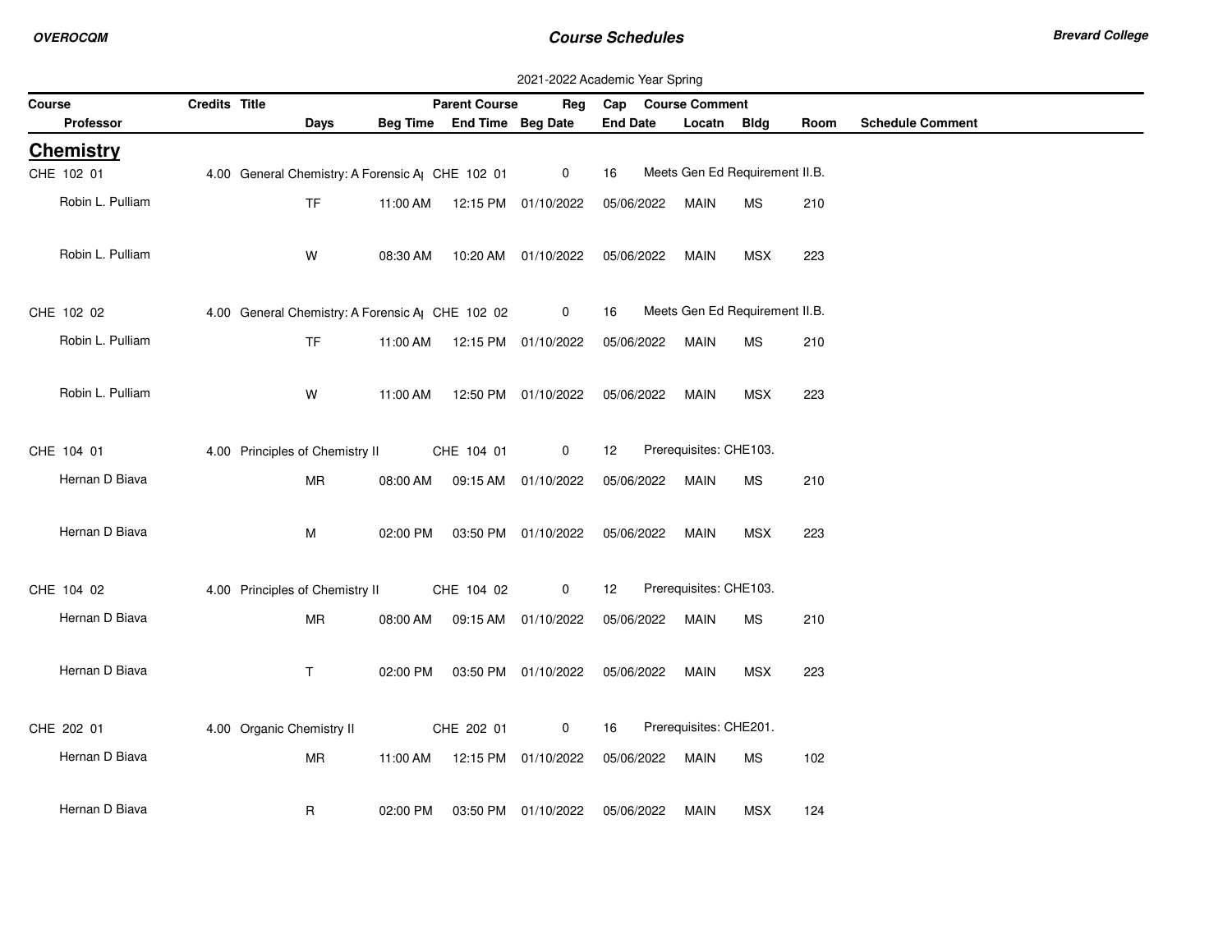2021-2022 Academic Year Spring

| Course | Credits | Title | Parent Course | Reg | Cap | Course Comment |
|---|---|---|---|---|---|---|

| Professor | Days | Beg Time | End Time | Beg Date | End Date | Locatn | Bldg | Room | Schedule Comment |
|---|---|---|---|---|---|---|---|---|---|

## Chemistry

| Course / Professor | Credits | Title / Days | Beg Time | Parent Course / End Time | Reg / Beg Date | Cap / End Date | Course Comment / Locatn | Bldg | Room | Schedule Comment |
|---|---|---|---|---|---|---|---|---|---|---|
| CHE 102 01 | 4.00 | General Chemistry: A Forensic A\| | | CHE 102 01 | 0 | 16 | Meets Gen Ed Requirement II.B. | | | |
| Robin L. Pulliam | | TF | 11:00 AM | 12:15 PM | 01/10/2022 | 05/06/2022 | MAIN | MS | 210 | |
| Robin L. Pulliam | | W | 08:30 AM | 10:20 AM | 01/10/2022 | 05/06/2022 | MAIN | MSX | 223 | |
| CHE 102 02 | 4.00 | General Chemistry: A Forensic A\| | | CHE 102 02 | 0 | 16 | Meets Gen Ed Requirement II.B. | | | |
| Robin L. Pulliam | | TF | 11:00 AM | 12:15 PM | 01/10/2022 | 05/06/2022 | MAIN | MS | 210 | |
| Robin L. Pulliam | | W | 11:00 AM | 12:50 PM | 01/10/2022 | 05/06/2022 | MAIN | MSX | 223 | |
| CHE 104 01 | 4.00 | Principles of Chemistry II | | CHE 104 01 | 0 | 12 | Prerequisites: CHE103. | | | |
| Hernan D Biava | | MR | 08:00 AM | 09:15 AM | 01/10/2022 | 05/06/2022 | MAIN | MS | 210 | |
| Hernan D Biava | | M | 02:00 PM | 03:50 PM | 01/10/2022 | 05/06/2022 | MAIN | MSX | 223 | |
| CHE 104 02 | 4.00 | Principles of Chemistry II | | CHE 104 02 | 0 | 12 | Prerequisites: CHE103. | | | |
| Hernan D Biava | | MR | 08:00 AM | 09:15 AM | 01/10/2022 | 05/06/2022 | MAIN | MS | 210 | |
| Hernan D Biava | | T | 02:00 PM | 03:50 PM | 01/10/2022 | 05/06/2022 | MAIN | MSX | 223 | |
| CHE 202 01 | 4.00 | Organic Chemistry II | | CHE 202 01 | 0 | 16 | Prerequisites: CHE201. | | | |
| Hernan D Biava | | MR | 11:00 AM | 12:15 PM | 01/10/2022 | 05/06/2022 | MAIN | MS | 102 | |
| Hernan D Biava | | R | 02:00 PM | 03:50 PM | 01/10/2022 | 05/06/2022 | MAIN | MSX | 124 | |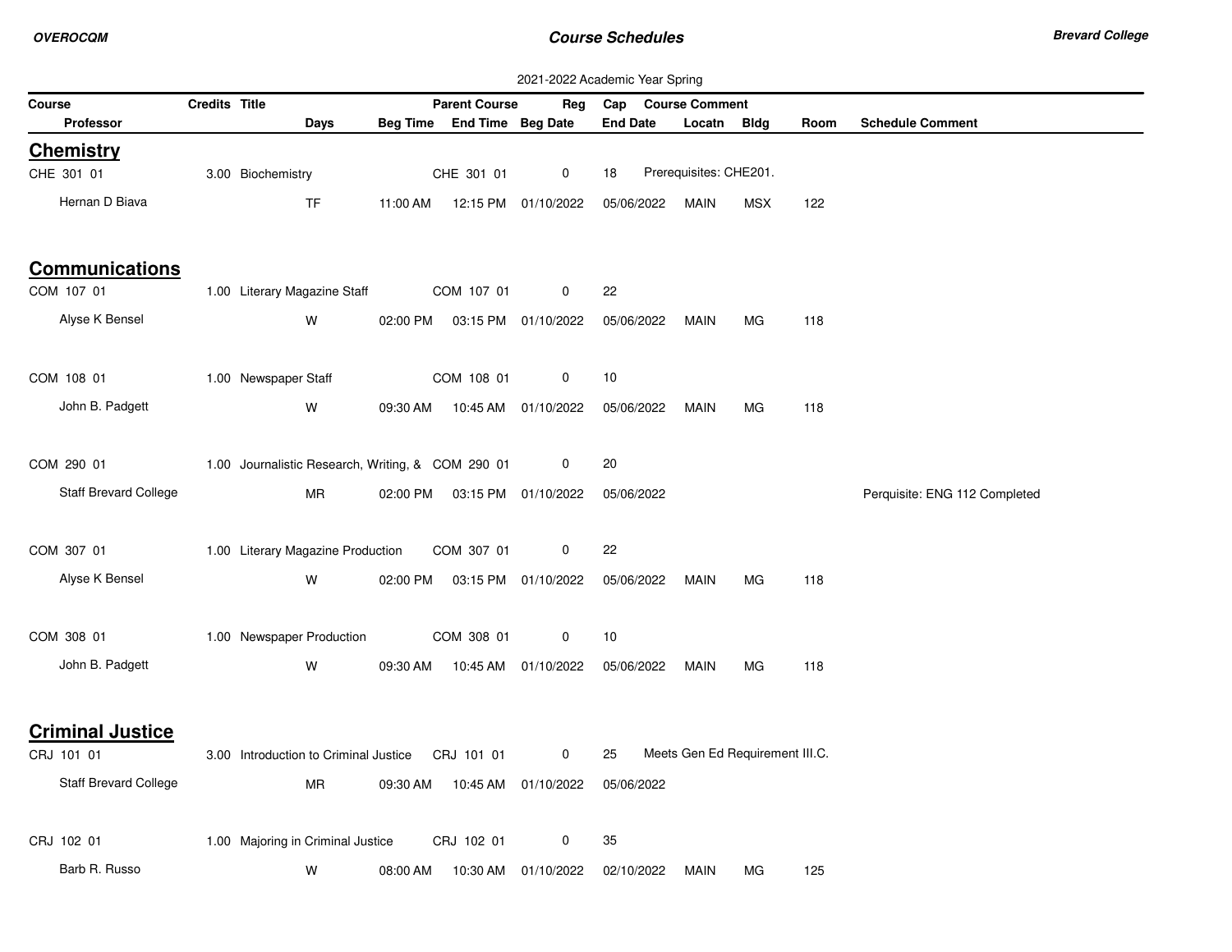2021-2022 Academic Year Spring

| Course | Credits | Title | Parent Course | Reg | Cap | Course Comment | | | |
|---|---|---|---|---|---|---|---|---|---|
| **Professor** | **Days** | **Beg Time** | **End Time** | **Beg Date** | **End Date** | **Locatn** | **Bldg** | **Room** | **Schedule Comment** |

## Chemistry

| Course / Professor | Credits | Title / Days | Beg Time | Parent Course / End Time | Reg / Beg Date | Cap / End Date | Locatn | Bldg | Room | Course Comment / Schedule Comment |
|---|---|---|---|---|---|---|---|---|---|---|
| CHE 301 01 | 3.00 | Biochemistry | | CHE 301 01 | 0 | 18 | | | | Prerequisites: CHE201. |
| Hernan D Biava | | TF | 11:00 AM | 12:15 PM | 01/10/2022 | 05/06/2022 | MAIN | MSX | 122 | |

## Communications

| Course / Professor | Credits | Title / Days | Beg Time | Parent Course / End Time | Reg / Beg Date | Cap / End Date | Locatn | Bldg | Room | Course Comment / Schedule Comment |
|---|---|---|---|---|---|---|---|---|---|---|
| COM 107 01 | 1.00 | Literary Magazine Staff | | COM 107 01 | 0 | 22 | | | | |
| Alyse K Bensel | | W | 02:00 PM | 03:15 PM | 01/10/2022 | 05/06/2022 | MAIN | MG | 118 | |
| COM 108 01 | 1.00 | Newspaper Staff | | COM 108 01 | 0 | 10 | | | | |
| John B. Padgett | | W | 09:30 AM | 10:45 AM | 01/10/2022 | 05/06/2022 | MAIN | MG | 118 | |
| COM 290 01 | 1.00 | Journalistic Research, Writing, & | | COM 290 01 | 0 | 20 | | | | |
| Staff Brevard College | | MR | 02:00 PM | 03:15 PM | 01/10/2022 | 05/06/2022 | | | | Perquisite: ENG 112 Completed |
| COM 307 01 | 1.00 | Literary Magazine Production | | COM 307 01 | 0 | 22 | | | | |
| Alyse K Bensel | | W | 02:00 PM | 03:15 PM | 01/10/2022 | 05/06/2022 | MAIN | MG | 118 | |
| COM 308 01 | 1.00 | Newspaper Production | | COM 308 01 | 0 | 10 | | | | |
| John B. Padgett | | W | 09:30 AM | 10:45 AM | 01/10/2022 | 05/06/2022 | MAIN | MG | 118 | |

## Criminal Justice

| Course / Professor | Credits | Title / Days | Beg Time | Parent Course / End Time | Reg / Beg Date | Cap / End Date | Locatn | Bldg | Room | Course Comment / Schedule Comment |
|---|---|---|---|---|---|---|---|---|---|---|
| CRJ 101 01 | 3.00 | Introduction to Criminal Justice | | CRJ 101 01 | 0 | 25 | | | | Meets Gen Ed Requirement III.C. |
| Staff Brevard College | | MR | 09:30 AM | 10:45 AM | 01/10/2022 | 05/06/2022 | | | | |
| CRJ 102 01 | 1.00 | Majoring in Criminal Justice | | CRJ 102 01 | 0 | 35 | | | | |
| Barb R. Russo | | W | 08:00 AM | 10:30 AM | 01/10/2022 | 02/10/2022 | MAIN | MG | 125 | |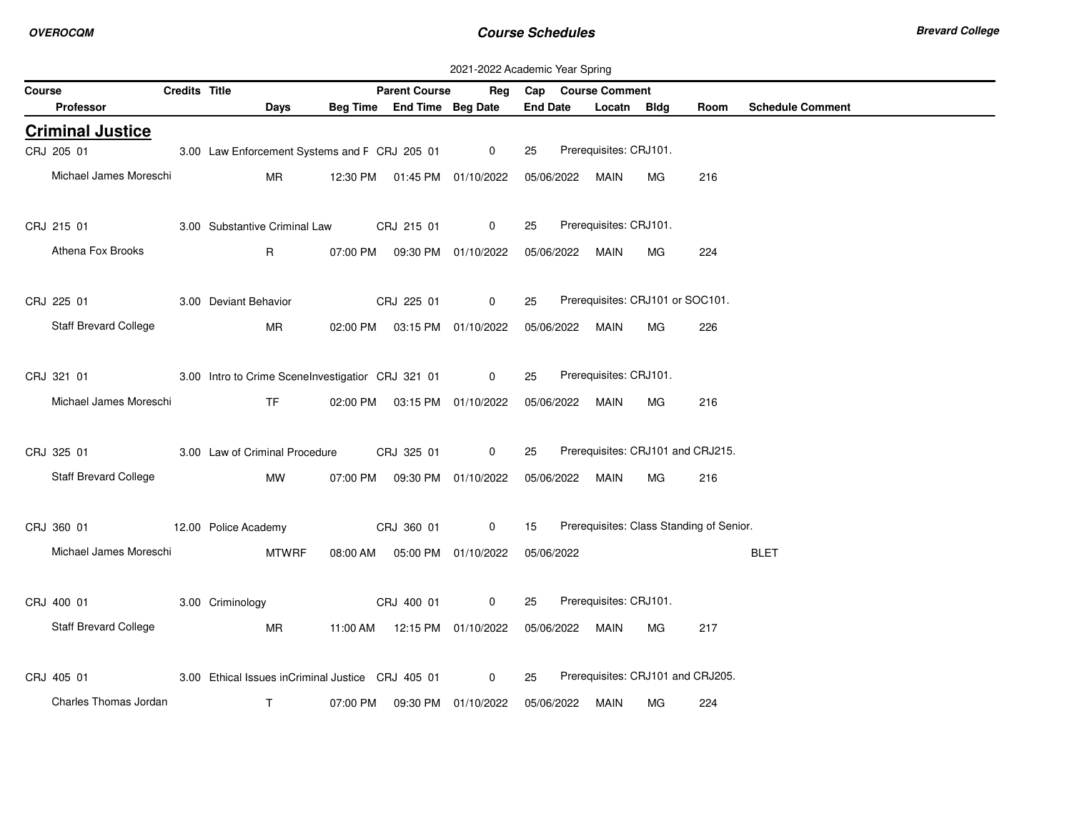2021-2022 Academic Year Spring

| Course | Credits | Title | Parent Course | Reg | Cap | Course Comment | | | |
|---|---|---|---|---|---|---|---|---|---|
| Professor | Days | Beg Time | End Time | Beg Date | End Date | Locatn | Bldg | Room | Schedule Comment |

## Criminal Justice

| Course / Professor | Credits / Days | Title / Beg Time | Parent Course / End Time | Reg / Beg Date | Cap / End Date | Course Comment / Locatn | Bldg | Room | Schedule Comment |
|---|---|---|---|---|---|---|---|---|---|
| CRJ 205 01 | 3.00 | Law Enforcement Systems and F | CRJ 205 01 | 0 | 25 | Prerequisites: CRJ101. | | | |
| Michael James Moreschi | MR | 12:30 PM | 01:45 PM | 01/10/2022 | 05/06/2022 | MAIN | MG | 216 | |
| CRJ 215 01 | 3.00 | Substantive Criminal Law | CRJ 215 01 | 0 | 25 | Prerequisites: CRJ101. | | | |
| Athena Fox Brooks | R | 07:00 PM | 09:30 PM | 01/10/2022 | 05/06/2022 | MAIN | MG | 224 | |
| CRJ 225 01 | 3.00 | Deviant Behavior | CRJ 225 01 | 0 | 25 | Prerequisites: CRJ101 or SOC101. | | | |
| Staff Brevard College | MR | 02:00 PM | 03:15 PM | 01/10/2022 | 05/06/2022 | MAIN | MG | 226 | |
| CRJ 321 01 | 3.00 | Intro to Crime SceneInvestigatior | CRJ 321 01 | 0 | 25 | Prerequisites: CRJ101. | | | |
| Michael James Moreschi | TF | 02:00 PM | 03:15 PM | 01/10/2022 | 05/06/2022 | MAIN | MG | 216 | |
| CRJ 325 01 | 3.00 | Law of Criminal Procedure | CRJ 325 01 | 0 | 25 | Prerequisites: CRJ101 and CRJ215. | | | |
| Staff Brevard College | MW | 07:00 PM | 09:30 PM | 01/10/2022 | 05/06/2022 | MAIN | MG | 216 | |
| CRJ 360 01 | 12.00 | Police Academy | CRJ 360 01 | 0 | 15 | Prerequisites: Class Standing of Senior. | | | |
| Michael James Moreschi | MTWRF | 08:00 AM | 05:00 PM | 01/10/2022 | 05/06/2022 | | | | BLET |
| CRJ 400 01 | 3.00 | Criminology | CRJ 400 01 | 0 | 25 | Prerequisites: CRJ101. | | | |
| Staff Brevard College | MR | 11:00 AM | 12:15 PM | 01/10/2022 | 05/06/2022 | MAIN | MG | 217 | |
| CRJ 405 01 | 3.00 | Ethical Issues inCriminal Justice | CRJ 405 01 | 0 | 25 | Prerequisites: CRJ101 and CRJ205. | | | |
| Charles Thomas Jordan | T | 07:00 PM | 09:30 PM | 01/10/2022 | 05/06/2022 | MAIN | MG | 224 | |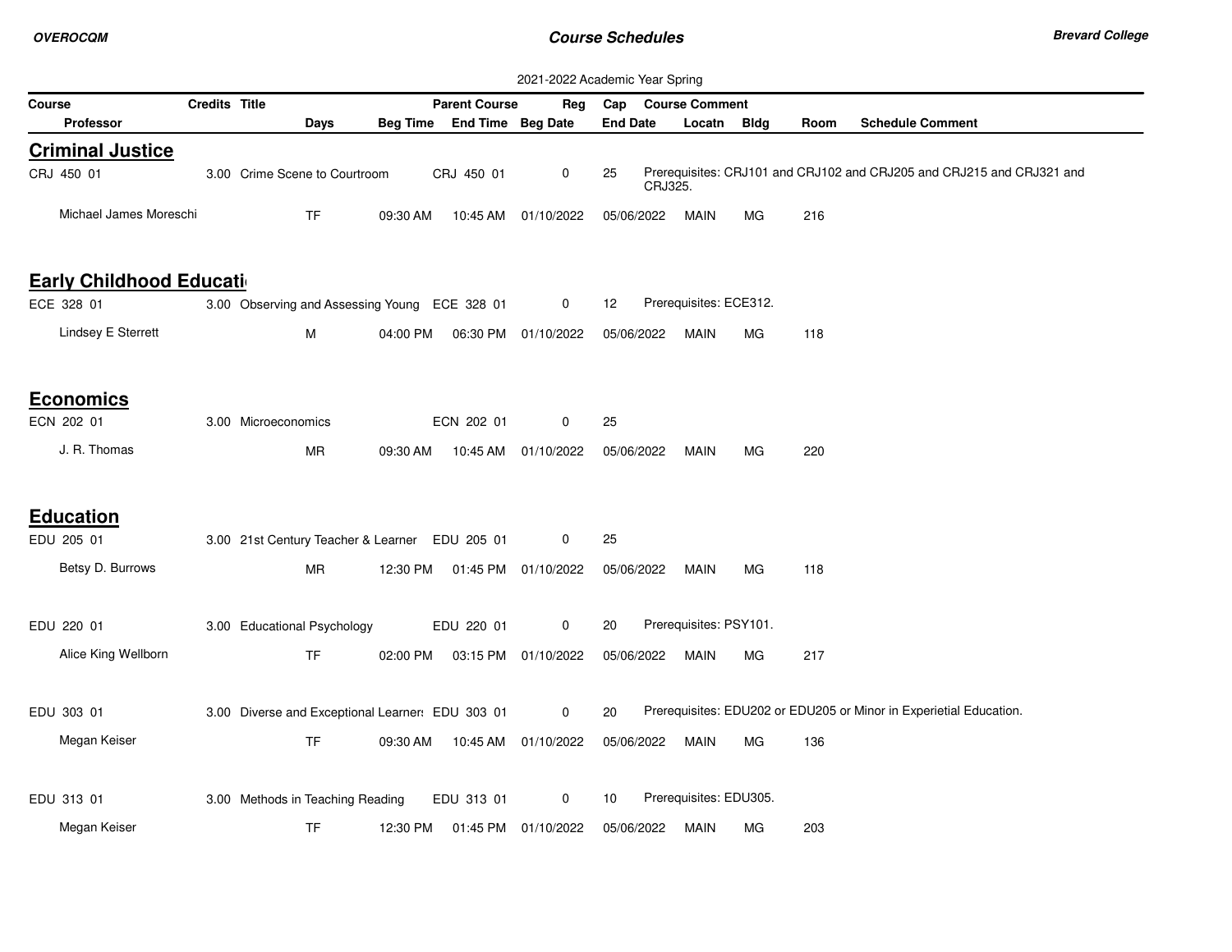2021-2022 Academic Year Spring

| Course | Credits | Title | | | Parent Course | | Reg | Cap | Course Comment | | | |
|---|---|---|---|---|---|---|---|---|---|---|---|---|
| Professor | | | Days | Beg Time | End Time | Beg Date | | End Date | Locatn | Bldg | Room | Schedule Comment |

## Criminal Justice

| Course | Credits | Title | | | Parent Course | | Reg | Cap | Course Comment | | | |
|---|---|---|---|---|---|---|---|---|---|---|---|---|
| CRJ 450 01 | 3.00 | Crime Scene to Courtroom | | | CRJ 450 01 | | 0 | 25 | Prerequisites: CRJ101 and CRJ102 and CRJ205 and CRJ215 and CRJ321 and CRJ325. | | | |
| Michael James Moreschi | | | TF | 09:30 AM | 10:45 AM | 01/10/2022 | | 05/06/2022 | MAIN | MG | 216 | |

## Early Childhood Educati

| Course | Credits | Title | | | Parent Course | | Reg | Cap | Course Comment | | | |
|---|---|---|---|---|---|---|---|---|---|---|---|---|
| ECE 328 01 | 3.00 | Observing and Assessing Young | | | ECE 328 01 | | 0 | 12 | Prerequisites: ECE312. | | | |
| Lindsey E Sterrett | | | M | 04:00 PM | 06:30 PM | 01/10/2022 | | 05/06/2022 | MAIN | MG | 118 | |

## Economics

| Course | Credits | Title | | | Parent Course | | Reg | Cap | Course Comment | | | |
|---|---|---|---|---|---|---|---|---|---|---|---|---|
| ECN 202 01 | 3.00 | Microeconomics | | | ECN 202 01 | | 0 | 25 | | | | |
| J. R. Thomas | | | MR | 09:30 AM | 10:45 AM | 01/10/2022 | | 05/06/2022 | MAIN | MG | 220 | |

## Education

| Course | Credits | Title | | | Parent Course | | Reg | Cap | Course Comment | | | |
|---|---|---|---|---|---|---|---|---|---|---|---|---|
| EDU 205 01 | 3.00 | 21st Century Teacher & Learner | | | EDU 205 01 | | 0 | 25 | | | | |
| Betsy D. Burrows | | | MR | 12:30 PM | 01:45 PM | 01/10/2022 | | 05/06/2022 | MAIN | MG | 118 | |
| EDU 220 01 | 3.00 | Educational Psychology | | | EDU 220 01 | | 0 | 20 | Prerequisites: PSY101. | | | |
| Alice King Wellborn | | | TF | 02:00 PM | 03:15 PM | 01/10/2022 | | 05/06/2022 | MAIN | MG | 217 | |
| EDU 303 01 | 3.00 | Diverse and Exceptional Learners | | | EDU 303 01 | | 0 | 20 | Prerequisites: EDU202 or EDU205 or Minor in Experietial Education. | | | |
| Megan Keiser | | | TF | 09:30 AM | 10:45 AM | 01/10/2022 | | 05/06/2022 | MAIN | MG | 136 | |
| EDU 313 01 | 3.00 | Methods in Teaching Reading | | | EDU 313 01 | | 0 | 10 | Prerequisites: EDU305. | | | |
| Megan Keiser | | | TF | 12:30 PM | 01:45 PM | 01/10/2022 | | 05/06/2022 | MAIN | MG | 203 | |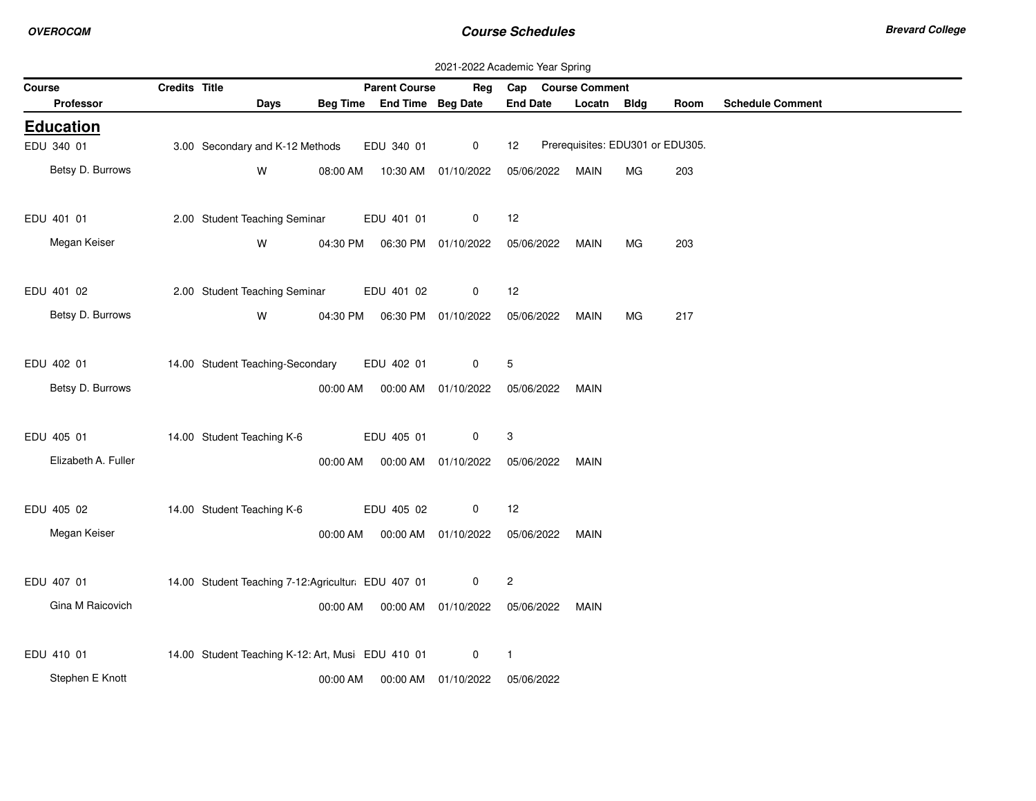2021-2022 Academic Year Spring

| Course | Credits | Title | Parent Course | Reg | Cap | Course Comment |
|---|---|---|---|---|---|---|
| Professor | Days | Beg Time | End Time | Beg Date | End Date | Locatn | Bldg | Room | Schedule Comment |

## Education

| Course / Professor | Credits | Title / Days | Beg Time / Parent Course | End Time / Reg | Beg Date / Cap | End Date / Course Comment | Locatn | Bldg | Room | Schedule Comment |
|---|---|---|---|---|---|---|---|---|---|---|
| EDU 340 01 | 3.00 | Secondary and K-12 Methods | EDU 340 01 | 0 | 12 | Prerequisites: EDU301 or EDU305. | | | | |
| Betsy D. Burrows | | W | 08:00 AM | 10:30 AM | 01/10/2022 | 05/06/2022 | MAIN | MG | 203 | |
| EDU 401 01 | 2.00 | Student Teaching Seminar | EDU 401 01 | 0 | 12 | | | | | |
| Megan Keiser | | W | 04:30 PM | 06:30 PM | 01/10/2022 | 05/06/2022 | MAIN | MG | 203 | |
| EDU 401 02 | 2.00 | Student Teaching Seminar | EDU 401 02 | 0 | 12 | | | | | |
| Betsy D. Burrows | | W | 04:30 PM | 06:30 PM | 01/10/2022 | 05/06/2022 | MAIN | MG | 217 | |
| EDU 402 01 | 14.00 | Student Teaching-Secondary | EDU 402 01 | 0 | 5 | | | | | |
| Betsy D. Burrows | | | 00:00 AM | 00:00 AM | 01/10/2022 | 05/06/2022 | MAIN | | | |
| EDU 405 01 | 14.00 | Student Teaching K-6 | EDU 405 01 | 0 | 3 | | | | | |
| Elizabeth A. Fuller | | | 00:00 AM | 00:00 AM | 01/10/2022 | 05/06/2022 | MAIN | | | |
| EDU 405 02 | 14.00 | Student Teaching K-6 | EDU 405 02 | 0 | 12 | | | | | |
| Megan Keiser | | | 00:00 AM | 00:00 AM | 01/10/2022 | 05/06/2022 | MAIN | | | |
| EDU 407 01 | 14.00 | Student Teaching 7-12:Agricultur | EDU 407 01 | 0 | 2 | | | | | |
| Gina M Raicovich | | | 00:00 AM | 00:00 AM | 01/10/2022 | 05/06/2022 | MAIN | | | |
| EDU 410 01 | 14.00 | Student Teaching K-12: Art, Musi | EDU 410 01 | 0 | 1 | | | | | |
| Stephen E Knott | | | 00:00 AM | 00:00 AM | 01/10/2022 | 05/06/2022 | | | | |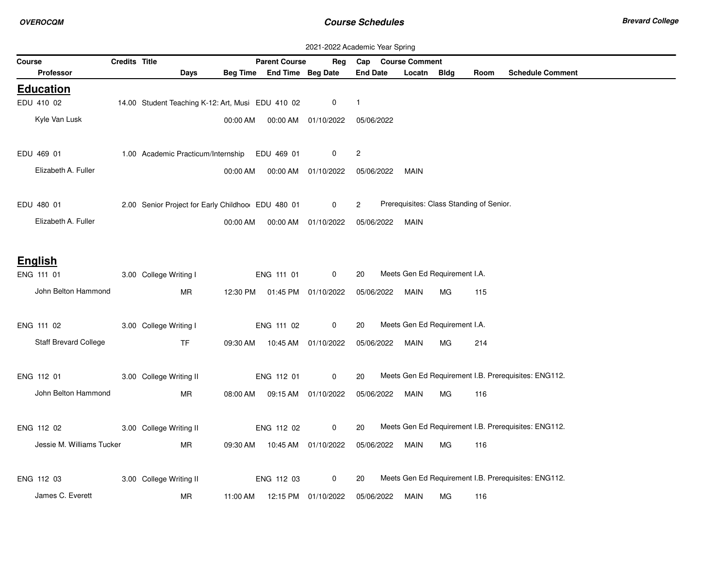2021-2022 Academic Year Spring

| Course | Credits | Title | Parent Course | Reg | Cap | Course Comment |
|---|---|---|---|---|---|---|
| Professor | Days | Beg Time | End Time | Beg Date | End Date | Locatn | Bldg | Room | Schedule Comment |

## Education

| Course / Professor | Credits | Title | Days | Beg Time | Parent Course / End Time | Beg Date | Reg | Cap / End Date | Course Comment / Locatn | Bldg | Room | Schedule Comment |
|---|---|---|---|---|---|---|---|---|---|---|---|---|
| EDU 410 02 | 14.00 | Student Teaching K-12: Art, Musi | | | EDU 410 02 | | 0 | 1 | | | | |
| Kyle Van Lusk | | | | 00:00 AM | 00:00 AM | 01/10/2022 | | 05/06/2022 | | | | |
| EDU 469 01 | 1.00 | Academic Practicum/Internship | | | EDU 469 01 | | 0 | 2 | | | | |
| Elizabeth A. Fuller | | | | 00:00 AM | 00:00 AM | 01/10/2022 | | 05/06/2022 | MAIN | | | |
| EDU 480 01 | 2.00 | Senior Project for Early Childhoo | | | EDU 480 01 | | 0 | 2 | Prerequisites: Class Standing of Senior. | | | |
| Elizabeth A. Fuller | | | | 00:00 AM | 00:00 AM | 01/10/2022 | | 05/06/2022 | MAIN | | | |

## English

| Course / Professor | Credits | Title | Days | Beg Time | Parent Course / End Time | Beg Date | Reg | Cap / End Date | Course Comment / Locatn | Bldg | Room | Schedule Comment |
|---|---|---|---|---|---|---|---|---|---|---|---|---|
| ENG 111 01 | 3.00 | College Writing I | | | ENG 111 01 | | 0 | 20 | Meets Gen Ed Requirement I.A. | | | |
| John Belton Hammond | | | MR | 12:30 PM | 01:45 PM | 01/10/2022 | | 05/06/2022 | MAIN | MG | 115 | |
| ENG 111 02 | 3.00 | College Writing I | | | ENG 111 02 | | 0 | 20 | Meets Gen Ed Requirement I.A. | | | |
| Staff Brevard College | | | TF | 09:30 AM | 10:45 AM | 01/10/2022 | | 05/06/2022 | MAIN | MG | 214 | |
| ENG 112 01 | 3.00 | College Writing II | | | ENG 112 01 | | 0 | 20 | Meets Gen Ed Requirement I.B. Prerequisites: ENG112. | | | |
| John Belton Hammond | | | MR | 08:00 AM | 09:15 AM | 01/10/2022 | | 05/06/2022 | MAIN | MG | 116 | |
| ENG 112 02 | 3.00 | College Writing II | | | ENG 112 02 | | 0 | 20 | Meets Gen Ed Requirement I.B. Prerequisites: ENG112. | | | |
| Jessie M. Williams Tucker | | | MR | 09:30 AM | 10:45 AM | 01/10/2022 | | 05/06/2022 | MAIN | MG | 116 | |
| ENG 112 03 | 3.00 | College Writing II | | | ENG 112 03 | | 0 | 20 | Meets Gen Ed Requirement I.B. Prerequisites: ENG112. | | | |
| James C. Everett | | | MR | 11:00 AM | 12:15 PM | 01/10/2022 | | 05/06/2022 | MAIN | MG | 116 | |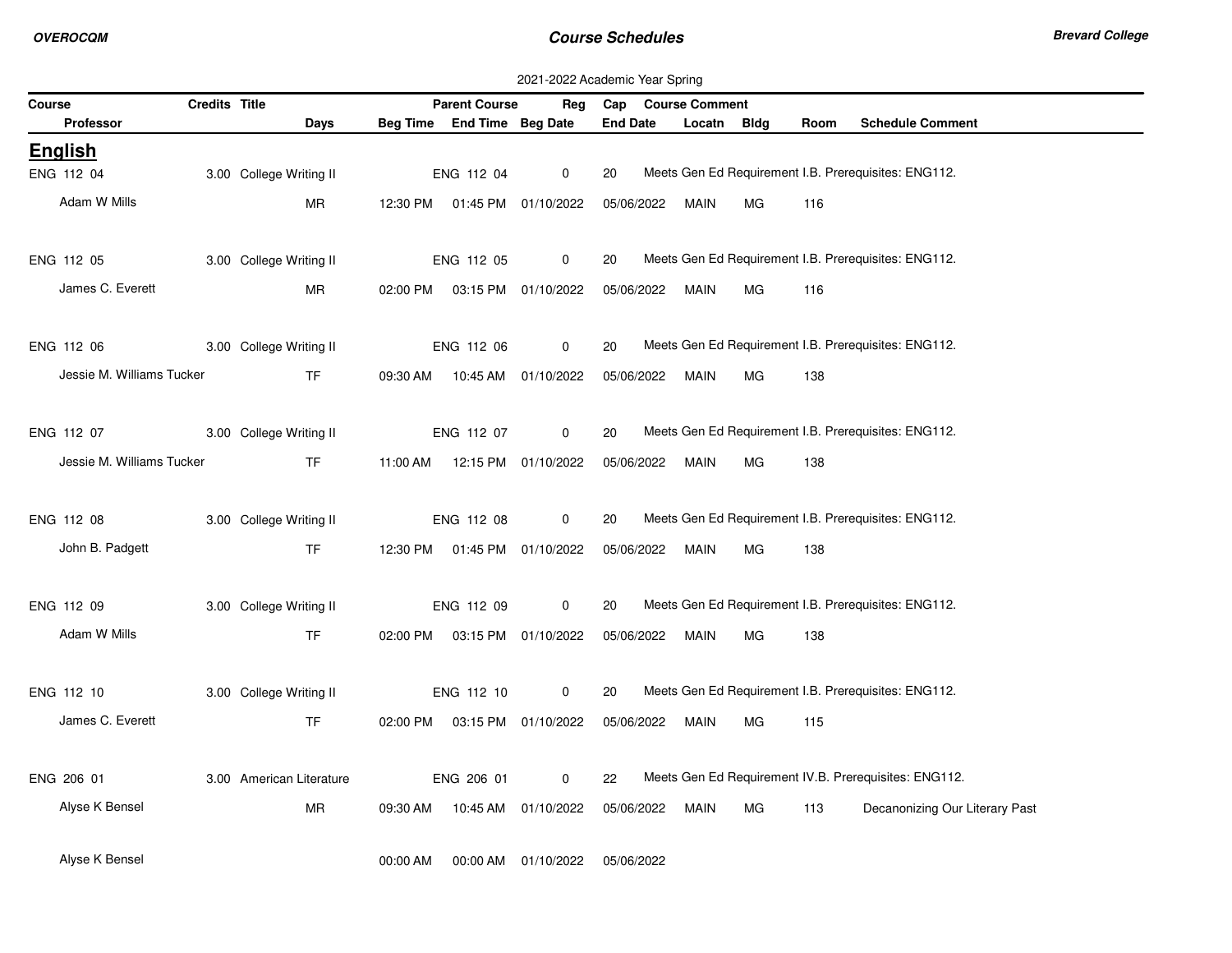2021-2022 Academic Year Spring

| Course | Credits | Title | | Parent Course | Reg | Cap | Course Comment | | | |
|---|---|---|---|---|---|---|---|---|---|---|
| Professor | | Days | Beg Time | End Time | Beg Date | End Date | Locatn | Bldg | Room | Schedule Comment |

## English

| Course / Professor | Credits | Title / Days | Beg Time | Parent Course / End Time | Reg / Beg Date | Cap / End Date | Locatn | Bldg | Room | Course Comment / Schedule Comment |
|---|---|---|---|---|---|---|---|---|---|---|
| ENG 112 04 | 3.00 | College Writing II | | ENG 112 04 | 0 | 20 | | | | Meets Gen Ed Requirement I.B. Prerequisites: ENG112. |
| Adam W Mills | | MR | 12:30 PM | 01:45 PM | 01/10/2022 | 05/06/2022 | MAIN | MG | 116 | |
| ENG 112 05 | 3.00 | College Writing II | | ENG 112 05 | 0 | 20 | | | | Meets Gen Ed Requirement I.B. Prerequisites: ENG112. |
| James C. Everett | | MR | 02:00 PM | 03:15 PM | 01/10/2022 | 05/06/2022 | MAIN | MG | 116 | |
| ENG 112 06 | 3.00 | College Writing II | | ENG 112 06 | 0 | 20 | | | | Meets Gen Ed Requirement I.B. Prerequisites: ENG112. |
| Jessie M. Williams Tucker | | TF | 09:30 AM | 10:45 AM | 01/10/2022 | 05/06/2022 | MAIN | MG | 138 | |
| ENG 112 07 | 3.00 | College Writing II | | ENG 112 07 | 0 | 20 | | | | Meets Gen Ed Requirement I.B. Prerequisites: ENG112. |
| Jessie M. Williams Tucker | | TF | 11:00 AM | 12:15 PM | 01/10/2022 | 05/06/2022 | MAIN | MG | 138 | |
| ENG 112 08 | 3.00 | College Writing II | | ENG 112 08 | 0 | 20 | | | | Meets Gen Ed Requirement I.B. Prerequisites: ENG112. |
| John B. Padgett | | TF | 12:30 PM | 01:45 PM | 01/10/2022 | 05/06/2022 | MAIN | MG | 138 | |
| ENG 112 09 | 3.00 | College Writing II | | ENG 112 09 | 0 | 20 | | | | Meets Gen Ed Requirement I.B. Prerequisites: ENG112. |
| Adam W Mills | | TF | 02:00 PM | 03:15 PM | 01/10/2022 | 05/06/2022 | MAIN | MG | 138 | |
| ENG 112 10 | 3.00 | College Writing II | | ENG 112 10 | 0 | 20 | | | | Meets Gen Ed Requirement I.B. Prerequisites: ENG112. |
| James C. Everett | | TF | 02:00 PM | 03:15 PM | 01/10/2022 | 05/06/2022 | MAIN | MG | 115 | |
| ENG 206 01 | 3.00 | American Literature | | ENG 206 01 | 0 | 22 | | | | Meets Gen Ed Requirement IV.B. Prerequisites: ENG112. |
| Alyse K Bensel | | MR | 09:30 AM | 10:45 AM | 01/10/2022 | 05/06/2022 | MAIN | MG | 113 | Decanonizing Our Literary Past |
| Alyse K Bensel | | | 00:00 AM | 00:00 AM | 01/10/2022 | 05/06/2022 | | | | |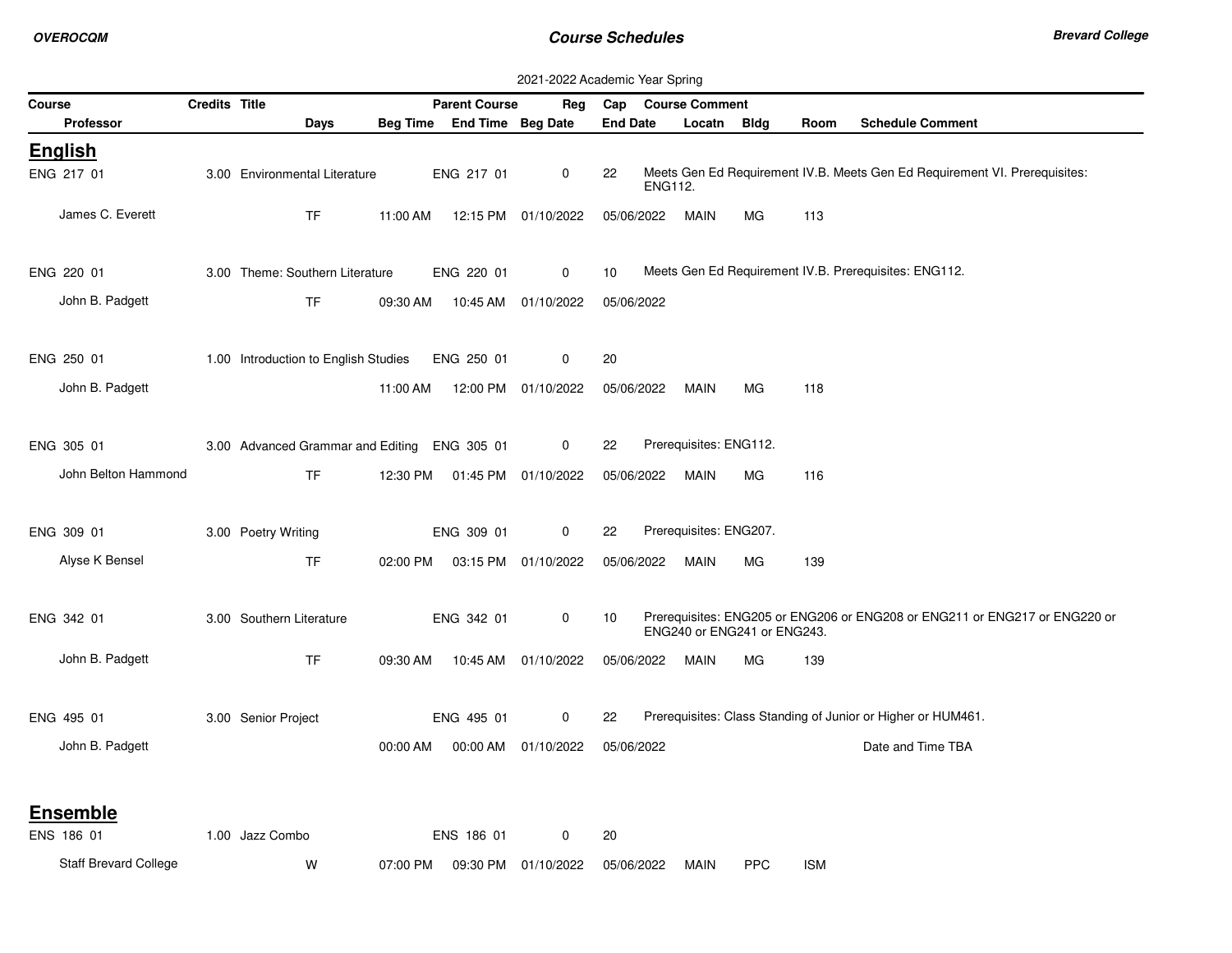2021-2022 Academic Year Spring

| Course | Credits | Title | Parent Course | Reg | Cap | Course Comment |
|---|---|---|---|---|---|---|
| **Professor** | | **Days** | **Beg Time** | **End Time** | **Beg Date** | **End Date** / **Locatn** / **Bldg** / **Room** / **Schedule Comment** |

## English

| Course | Credits | Title | Parent Course | Reg | Cap | Course Comment |
|---|---|---|---|---|---|---|
| ENG 217 01 | 3.00 | Environmental Literature | ENG 217 01 | 0 | 22 | Meets Gen Ed Requirement IV.B. Meets Gen Ed Requirement VI. Prerequisites: ENG112. |
| ENG 220 01 | 3.00 | Theme: Southern Literature | ENG 220 01 | 0 | 10 | Meets Gen Ed Requirement IV.B. Prerequisites: ENG112. |
| ENG 250 01 | 1.00 | Introduction to English Studies | ENG 250 01 | 0 | 20 | |
| ENG 305 01 | 3.00 | Advanced Grammar and Editing | ENG 305 01 | 0 | 22 | Prerequisites: ENG112. |
| ENG 309 01 | 3.00 | Poetry Writing | ENG 309 01 | 0 | 22 | Prerequisites: ENG207. |
| ENG 342 01 | 3.00 | Southern Literature | ENG 342 01 | 0 | 10 | Prerequisites: ENG205 or ENG206 or ENG208 or ENG211 or ENG217 or ENG220 or ENG240 or ENG241 or ENG243. |
| ENG 495 01 | 3.00 | Senior Project | ENG 495 01 | 0 | 22 | Prerequisites: Class Standing of Junior or Higher or HUM461. |

| Course | Professor | Days | Beg Time | End Time | Beg Date | End Date | Locatn | Bldg | Room | Schedule Comment |
|---|---|---|---|---|---|---|---|---|---|---|
| ENG 217 01 | James C. Everett | TF | 11:00 AM | 12:15 PM | 01/10/2022 | 05/06/2022 | MAIN | MG | 113 | |
| ENG 220 01 | John B. Padgett | TF | 09:30 AM | 10:45 AM | 01/10/2022 | 05/06/2022 | | | | |
| ENG 250 01 | John B. Padgett | | 11:00 AM | 12:00 PM | 01/10/2022 | 05/06/2022 | MAIN | MG | 118 | |
| ENG 305 01 | John Belton Hammond | TF | 12:30 PM | 01:45 PM | 01/10/2022 | 05/06/2022 | MAIN | MG | 116 | |
| ENG 309 01 | Alyse K Bensel | TF | 02:00 PM | 03:15 PM | 01/10/2022 | 05/06/2022 | MAIN | MG | 139 | |
| ENG 342 01 | John B. Padgett | TF | 09:30 AM | 10:45 AM | 01/10/2022 | 05/06/2022 | MAIN | MG | 139 | |
| ENG 495 01 | John B. Padgett | | 00:00 AM | 00:00 AM | 01/10/2022 | 05/06/2022 | | | | Date and Time TBA |

## Ensemble

| Course | Credits | Title | Parent Course | Reg | Cap | Course Comment |
|---|---|---|---|---|---|---|
| ENS 186 01 | 1.00 | Jazz Combo | ENS 186 01 | 0 | 20 | |

| Course | Professor | Days | Beg Time | End Time | Beg Date | End Date | Locatn | Bldg | Room | Schedule Comment |
|---|---|---|---|---|---|---|---|---|---|---|
| ENS 186 01 | Staff Brevard College | W | 07:00 PM | 09:30 PM | 01/10/2022 | 05/06/2022 | MAIN | PPC | ISM | |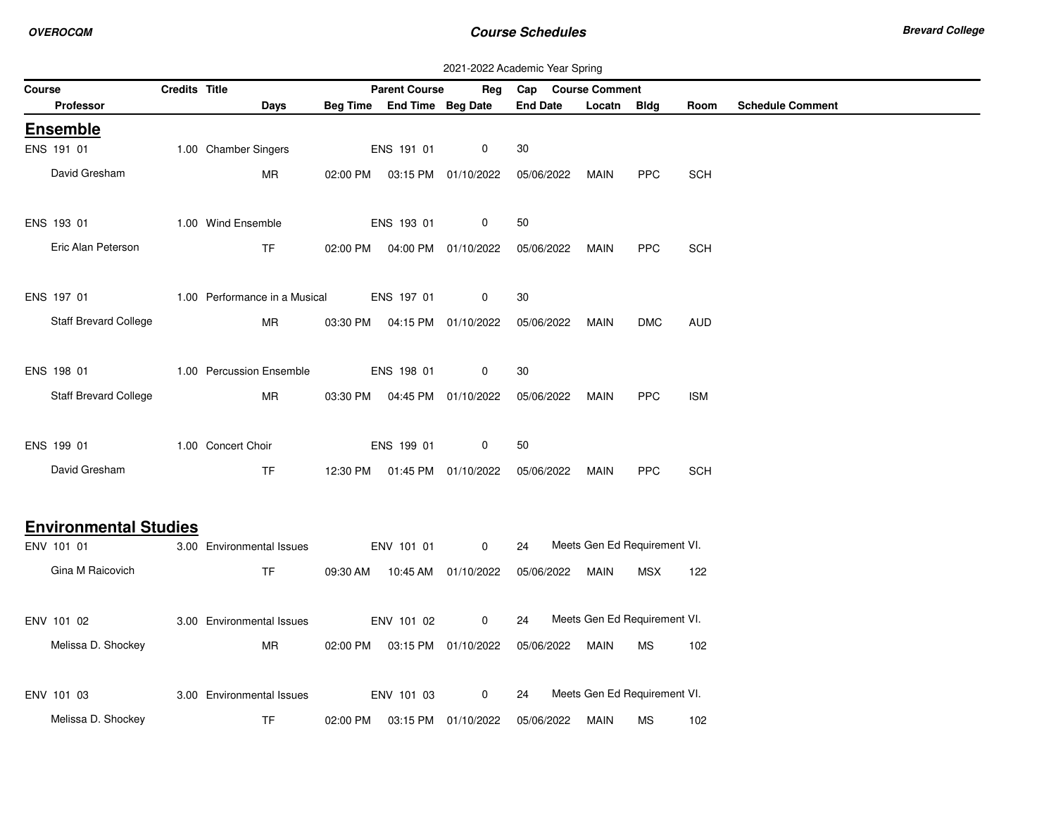2021-2022 Academic Year Spring

| Course | Credits | Title | Parent Course | Reg | Cap | Course Comment |
|---|---|---|---|---|---|---|

| Professor | Days | Beg Time | End Time | Beg Date | End Date | Locatn | Bldg | Room | Schedule Comment |
|---|---|---|---|---|---|---|---|---|---|

## Ensemble

| Course | Credits | Title | Parent Course | Reg | Cap | Course Comment |
|---|---|---|---|---|---|---|
| ENS 191 01 | 1.00 | Chamber Singers | ENS 191 01 | 0 | 30 | |
| ENS 193 01 | 1.00 | Wind Ensemble | ENS 193 01 | 0 | 50 | |
| ENS 197 01 | 1.00 | Performance in a Musical | ENS 197 01 | 0 | 30 | |
| ENS 198 01 | 1.00 | Percussion Ensemble | ENS 198 01 | 0 | 30 | |
| ENS 199 01 | 1.00 | Concert Choir | ENS 199 01 | 0 | 50 | |

| Course | Professor | Days | Beg Time | End Time | Beg Date | End Date | Locatn | Bldg | Room | Schedule Comment |
|---|---|---|---|---|---|---|---|---|---|---|
| ENS 191 01 | David Gresham | MR | 02:00 PM | 03:15 PM | 01/10/2022 | 05/06/2022 | MAIN | PPC | SCH | |
| ENS 193 01 | Eric Alan Peterson | TF | 02:00 PM | 04:00 PM | 01/10/2022 | 05/06/2022 | MAIN | PPC | SCH | |
| ENS 197 01 | Staff Brevard College | MR | 03:30 PM | 04:15 PM | 01/10/2022 | 05/06/2022 | MAIN | DMC | AUD | |
| ENS 198 01 | Staff Brevard College | MR | 03:30 PM | 04:45 PM | 01/10/2022 | 05/06/2022 | MAIN | PPC | ISM | |
| ENS 199 01 | David Gresham | TF | 12:30 PM | 01:45 PM | 01/10/2022 | 05/06/2022 | MAIN | PPC | SCH | |

## Environmental Studies

| Course | Credits | Title | Parent Course | Reg | Cap | Course Comment |
|---|---|---|---|---|---|---|
| ENV 101 01 | 3.00 | Environmental Issues | ENV 101 01 | 0 | 24 | Meets Gen Ed Requirement VI. |
| ENV 101 02 | 3.00 | Environmental Issues | ENV 101 02 | 0 | 24 | Meets Gen Ed Requirement VI. |
| ENV 101 03 | 3.00 | Environmental Issues | ENV 101 03 | 0 | 24 | Meets Gen Ed Requirement VI. |

| Course | Professor | Days | Beg Time | End Time | Beg Date | End Date | Locatn | Bldg | Room | Schedule Comment |
|---|---|---|---|---|---|---|---|---|---|---|
| ENV 101 01 | Gina M Raicovich | TF | 09:30 AM | 10:45 AM | 01/10/2022 | 05/06/2022 | MAIN | MSX | 122 | |
| ENV 101 02 | Melissa D. Shockey | MR | 02:00 PM | 03:15 PM | 01/10/2022 | 05/06/2022 | MAIN | MS | 102 | |
| ENV 101 03 | Melissa D. Shockey | TF | 02:00 PM | 03:15 PM | 01/10/2022 | 05/06/2022 | MAIN | MS | 102 | |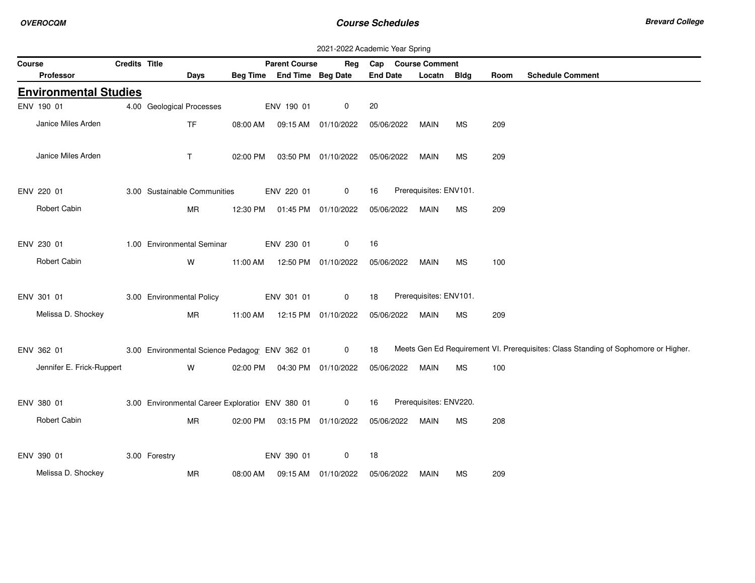2021-2022 Academic Year Spring

| Course | Credits | Title | | | Parent Course | Reg | Cap | Course Comment | | | |
|---|---|---|---|---|---|---|---|---|---|---|---|
| Professor | | Days | Beg Time | End Time | Beg Date | | End Date | Locatn | Bldg | Room | Schedule Comment |

## Environmental Studies

| Course / Professor | Credits | Title / Days | Beg Time | Parent Course / End Time | Reg / Beg Date | Cap / End Date | Course Comment / Locatn | Bldg | Room | Schedule Comment |
|---|---|---|---|---|---|---|---|---|---|---|
| ENV 190 01 | 4.00 | Geological Processes | | ENV 190 01 | 0 | 20 | | | | |
| Janice Miles Arden | | TF | 08:00 AM | 09:15 AM | 01/10/2022 | 05/06/2022 | MAIN | MS | 209 | |
| Janice Miles Arden | | T | 02:00 PM | 03:50 PM | 01/10/2022 | 05/06/2022 | MAIN | MS | 209 | |
| ENV 220 01 | 3.00 | Sustainable Communities | | ENV 220 01 | 0 | 16 | Prerequisites: ENV101. | | | |
| Robert Cabin | | MR | 12:30 PM | 01:45 PM | 01/10/2022 | 05/06/2022 | MAIN | MS | 209 | |
| ENV 230 01 | 1.00 | Environmental Seminar | | ENV 230 01 | 0 | 16 | | | | |
| Robert Cabin | | W | 11:00 AM | 12:50 PM | 01/10/2022 | 05/06/2022 | MAIN | MS | 100 | |
| ENV 301 01 | 3.00 | Environmental Policy | | ENV 301 01 | 0 | 18 | Prerequisites: ENV101. | | | |
| Melissa D. Shockey | | MR | 11:00 AM | 12:15 PM | 01/10/2022 | 05/06/2022 | MAIN | MS | 209 | |
| ENV 362 01 | 3.00 | Environmental Science Pedagog | | ENV 362 01 | 0 | 18 | Meets Gen Ed Requirement VI. Prerequisites: Class Standing of Sophomore or Higher. | | | |
| Jennifer E. Frick-Ruppert | | W | 02:00 PM | 04:30 PM | 01/10/2022 | 05/06/2022 | MAIN | MS | 100 | |
| ENV 380 01 | 3.00 | Environmental Career Exploratior | | ENV 380 01 | 0 | 16 | Prerequisites: ENV220. | | | |
| Robert Cabin | | MR | 02:00 PM | 03:15 PM | 01/10/2022 | 05/06/2022 | MAIN | MS | 208 | |
| ENV 390 01 | 3.00 | Forestry | | ENV 390 01 | 0 | 18 | | | | |
| Melissa D. Shockey | | MR | 08:00 AM | 09:15 AM | 01/10/2022 | 05/06/2022 | MAIN | MS | 209 | |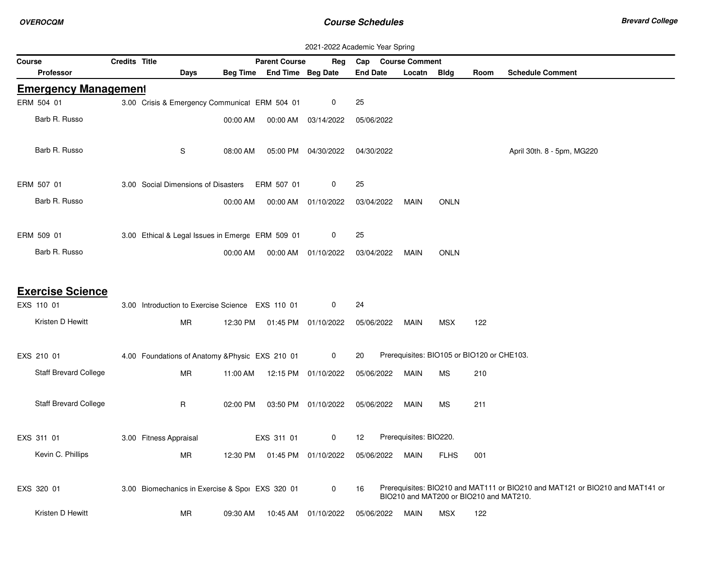2021-2022 Academic Year Spring

| Course | Credits | Title | Parent Course | Reg | Cap | Course Comment | | | |
|---|---|---|---|---|---|---|---|---|---|
| Professor | Days | Beg Time | End Time | Beg Date | End Date | Locatn | Bldg | Room | Schedule Comment |

## Emergency Management

| Course / Professor | Credits | Title / Days | Beg Time | Parent Course / End Time | Reg / Beg Date | Cap / End Date | Locatn | Bldg | Room | Schedule Comment / Course Comment |
|---|---|---|---|---|---|---|---|---|---|---|
| ERM 504 01 | 3.00 | Crisis & Emergency Communicat | | ERM 504 01 | 0 | 25 | | | | |
| Barb R. Russo | | | 00:00 AM | 00:00 AM | 03/14/2022 | 05/06/2022 | | | | |
| Barb R. Russo | | S | 08:00 AM | 05:00 PM | 04/30/2022 | 04/30/2022 | | | | April 30th. 8 - 5pm, MG220 |
| ERM 507 01 | 3.00 | Social Dimensions of Disasters | | ERM 507 01 | 0 | 25 | | | | |
| Barb R. Russo | | | 00:00 AM | 00:00 AM | 01/10/2022 | 03/04/2022 | MAIN | ONLN | | |
| ERM 509 01 | 3.00 | Ethical & Legal Issues in Emerge | | ERM 509 01 | 0 | 25 | | | | |
| Barb R. Russo | | | 00:00 AM | 00:00 AM | 01/10/2022 | 03/04/2022 | MAIN | ONLN | | |

## Exercise Science

| Course / Professor | Credits | Title / Days | Beg Time | Parent Course / End Time | Reg / Beg Date | Cap / End Date | Locatn | Bldg | Room | Schedule Comment / Course Comment |
|---|---|---|---|---|---|---|---|---|---|---|
| EXS 110 01 | 3.00 | Introduction to Exercise Science | | EXS 110 01 | 0 | 24 | | | | |
| Kristen D Hewitt | | MR | 12:30 PM | 01:45 PM | 01/10/2022 | 05/06/2022 | MAIN | MSX | 122 | |
| EXS 210 01 | 4.00 | Foundations of Anatomy &Physic | | EXS 210 01 | 0 | 20 | | | | Prerequisites: BIO105 or BIO120 or CHE103. |
| Staff Brevard College | | MR | 11:00 AM | 12:15 PM | 01/10/2022 | 05/06/2022 | MAIN | MS | 210 | |
| Staff Brevard College | | R | 02:00 PM | 03:50 PM | 01/10/2022 | 05/06/2022 | MAIN | MS | 211 | |
| EXS 311 01 | 3.00 | Fitness Appraisal | | EXS 311 01 | 0 | 12 | | | | Prerequisites: BIO220. |
| Kevin C. Phillips | | MR | 12:30 PM | 01:45 PM | 01/10/2022 | 05/06/2022 | MAIN | FLHS | 001 | |
| EXS 320 01 | 3.00 | Biomechanics in Exercise & Spor | | EXS 320 01 | 0 | 16 | | | | Prerequisites: BIO210 and MAT111 or BIO210 and MAT121 or BIO210 and MAT141 or BIO210 and MAT200 or BIO210 and MAT210. |
| Kristen D Hewitt | | MR | 09:30 AM | 10:45 AM | 01/10/2022 | 05/06/2022 | MAIN | MSX | 122 | |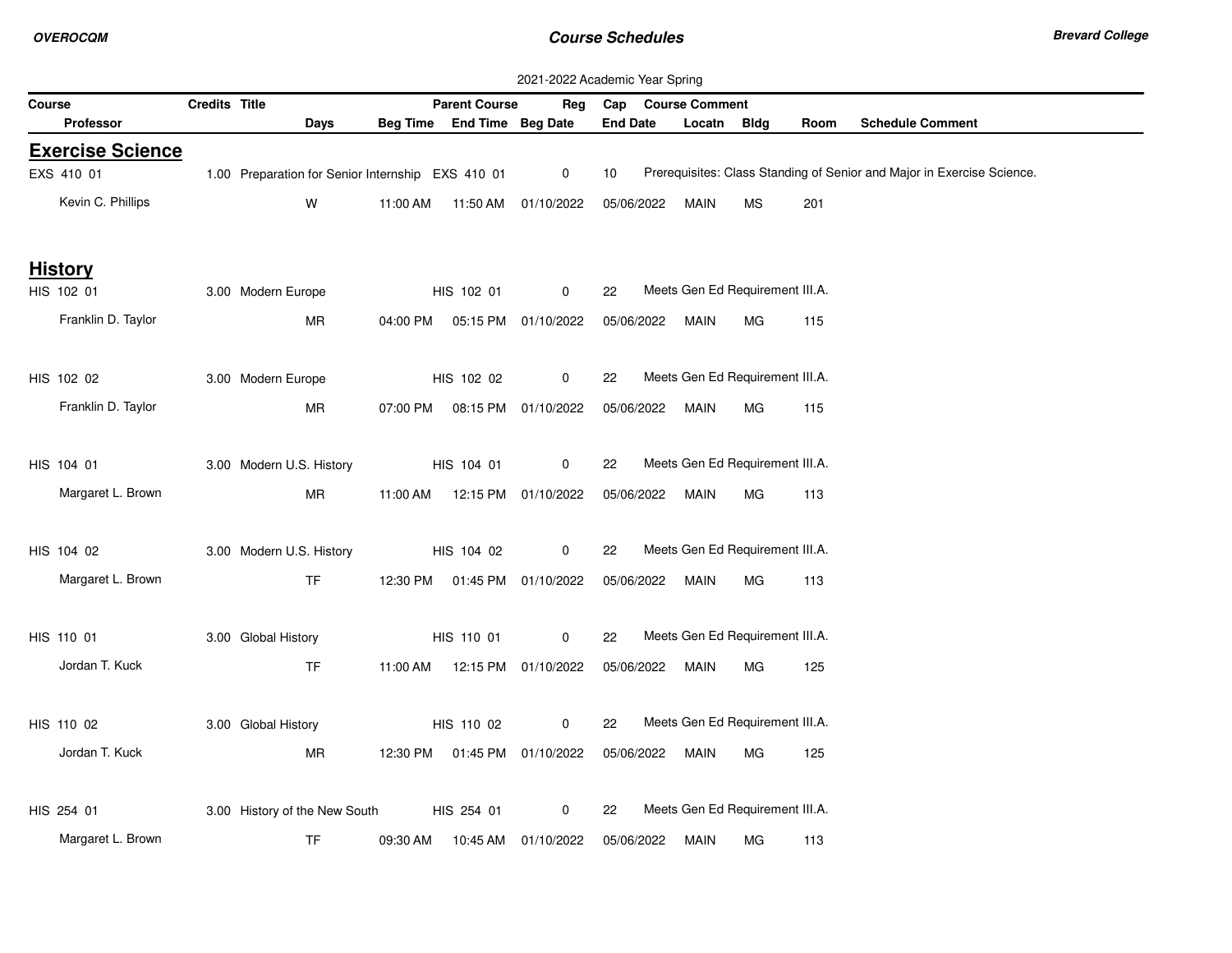2021-2022 Academic Year Spring

| Course | Credits | Title | Days | Beg Time | Parent Course / End Time | Reg / Beg Date | Cap / End Date | Course Comment / Locatn | Bldg | Room | Schedule Comment |
|---|---|---|---|---|---|---|---|---|---|---|---|
| Professor | | | | | | | | | | | |

## Exercise Science

| Course | Credits | Title | Days | Beg Time | Parent Course / End Time | Reg / Beg Date | Cap / End Date | Course Comment / Locatn | Bldg | Room | Schedule Comment |
|---|---|---|---|---|---|---|---|---|---|---|---|
| EXS 410 01 | 1.00 | Preparation for Senior Internship | | | EXS 410 01 | 0 | 10 | Prerequisites: Class Standing of Senior and Major in Exercise Science. | | | |
| Kevin C. Phillips | | | W | 11:00 AM | 11:50 AM | 01/10/2022 | 05/06/2022 | MAIN | MS | 201 | |

## History

| Course | Credits | Title | Days | Beg Time | Parent Course / End Time | Reg / Beg Date | Cap / End Date | Course Comment / Locatn | Bldg | Room | Schedule Comment |
|---|---|---|---|---|---|---|---|---|---|---|---|
| HIS 102 01 | 3.00 | Modern Europe | | | HIS 102 01 | 0 | 22 | Meets Gen Ed Requirement III.A. | | | |
| Franklin D. Taylor | | | MR | 04:00 PM | 05:15 PM | 01/10/2022 | 05/06/2022 | MAIN | MG | 115 | |
| HIS 102 02 | 3.00 | Modern Europe | | | HIS 102 02 | 0 | 22 | Meets Gen Ed Requirement III.A. | | | |
| Franklin D. Taylor | | | MR | 07:00 PM | 08:15 PM | 01/10/2022 | 05/06/2022 | MAIN | MG | 115 | |
| HIS 104 01 | 3.00 | Modern U.S. History | | | HIS 104 01 | 0 | 22 | Meets Gen Ed Requirement III.A. | | | |
| Margaret L. Brown | | | MR | 11:00 AM | 12:15 PM | 01/10/2022 | 05/06/2022 | MAIN | MG | 113 | |
| HIS 104 02 | 3.00 | Modern U.S. History | | | HIS 104 02 | 0 | 22 | Meets Gen Ed Requirement III.A. | | | |
| Margaret L. Brown | | | TF | 12:30 PM | 01:45 PM | 01/10/2022 | 05/06/2022 | MAIN | MG | 113 | |
| HIS 110 01 | 3.00 | Global History | | | HIS 110 01 | 0 | 22 | Meets Gen Ed Requirement III.A. | | | |
| Jordan T. Kuck | | | TF | 11:00 AM | 12:15 PM | 01/10/2022 | 05/06/2022 | MAIN | MG | 125 | |
| HIS 110 02 | 3.00 | Global History | | | HIS 110 02 | 0 | 22 | Meets Gen Ed Requirement III.A. | | | |
| Jordan T. Kuck | | | MR | 12:30 PM | 01:45 PM | 01/10/2022 | 05/06/2022 | MAIN | MG | 125 | |
| HIS 254 01 | 3.00 | History of the New South | | | HIS 254 01 | 0 | 22 | Meets Gen Ed Requirement III.A. | | | |
| Margaret L. Brown | | | TF | 09:30 AM | 10:45 AM | 01/10/2022 | 05/06/2022 | MAIN | MG | 113 | |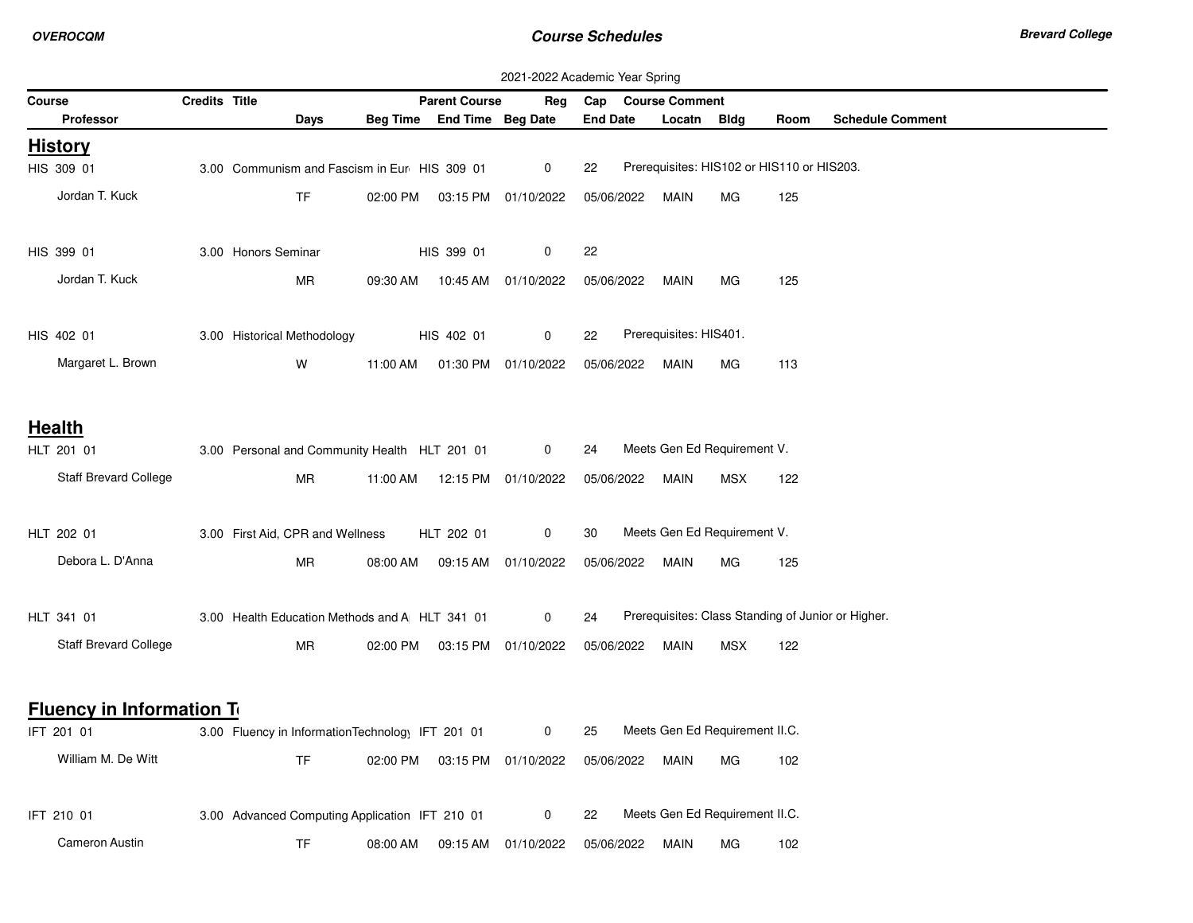2021-2022 Academic Year Spring

| Course | Credits | Title | Parent Course | Reg | Cap | Course Comment |
|---|---|---|---|---|---|---|

| Professor | Days | Beg Time | End Time | Beg Date | End Date | Locatn | Bldg | Room | Schedule Comment |
|---|---|---|---|---|---|---|---|---|---|

## History

| Course / Professor | Credits | Title / Days | Beg Time | Parent Course / End Time | Reg / Beg Date | Cap / End Date | Course Comment / Locatn | Bldg | Room |
|---|---|---|---|---|---|---|---|---|---|
| HIS 309 01 | 3.00 | Communism and Fascism in Eur |  | HIS 309 01 | 0 | 22 | Prerequisites: HIS102 or HIS110 or HIS203. |  |  |
| Jordan T. Kuck |  | TF | 02:00 PM | 03:15 PM | 01/10/2022 | 05/06/2022 | MAIN | MG | 125 |
| HIS 399 01 | 3.00 | Honors Seminar |  | HIS 399 01 | 0 | 22 |  |  |  |
| Jordan T. Kuck |  | MR | 09:30 AM | 10:45 AM | 01/10/2022 | 05/06/2022 | MAIN | MG | 125 |
| HIS 402 01 | 3.00 | Historical Methodology |  | HIS 402 01 | 0 | 22 | Prerequisites: HIS401. |  |  |
| Margaret L. Brown |  | W | 11:00 AM | 01:30 PM | 01/10/2022 | 05/06/2022 | MAIN | MG | 113 |

## Health

| Course / Professor | Credits | Title / Days | Beg Time | Parent Course / End Time | Reg / Beg Date | Cap / End Date | Course Comment / Locatn | Bldg | Room |
|---|---|---|---|---|---|---|---|---|---|
| HLT 201 01 | 3.00 | Personal and Community Health |  | HLT 201 01 | 0 | 24 | Meets Gen Ed Requirement V. |  |  |
| Staff Brevard College |  | MR | 11:00 AM | 12:15 PM | 01/10/2022 | 05/06/2022 | MAIN | MSX | 122 |
| HLT 202 01 | 3.00 | First Aid, CPR and Wellness |  | HLT 202 01 | 0 | 30 | Meets Gen Ed Requirement V. |  |  |
| Debora L. D'Anna |  | MR | 08:00 AM | 09:15 AM | 01/10/2022 | 05/06/2022 | MAIN | MG | 125 |
| HLT 341 01 | 3.00 | Health Education Methods and A |  | HLT 341 01 | 0 | 24 | Prerequisites: Class Standing of Junior or Higher. |  |  |
| Staff Brevard College |  | MR | 02:00 PM | 03:15 PM | 01/10/2022 | 05/06/2022 | MAIN | MSX | 122 |

## Fluency in Information T

| Course / Professor | Credits | Title / Days | Beg Time | Parent Course / End Time | Reg / Beg Date | Cap / End Date | Course Comment / Locatn | Bldg | Room |
|---|---|---|---|---|---|---|---|---|---|
| IFT 201 01 | 3.00 | Fluency in InformationTechnology |  | IFT 201 01 | 0 | 25 | Meets Gen Ed Requirement II.C. |  |  |
| William M. De Witt |  | TF | 02:00 PM | 03:15 PM | 01/10/2022 | 05/06/2022 | MAIN | MG | 102 |
| IFT 210 01 | 3.00 | Advanced Computing Application |  | IFT 210 01 | 0 | 22 | Meets Gen Ed Requirement II.C. |  |  |
| Cameron Austin |  | TF | 08:00 AM | 09:15 AM | 01/10/2022 | 05/06/2022 | MAIN | MG | 102 |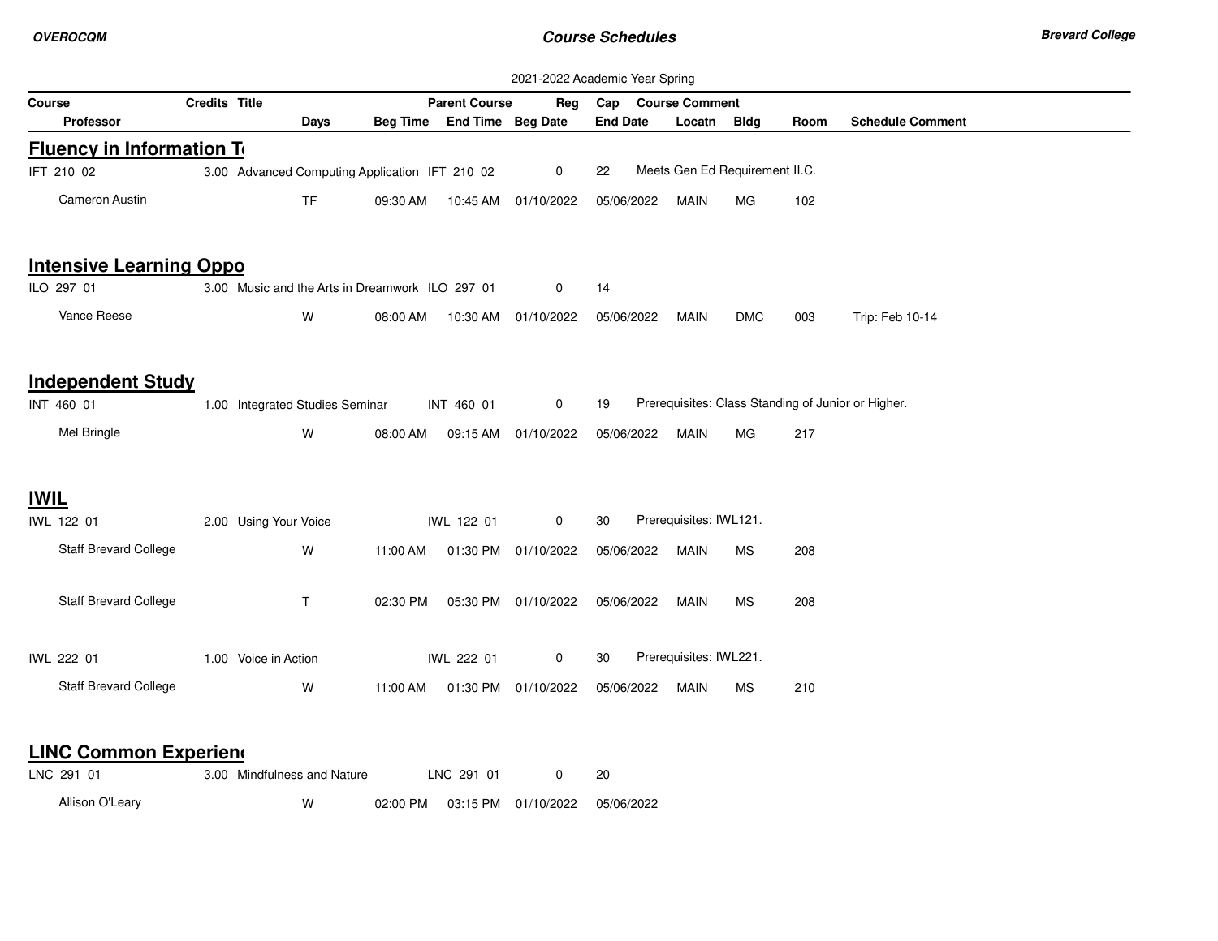2021-2022 Academic Year Spring

| Course | Credits | Title | Parent Course | Reg | Cap | Course Comment |
|---|---|---|---|---|---|---|

| Professor | Days | Beg Time | End Time | Beg Date | End Date | Locatn | Bldg | Room | Schedule Comment |
|---|---|---|---|---|---|---|---|---|---|

## Fluency in Information T

| Course | Credits | Title | Parent Course | Reg | Cap | Course Comment |
|---|---|---|---|---|---|---|
| IFT 210 02 | 3.00 | Advanced Computing Application | IFT 210 02 | 0 | 22 | Meets Gen Ed Requirement II.C. |

| Professor | Days | Beg Time | End Time | Beg Date | End Date | Locatn | Bldg | Room | Schedule Comment |
|---|---|---|---|---|---|---|---|---|---|
| Cameron Austin | TF | 09:30 AM | 10:45 AM | 01/10/2022 | 05/06/2022 | MAIN | MG | 102 | |

## Intensive Learning Oppo

| Course | Credits | Title | Parent Course | Reg | Cap | Course Comment |
|---|---|---|---|---|---|---|
| ILO 297 01 | 3.00 | Music and the Arts in Dreamwork | ILO 297 01 | 0 | 14 | |

| Professor | Days | Beg Time | End Time | Beg Date | End Date | Locatn | Bldg | Room | Schedule Comment |
|---|---|---|---|---|---|---|---|---|---|
| Vance Reese | W | 08:00 AM | 10:30 AM | 01/10/2022 | 05/06/2022 | MAIN | DMC | 003 | Trip: Feb 10-14 |

## Independent Study

| Course | Credits | Title | Parent Course | Reg | Cap | Course Comment |
|---|---|---|---|---|---|---|
| INT 460 01 | 1.00 | Integrated Studies Seminar | INT 460 01 | 0 | 19 | Prerequisites: Class Standing of Junior or Higher. |

| Professor | Days | Beg Time | End Time | Beg Date | End Date | Locatn | Bldg | Room | Schedule Comment |
|---|---|---|---|---|---|---|---|---|---|
| Mel Bringle | W | 08:00 AM | 09:15 AM | 01/10/2022 | 05/06/2022 | MAIN | MG | 217 | |

## IWIL

| Course | Credits | Title | Parent Course | Reg | Cap | Course Comment |
|---|---|---|---|---|---|---|
| IWL 122 01 | 2.00 | Using Your Voice | IWL 122 01 | 0 | 30 | Prerequisites: IWL121. |

| Professor | Days | Beg Time | End Time | Beg Date | End Date | Locatn | Bldg | Room | Schedule Comment |
|---|---|---|---|---|---|---|---|---|---|
| Staff Brevard College | W | 11:00 AM | 01:30 PM | 01/10/2022 | 05/06/2022 | MAIN | MS | 208 | |
| Staff Brevard College | T | 02:30 PM | 05:30 PM | 01/10/2022 | 05/06/2022 | MAIN | MS | 208 | |

| Course | Credits | Title | Parent Course | Reg | Cap | Course Comment |
|---|---|---|---|---|---|---|
| IWL 222 01 | 1.00 | Voice in Action | IWL 222 01 | 0 | 30 | Prerequisites: IWL221. |

| Professor | Days | Beg Time | End Time | Beg Date | End Date | Locatn | Bldg | Room | Schedule Comment |
|---|---|---|---|---|---|---|---|---|---|
| Staff Brevard College | W | 11:00 AM | 01:30 PM | 01/10/2022 | 05/06/2022 | MAIN | MS | 210 | |

## LINC Common Experien

| Course | Credits | Title | Parent Course | Reg | Cap | Course Comment |
|---|---|---|---|---|---|---|
| LNC 291 01 | 3.00 | Mindfulness and Nature | LNC 291 01 | 0 | 20 | |

| Professor | Days | Beg Time | End Time | Beg Date | End Date | Locatn | Bldg | Room | Schedule Comment |
|---|---|---|---|---|---|---|---|---|---|
| Allison O'Leary | W | 02:00 PM | 03:15 PM | 01/10/2022 | 05/06/2022 | | | | |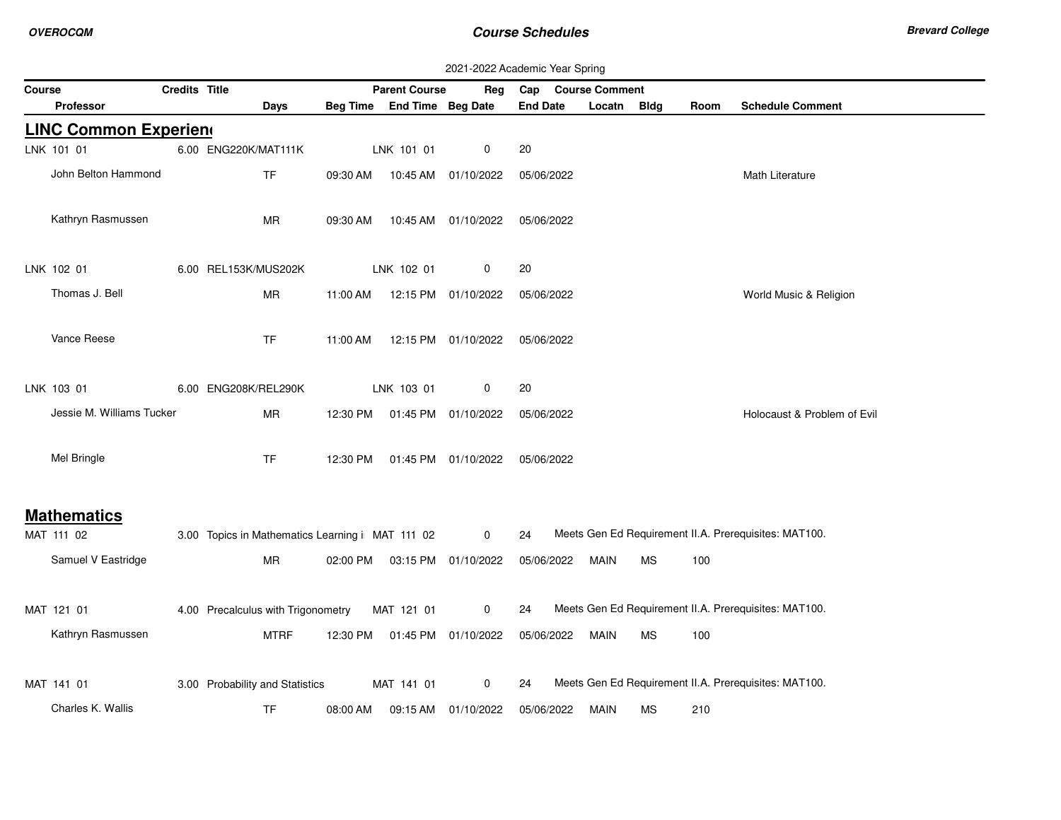2021-2022 Academic Year Spring

| Course | Credits | Title | | | Parent Course | Reg | Cap | Course Comment | | | |
|---|---|---|---|---|---|---|---|---|---|---|---|
| Professor | | | Days | Beg Time | End Time | Beg Date | End Date | Locatn | Bldg | Room | Schedule Comment |

## LINC Common Experien

| Course | Credits | Title | Days | Beg Time | End Time / Parent Course | Beg Date / Reg | End Date / Cap | Locatn | Bldg | Room | Schedule Comment |
|---|---|---|---|---|---|---|---|---|---|---|---|
| LNK 101 01 | 6.00 | ENG220K/MAT111K | | | LNK 101 01 | 0 | 20 | | | | |
| John Belton Hammond | | | TF | 09:30 AM | 10:45 AM | 01/10/2022 | 05/06/2022 | | | | Math Literature |
| Kathryn Rasmussen | | | MR | 09:30 AM | 10:45 AM | 01/10/2022 | 05/06/2022 | | | | |
| LNK 102 01 | 6.00 | REL153K/MUS202K | | | LNK 102 01 | 0 | 20 | | | | |
| Thomas J. Bell | | | MR | 11:00 AM | 12:15 PM | 01/10/2022 | 05/06/2022 | | | | World Music & Religion |
| Vance Reese | | | TF | 11:00 AM | 12:15 PM | 01/10/2022 | 05/06/2022 | | | | |
| LNK 103 01 | 6.00 | ENG208K/REL290K | | | LNK 103 01 | 0 | 20 | | | | |
| Jessie M. Williams Tucker | | | MR | 12:30 PM | 01:45 PM | 01/10/2022 | 05/06/2022 | | | | Holocaust & Problem of Evil |
| Mel Bringle | | | TF | 12:30 PM | 01:45 PM | 01/10/2022 | 05/06/2022 | | | | |

## Mathematics

| Course | Credits | Title | Days | Beg Time | End Time / Parent Course | Beg Date / Reg | End Date / Cap | Locatn | Bldg | Room | Course Comment / Schedule Comment |
|---|---|---|---|---|---|---|---|---|---|---|---|
| MAT 111 02 | 3.00 | Topics in Mathematics Learning i | | | MAT 111 02 | 0 | 24 | | | | Meets Gen Ed Requirement II.A. Prerequisites: MAT100. |
| Samuel V Eastridge | | | MR | 02:00 PM | 03:15 PM | 01/10/2022 | 05/06/2022 | MAIN | MS | 100 | |
| MAT 121 01 | 4.00 | Precalculus with Trigonometry | | | MAT 121 01 | 0 | 24 | | | | Meets Gen Ed Requirement II.A. Prerequisites: MAT100. |
| Kathryn Rasmussen | | | MTRF | 12:30 PM | 01:45 PM | 01/10/2022 | 05/06/2022 | MAIN | MS | 100 | |
| MAT 141 01 | 3.00 | Probability and Statistics | | | MAT 141 01 | 0 | 24 | | | | Meets Gen Ed Requirement II.A. Prerequisites: MAT100. |
| Charles K. Wallis | | | TF | 08:00 AM | 09:15 AM | 01/10/2022 | 05/06/2022 | MAIN | MS | 210 | |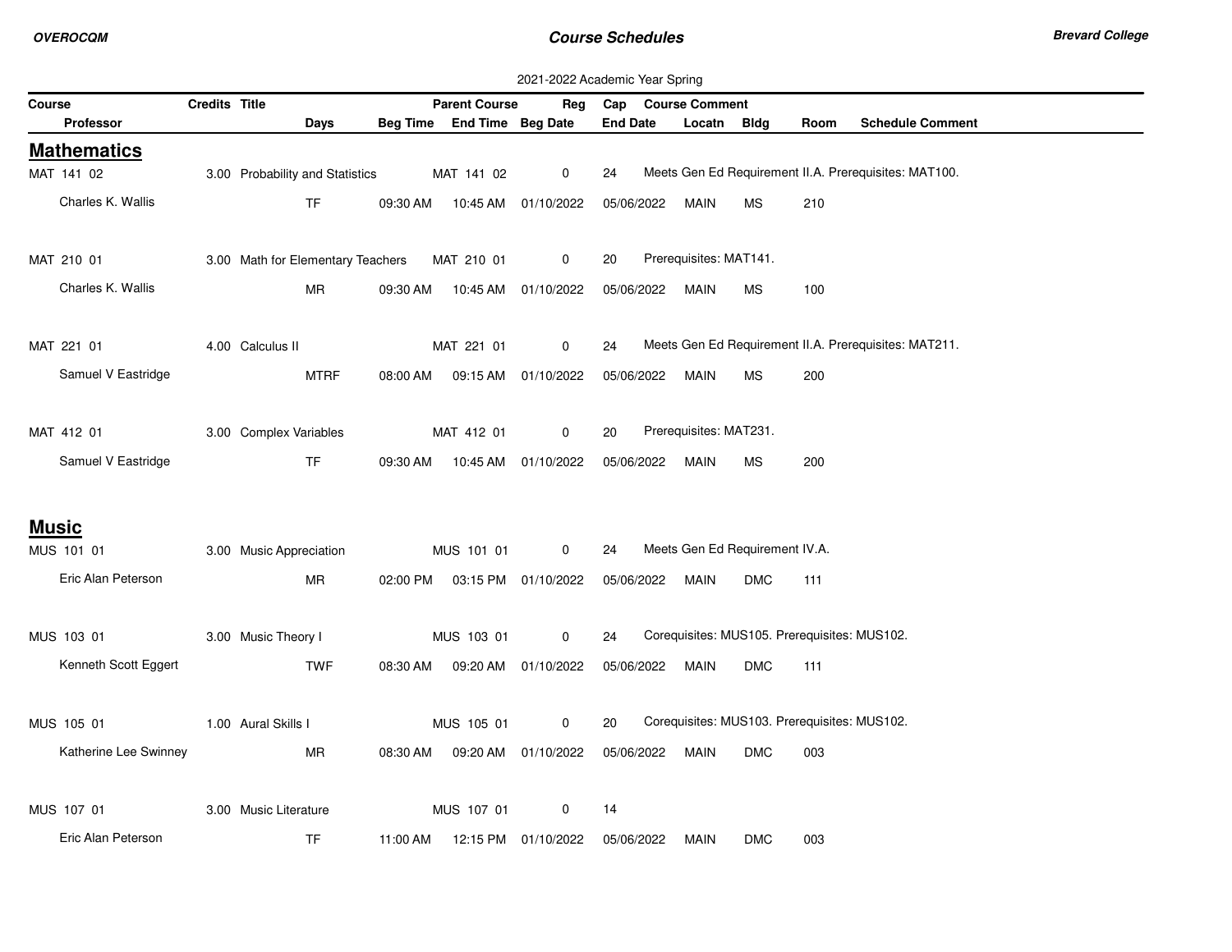2021-2022 Academic Year Spring

| Course | Credits | Title | Days | Beg Time | Parent Course / End Time | Reg / Beg Date | Cap / End Date | Course Comment / Locatn | Bldg | Room | Schedule Comment |
|---|---|---|---|---|---|---|---|---|---|---|---|
| Professor | | | | | | | | | | | |

## Mathematics

| Course | Credits | Title | Days | Beg Time | Parent Course / End Time | Reg / Beg Date | Cap / End Date | Course Comment / Locatn | Bldg | Room | Schedule Comment |
|---|---|---|---|---|---|---|---|---|---|---|---|
| MAT 141 02 | 3.00 | Probability and Statistics | | | MAT 141 02 | 0 | 24 | Meets Gen Ed Requirement II.A. Prerequisites: MAT100. | | | |
| Charles K. Wallis | | | TF | 09:30 AM | 10:45 AM | 01/10/2022 | 05/06/2022 | MAIN | MS | 210 | |
| MAT 210 01 | 3.00 | Math for Elementary Teachers | | | MAT 210 01 | 0 | 20 | Prerequisites: MAT141. | | | |
| Charles K. Wallis | | | MR | 09:30 AM | 10:45 AM | 01/10/2022 | 05/06/2022 | MAIN | MS | 100 | |
| MAT 221 01 | 4.00 | Calculus II | | | MAT 221 01 | 0 | 24 | Meets Gen Ed Requirement II.A. Prerequisites: MAT211. | | | |
| Samuel V Eastridge | | | MTRF | 08:00 AM | 09:15 AM | 01/10/2022 | 05/06/2022 | MAIN | MS | 200 | |
| MAT 412 01 | 3.00 | Complex Variables | | | MAT 412 01 | 0 | 20 | Prerequisites: MAT231. | | | |
| Samuel V Eastridge | | | TF | 09:30 AM | 10:45 AM | 01/10/2022 | 05/06/2022 | MAIN | MS | 200 | |

## Music

| Course | Credits | Title | Days | Beg Time | Parent Course / End Time | Reg / Beg Date | Cap / End Date | Course Comment / Locatn | Bldg | Room | Schedule Comment |
|---|---|---|---|---|---|---|---|---|---|---|---|
| MUS 101 01 | 3.00 | Music Appreciation | | | MUS 101 01 | 0 | 24 | Meets Gen Ed Requirement IV.A. | | | |
| Eric Alan Peterson | | | MR | 02:00 PM | 03:15 PM | 01/10/2022 | 05/06/2022 | MAIN | DMC | 111 | |
| MUS 103 01 | 3.00 | Music Theory I | | | MUS 103 01 | 0 | 24 | Corequisites: MUS105. Prerequisites: MUS102. | | | |
| Kenneth Scott Eggert | | | TWF | 08:30 AM | 09:20 AM | 01/10/2022 | 05/06/2022 | MAIN | DMC | 111 | |
| MUS 105 01 | 1.00 | Aural Skills I | | | MUS 105 01 | 0 | 20 | Corequisites: MUS103. Prerequisites: MUS102. | | | |
| Katherine Lee Swinney | | | MR | 08:30 AM | 09:20 AM | 01/10/2022 | 05/06/2022 | MAIN | DMC | 003 | |
| MUS 107 01 | 3.00 | Music Literature | | | MUS 107 01 | 0 | 14 | | | | |
| Eric Alan Peterson | | | TF | 11:00 AM | 12:15 PM | 01/10/2022 | 05/06/2022 | MAIN | DMC | 003 | |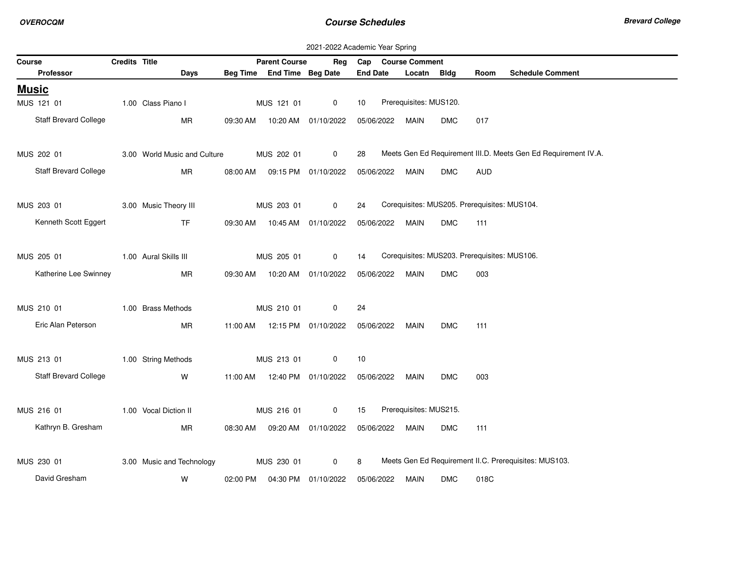2021-2022 Academic Year Spring

| Course | Credits | Title | Parent Course | Reg | Cap | Course Comment |
|---|---|---|---|---|---|---|

| Professor | Days | Beg Time | End Time | Beg Date | End Date | Locatn | Bldg | Room | Schedule Comment |
|---|---|---|---|---|---|---|---|---|---|

## Music

| Course | Credits | Title | Parent Course | Reg | Cap | Course Comment |
|---|---|---|---|---|---|---|
| MUS 121 01 | 1.00 | Class Piano I | MUS 121 01 | 0 | 10 | Prerequisites: MUS120. |

| Professor | Days | Beg Time | End Time | Beg Date | End Date | Locatn | Bldg | Room | Schedule Comment |
|---|---|---|---|---|---|---|---|---|---|
| Staff Brevard College | MR | 09:30 AM | 10:20 AM | 01/10/2022 | 05/06/2022 | MAIN | DMC | 017 | |

| Course | Credits | Title | Parent Course | Reg | Cap | Course Comment |
|---|---|---|---|---|---|---|
| MUS 202 01 | 3.00 | World Music and Culture | MUS 202 01 | 0 | 28 | Meets Gen Ed Requirement III.D. Meets Gen Ed Requirement IV.A. |

| Professor | Days | Beg Time | End Time | Beg Date | End Date | Locatn | Bldg | Room | Schedule Comment |
|---|---|---|---|---|---|---|---|---|---|
| Staff Brevard College | MR | 08:00 AM | 09:15 PM | 01/10/2022 | 05/06/2022 | MAIN | DMC | AUD | |

| Course | Credits | Title | Parent Course | Reg | Cap | Course Comment |
|---|---|---|---|---|---|---|
| MUS 203 01 | 3.00 | Music Theory III | MUS 203 01 | 0 | 24 | Corequisites: MUS205. Prerequisites: MUS104. |

| Professor | Days | Beg Time | End Time | Beg Date | End Date | Locatn | Bldg | Room | Schedule Comment |
|---|---|---|---|---|---|---|---|---|---|
| Kenneth Scott Eggert | TF | 09:30 AM | 10:45 AM | 01/10/2022 | 05/06/2022 | MAIN | DMC | 111 | |

| Course | Credits | Title | Parent Course | Reg | Cap | Course Comment |
|---|---|---|---|---|---|---|
| MUS 205 01 | 1.00 | Aural Skills III | MUS 205 01 | 0 | 14 | Corequisites: MUS203. Prerequisites: MUS106. |

| Professor | Days | Beg Time | End Time | Beg Date | End Date | Locatn | Bldg | Room | Schedule Comment |
|---|---|---|---|---|---|---|---|---|---|
| Katherine Lee Swinney | MR | 09:30 AM | 10:20 AM | 01/10/2022 | 05/06/2022 | MAIN | DMC | 003 | |

| Course | Credits | Title | Parent Course | Reg | Cap | Course Comment |
|---|---|---|---|---|---|---|
| MUS 210 01 | 1.00 | Brass Methods | MUS 210 01 | 0 | 24 | |

| Professor | Days | Beg Time | End Time | Beg Date | End Date | Locatn | Bldg | Room | Schedule Comment |
|---|---|---|---|---|---|---|---|---|---|
| Eric Alan Peterson | MR | 11:00 AM | 12:15 PM | 01/10/2022 | 05/06/2022 | MAIN | DMC | 111 | |

| Course | Credits | Title | Parent Course | Reg | Cap | Course Comment |
|---|---|---|---|---|---|---|
| MUS 213 01 | 1.00 | String Methods | MUS 213 01 | 0 | 10 | |

| Professor | Days | Beg Time | End Time | Beg Date | End Date | Locatn | Bldg | Room | Schedule Comment |
|---|---|---|---|---|---|---|---|---|---|
| Staff Brevard College | W | 11:00 AM | 12:40 PM | 01/10/2022 | 05/06/2022 | MAIN | DMC | 003 | |

| Course | Credits | Title | Parent Course | Reg | Cap | Course Comment |
|---|---|---|---|---|---|---|
| MUS 216 01 | 1.00 | Vocal Diction II | MUS 216 01 | 0 | 15 | Prerequisites: MUS215. |

| Professor | Days | Beg Time | End Time | Beg Date | End Date | Locatn | Bldg | Room | Schedule Comment |
|---|---|---|---|---|---|---|---|---|---|
| Kathryn B. Gresham | MR | 08:30 AM | 09:20 AM | 01/10/2022 | 05/06/2022 | MAIN | DMC | 111 | |

| Course | Credits | Title | Parent Course | Reg | Cap | Course Comment |
|---|---|---|---|---|---|---|
| MUS 230 01 | 3.00 | Music and Technology | MUS 230 01 | 0 | 8 | Meets Gen Ed Requirement II.C. Prerequisites: MUS103. |

| Professor | Days | Beg Time | End Time | Beg Date | End Date | Locatn | Bldg | Room | Schedule Comment |
|---|---|---|---|---|---|---|---|---|---|
| David Gresham | W | 02:00 PM | 04:30 PM | 01/10/2022 | 05/06/2022 | MAIN | DMC | 018C | |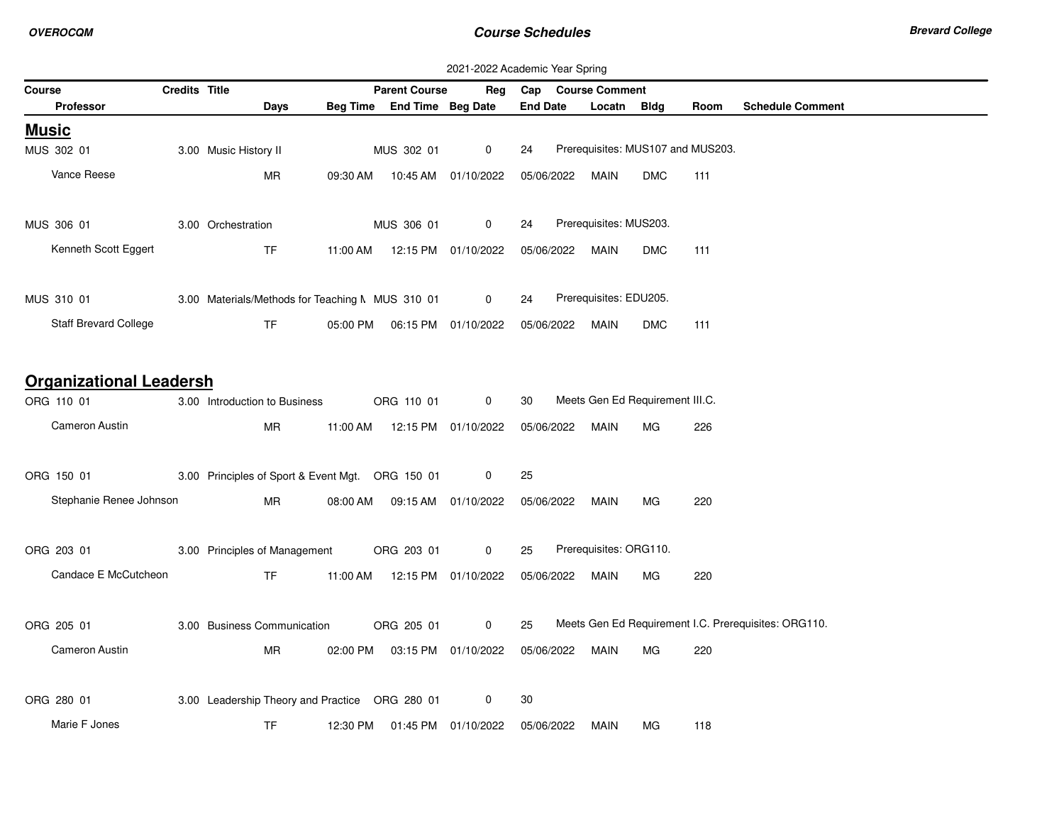2021-2022 Academic Year Spring

| Course | Credits | Title | | | Parent Course | Reg | Cap | Course Comment | | | |
|---|---|---|---|---|---|---|---|---|---|---|---|
| Professor | | Days | Beg Time | End Time | Beg Date | | End Date | Locatn | Bldg | Room | Schedule Comment |

## Music

| Course / Professor | Credits | Title / Days | Beg Time | End Time / Parent Course | Beg Date / Reg | End Date / Cap | Locatn | Bldg | Room | Course Comment / Schedule Comment |
|---|---|---|---|---|---|---|---|---|---|---|
| MUS 302 01 | 3.00 | Music History II | | MUS 302 01 | 0 | 24 | | | | Prerequisites: MUS107 and MUS203. |
| Vance Reese | | MR | 09:30 AM | 10:45 AM | 01/10/2022 | 05/06/2022 | MAIN | DMC | 111 | |
| MUS 306 01 | 3.00 | Orchestration | | MUS 306 01 | 0 | 24 | | | | Prerequisites: MUS203. |
| Kenneth Scott Eggert | | TF | 11:00 AM | 12:15 PM | 01/10/2022 | 05/06/2022 | MAIN | DMC | 111 | |
| MUS 310 01 | 3.00 | Materials/Methods for Teaching M | | MUS 310 01 | 0 | 24 | | | | Prerequisites: EDU205. |
| Staff Brevard College | | TF | 05:00 PM | 06:15 PM | 01/10/2022 | 05/06/2022 | MAIN | DMC | 111 | |

## Organizational Leadersh

| Course / Professor | Credits | Title / Days | Beg Time | End Time / Parent Course | Beg Date / Reg | End Date / Cap | Locatn | Bldg | Room | Course Comment / Schedule Comment |
|---|---|---|---|---|---|---|---|---|---|---|
| ORG 110 01 | 3.00 | Introduction to Business | | ORG 110 01 | 0 | 30 | | | | Meets Gen Ed Requirement III.C. |
| Cameron Austin | | MR | 11:00 AM | 12:15 PM | 01/10/2022 | 05/06/2022 | MAIN | MG | 226 | |
| ORG 150 01 | 3.00 | Principles of Sport & Event Mgt. | | ORG 150 01 | 0 | 25 | | | | |
| Stephanie Renee Johnson | | MR | 08:00 AM | 09:15 AM | 01/10/2022 | 05/06/2022 | MAIN | MG | 220 | |
| ORG 203 01 | 3.00 | Principles of Management | | ORG 203 01 | 0 | 25 | | | | Prerequisites: ORG110. |
| Candace E McCutcheon | | TF | 11:00 AM | 12:15 PM | 01/10/2022 | 05/06/2022 | MAIN | MG | 220 | |
| ORG 205 01 | 3.00 | Business Communication | | ORG 205 01 | 0 | 25 | | | | Meets Gen Ed Requirement I.C. Prerequisites: ORG110. |
| Cameron Austin | | MR | 02:00 PM | 03:15 PM | 01/10/2022 | 05/06/2022 | MAIN | MG | 220 | |
| ORG 280 01 | 3.00 | Leadership Theory and Practice | | ORG 280 01 | 0 | 30 | | | | |
| Marie F Jones | | TF | 12:30 PM | 01:45 PM | 01/10/2022 | 05/06/2022 | MAIN | MG | 118 | |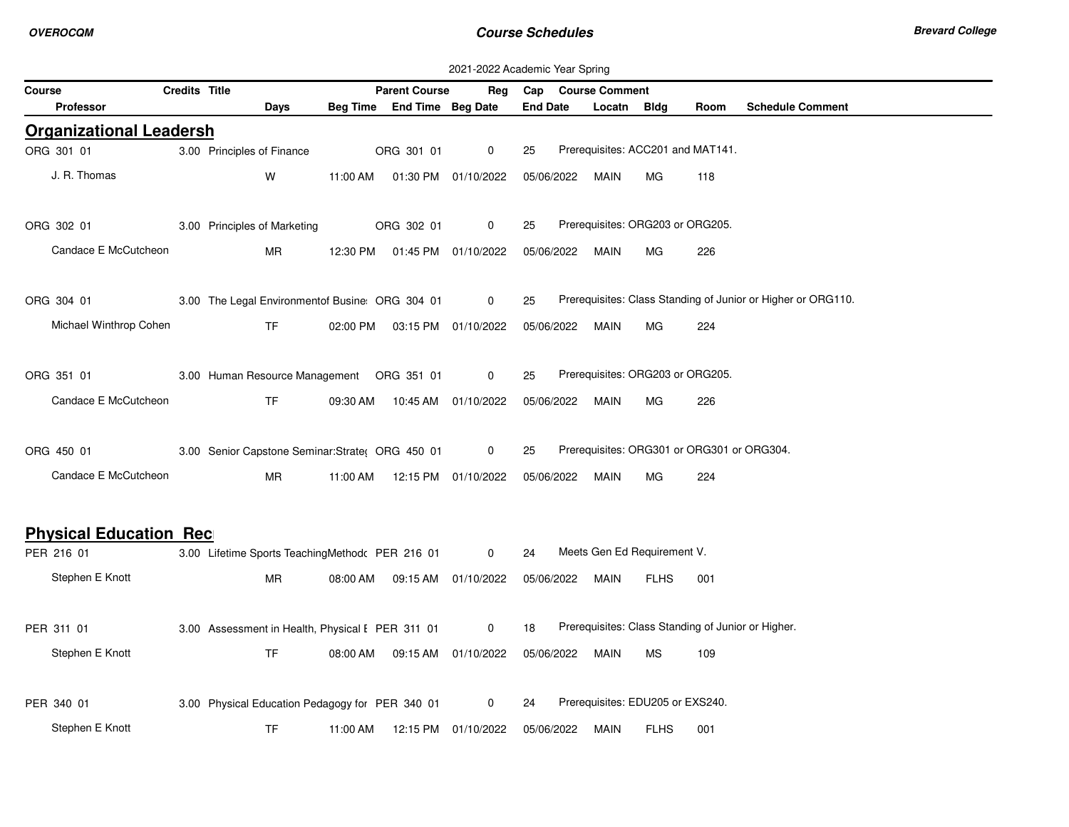2021-2022 Academic Year Spring

| Course | Credits | Title | Parent Course | Reg | Cap | Course Comment |
|---|---|---|---|---|---|---|
| Professor | Days | Beg Time | End Time | Beg Date | End Date | Locatn | Bldg | Room | Schedule Comment |

## Organizational Leadersh

| Course / Professor | Credits | Title / Days | Beg Time | Parent Course / End Time | Reg / Beg Date | Cap / End Date | Locatn | Bldg | Room | Course Comment |
|---|---|---|---|---|---|---|---|---|---|---|
| ORG 301 01 | 3.00 | Principles of Finance | | ORG 301 01 | 0 | 25 | | | | Prerequisites: ACC201 and MAT141. |
| J. R. Thomas | | W | 11:00 AM | 01:30 PM | 01/10/2022 | 05/06/2022 | MAIN | MG | 118 | |
| ORG 302 01 | 3.00 | Principles of Marketing | | ORG 302 01 | 0 | 25 | | | | Prerequisites: ORG203 or ORG205. |
| Candace E McCutcheon | | MR | 12:30 PM | 01:45 PM | 01/10/2022 | 05/06/2022 | MAIN | MG | 226 | |
| ORG 304 01 | 3.00 | The Legal Environmentof Busine | | ORG 304 01 | 0 | 25 | | | | Prerequisites: Class Standing of Junior or Higher or ORG110. |
| Michael Winthrop Cohen | | TF | 02:00 PM | 03:15 PM | 01/10/2022 | 05/06/2022 | MAIN | MG | 224 | |
| ORG 351 01 | 3.00 | Human Resource Management | | ORG 351 01 | 0 | 25 | | | | Prerequisites: ORG203 or ORG205. |
| Candace E McCutcheon | | TF | 09:30 AM | 10:45 AM | 01/10/2022 | 05/06/2022 | MAIN | MG | 226 | |
| ORG 450 01 | 3.00 | Senior Capstone Seminar:Strate( | | ORG 450 01 | 0 | 25 | | | | Prerequisites: ORG301 or ORG301 or ORG304. |
| Candace E McCutcheon | | MR | 11:00 AM | 12:15 PM | 01/10/2022 | 05/06/2022 | MAIN | MG | 224 | |

## Physical Education Rec

| Course / Professor | Credits | Title / Days | Beg Time | Parent Course / End Time | Reg / Beg Date | Cap / End Date | Locatn | Bldg | Room | Course Comment |
|---|---|---|---|---|---|---|---|---|---|---|
| PER 216 01 | 3.00 | Lifetime Sports TeachingMethodc | | PER 216 01 | 0 | 24 | | | | Meets Gen Ed Requirement V. |
| Stephen E Knott | | MR | 08:00 AM | 09:15 AM | 01/10/2022 | 05/06/2022 | MAIN | FLHS | 001 | |
| PER 311 01 | 3.00 | Assessment in Health, Physical E | | PER 311 01 | 0 | 18 | | | | Prerequisites: Class Standing of Junior or Higher. |
| Stephen E Knott | | TF | 08:00 AM | 09:15 AM | 01/10/2022 | 05/06/2022 | MAIN | MS | 109 | |
| PER 340 01 | 3.00 | Physical Education Pedagogy for | | PER 340 01 | 0 | 24 | | | | Prerequisites: EDU205 or EXS240. |
| Stephen E Knott | | TF | 11:00 AM | 12:15 PM | 01/10/2022 | 05/06/2022 | MAIN | FLHS | 001 | |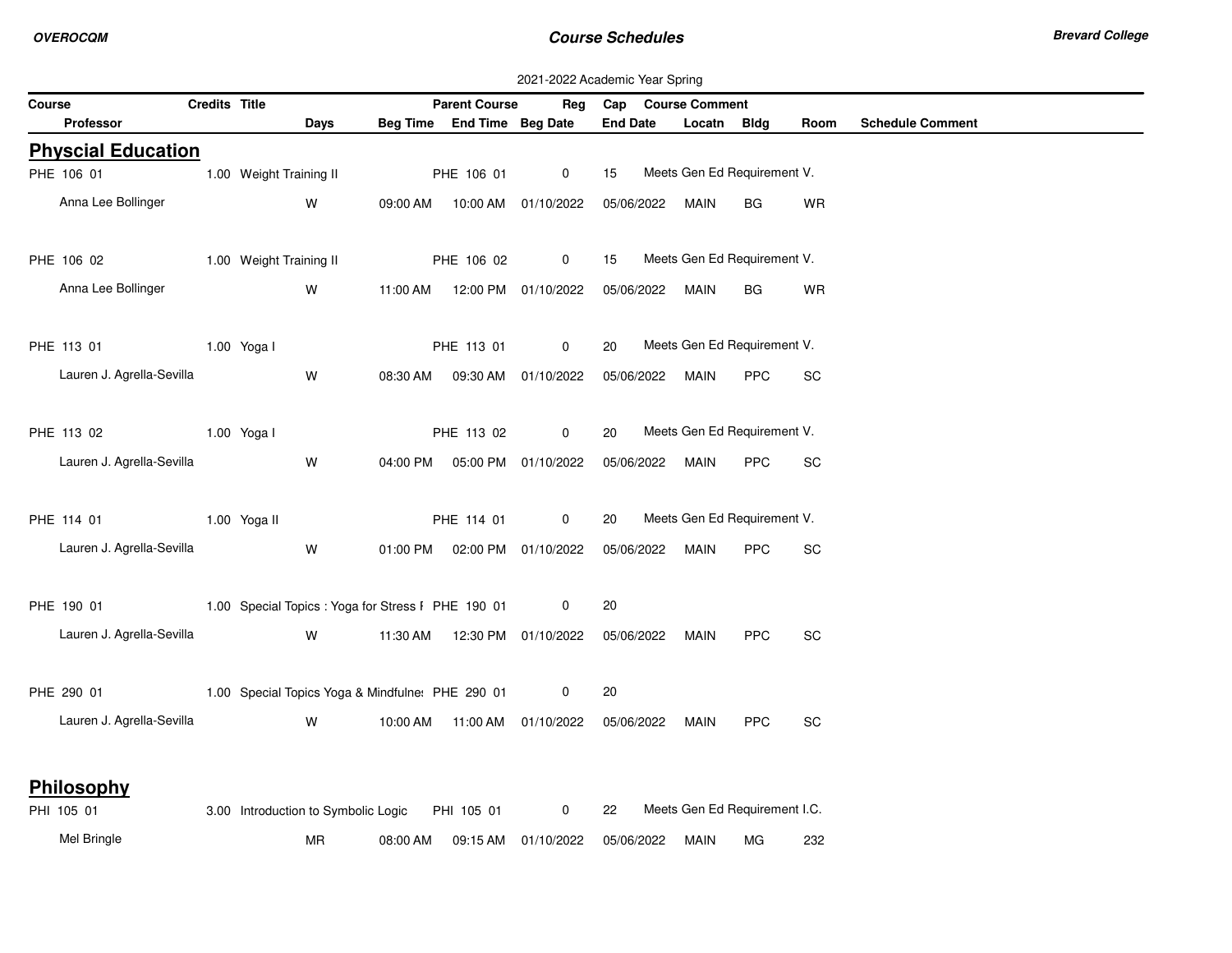2021-2022 Academic Year Spring

| Course | Credits | Title | Days | Beg Time | Parent Course / End Time | Reg / Beg Date | Cap / End Date | Course Comment / Locatn | Bldg | Room | Schedule Comment |
|---|---|---|---|---|---|---|---|---|---|---|---|
| Professor | | | | | | | | | | | |

## Physcial Education

| Course | Credits | Title | Days | Beg Time | Parent Course / End Time | Reg / Beg Date | Cap / End Date | Course Comment / Locatn | Bldg | Room | Schedule Comment |
|---|---|---|---|---|---|---|---|---|---|---|---|
| PHE 106 01 | 1.00 | Weight Training II | | | PHE 106 01 | 0 | 15 | Meets Gen Ed Requirement V. | | | |
| Anna Lee Bollinger | | | W | 09:00 AM | 10:00 AM | 01/10/2022 | 05/06/2022 | MAIN | BG | WR | |
| PHE 106 02 | 1.00 | Weight Training II | | | PHE 106 02 | 0 | 15 | Meets Gen Ed Requirement V. | | | |
| Anna Lee Bollinger | | | W | 11:00 AM | 12:00 PM | 01/10/2022 | 05/06/2022 | MAIN | BG | WR | |
| PHE 113 01 | 1.00 | Yoga I | | | PHE 113 01 | 0 | 20 | Meets Gen Ed Requirement V. | | | |
| Lauren J. Agrella-Sevilla | | | W | 08:30 AM | 09:30 AM | 01/10/2022 | 05/06/2022 | MAIN | PPC | SC | |
| PHE 113 02 | 1.00 | Yoga I | | | PHE 113 02 | 0 | 20 | Meets Gen Ed Requirement V. | | | |
| Lauren J. Agrella-Sevilla | | | W | 04:00 PM | 05:00 PM | 01/10/2022 | 05/06/2022 | MAIN | PPC | SC | |
| PHE 114 01 | 1.00 | Yoga II | | | PHE 114 01 | 0 | 20 | Meets Gen Ed Requirement V. | | | |
| Lauren J. Agrella-Sevilla | | | W | 01:00 PM | 02:00 PM | 01/10/2022 | 05/06/2022 | MAIN | PPC | SC | |
| PHE 190 01 | 1.00 | Special Topics : Yoga for Stress I | | | PHE 190 01 | 0 | 20 | | | | |
| Lauren J. Agrella-Sevilla | | | W | 11:30 AM | 12:30 PM | 01/10/2022 | 05/06/2022 | MAIN | PPC | SC | |
| PHE 290 01 | 1.00 | Special Topics Yoga & Mindfulnes | | | PHE 290 01 | 0 | 20 | | | | |
| Lauren J. Agrella-Sevilla | | | W | 10:00 AM | 11:00 AM | 01/10/2022 | 05/06/2022 | MAIN | PPC | SC | |

## Philosophy

| Course | Credits | Title | Days | Beg Time | Parent Course / End Time | Reg / Beg Date | Cap / End Date | Course Comment / Locatn | Bldg | Room | Schedule Comment |
|---|---|---|---|---|---|---|---|---|---|---|---|
| PHI 105 01 | 3.00 | Introduction to Symbolic Logic | | | PHI 105 01 | 0 | 22 | Meets Gen Ed Requirement I.C. | | | |
| Mel Bringle | | | MR | 08:00 AM | 09:15 AM | 01/10/2022 | 05/06/2022 | MAIN | MG | 232 | |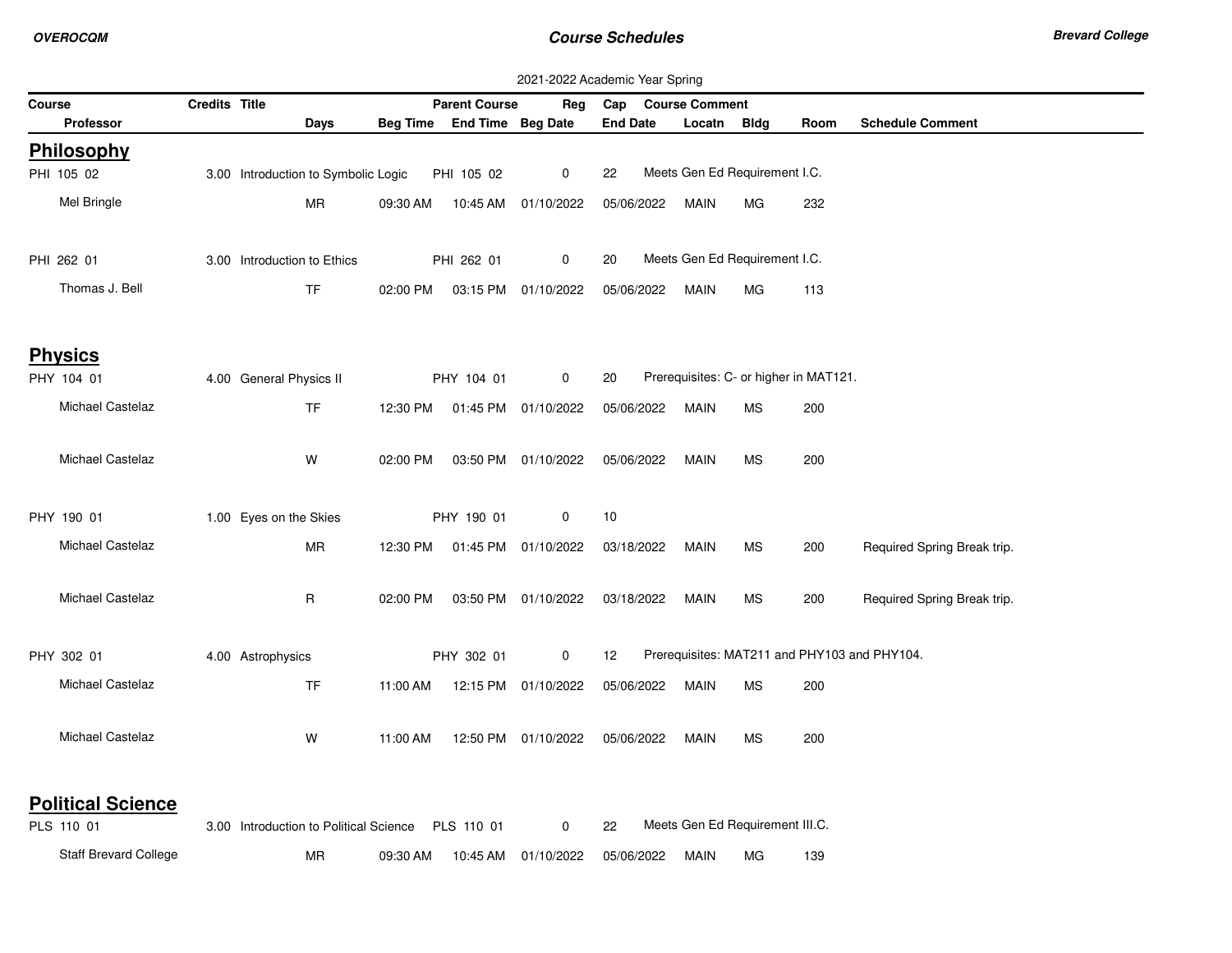2021-2022 Academic Year Spring

| Course | Credits | Title | | | Parent Course | | Reg | Cap | Course Comment | | | |
|---|---|---|---|---|---|---|---|---|---|---|---|---|
| Professor | | Days | Beg Time | | End Time | Beg Date | | End Date | Locatn | Bldg | Room | Schedule Comment |

## Philosophy

| Course / Professor | Credits | Title / Days | Beg Time | Parent Course / End Time | Beg Date | Reg | Cap / End Date | Course Comment / Locatn | Bldg | Room | Schedule Comment |
|---|---|---|---|---|---|---|---|---|---|---|---|
| PHI 105 02 | 3.00 | Introduction to Symbolic Logic | | PHI 105 02 | | 0 | 22 | Meets Gen Ed Requirement I.C. | | | |
| Mel Bringle | | MR | 09:30 AM | 10:45 AM | 01/10/2022 | | 05/06/2022 | MAIN | MG | 232 | |
| PHI 262 01 | 3.00 | Introduction to Ethics | | PHI 262 01 | | 0 | 20 | Meets Gen Ed Requirement I.C. | | | |
| Thomas J. Bell | | TF | 02:00 PM | 03:15 PM | 01/10/2022 | | 05/06/2022 | MAIN | MG | 113 | |

## Physics

| Course / Professor | Credits | Title / Days | Beg Time | Parent Course / End Time | Beg Date | Reg | Cap / End Date | Course Comment / Locatn | Bldg | Room | Schedule Comment |
|---|---|---|---|---|---|---|---|---|---|---|---|
| PHY 104 01 | 4.00 | General Physics II | | PHY 104 01 | | 0 | 20 | Prerequisites: C- or higher in MAT121. | | | |
| Michael Castelaz | | TF | 12:30 PM | 01:45 PM | 01/10/2022 | | 05/06/2022 | MAIN | MS | 200 | |
| Michael Castelaz | | W | 02:00 PM | 03:50 PM | 01/10/2022 | | 05/06/2022 | MAIN | MS | 200 | |
| PHY 190 01 | 1.00 | Eyes on the Skies | | PHY 190 01 | | 0 | 10 | | | | |
| Michael Castelaz | | MR | 12:30 PM | 01:45 PM | 01/10/2022 | | 03/18/2022 | MAIN | MS | 200 | Required Spring Break trip. |
| Michael Castelaz | | R | 02:00 PM | 03:50 PM | 01/10/2022 | | 03/18/2022 | MAIN | MS | 200 | Required Spring Break trip. |
| PHY 302 01 | 4.00 | Astrophysics | | PHY 302 01 | | 0 | 12 | Prerequisites: MAT211 and PHY103 and PHY104. | | | |
| Michael Castelaz | | TF | 11:00 AM | 12:15 PM | 01/10/2022 | | 05/06/2022 | MAIN | MS | 200 | |
| Michael Castelaz | | W | 11:00 AM | 12:50 PM | 01/10/2022 | | 05/06/2022 | MAIN | MS | 200 | |

## Political Science

| Course / Professor | Credits | Title / Days | Beg Time | Parent Course / End Time | Beg Date | Reg | Cap / End Date | Course Comment / Locatn | Bldg | Room | Schedule Comment |
|---|---|---|---|---|---|---|---|---|---|---|---|
| PLS 110 01 | 3.00 | Introduction to Political Science | | PLS 110 01 | | 0 | 22 | Meets Gen Ed Requirement III.C. | | | |
| Staff Brevard College | | MR | 09:30 AM | 10:45 AM | 01/10/2022 | | 05/06/2022 | MAIN | MG | 139 | |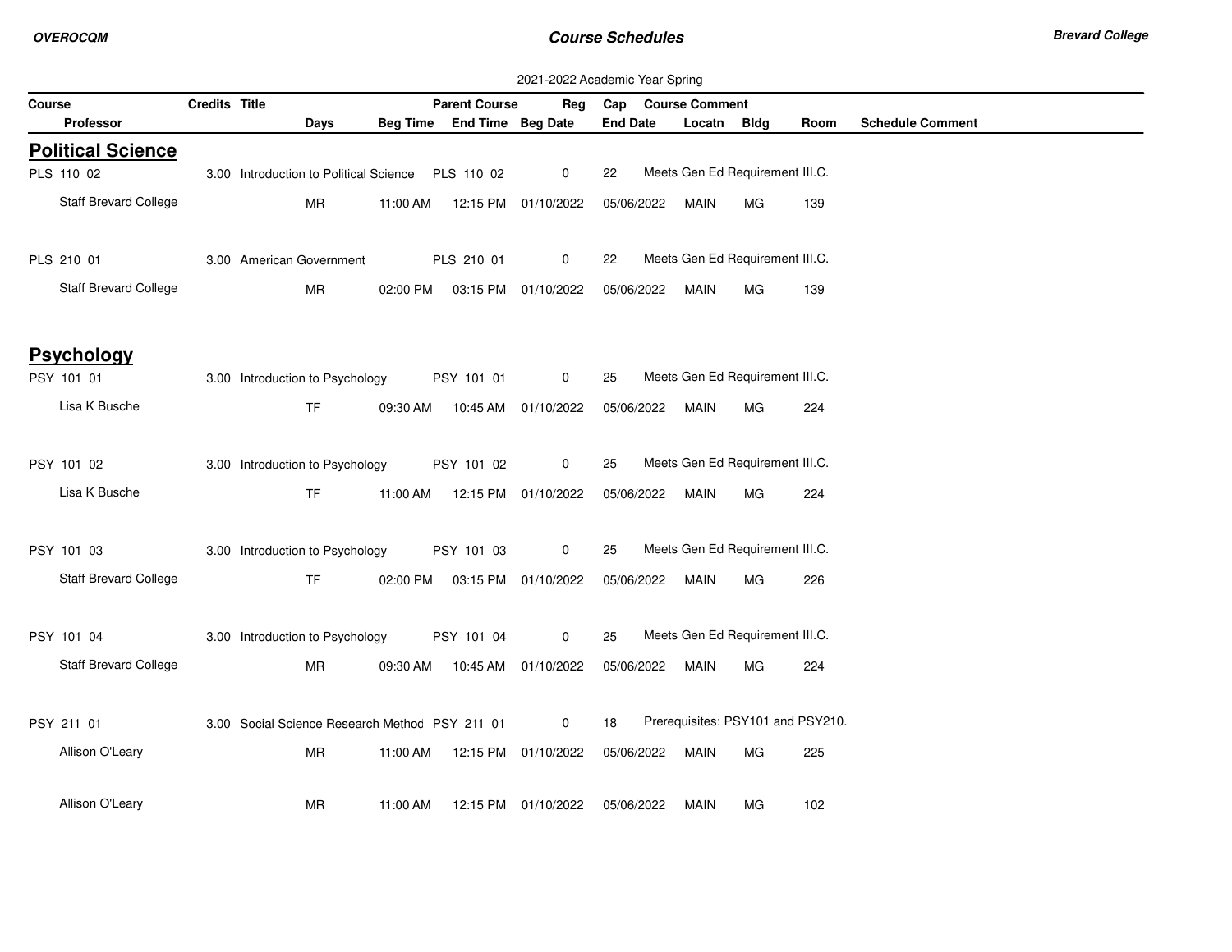2021-2022 Academic Year Spring

| Course | Credits | Title | | | Parent Course | Reg | Cap | Course Comment | | | |
|---|---|---|---|---|---|---|---|---|---|---|---|
| Professor | | Days | Beg Time | End Time | Beg Date | | End Date | Locatn | Bldg | Room | Schedule Comment |

## Political Science

| Course | Credits | Title | | | Parent Course | Reg | Cap | Course Comment | | | |
|---|---|---|---|---|---|---|---|---|---|---|---|
| PLS 110 02 | 3.00 | Introduction to Political Science | | | PLS 110 02 | 0 | 22 | Meets Gen Ed Requirement III.C. | | | |
| Staff Brevard College | | MR | 11:00 AM | 12:15 PM | 01/10/2022 | | 05/06/2022 | MAIN | MG | 139 | |
| PLS 210 01 | 3.00 | American Government | | | PLS 210 01 | 0 | 22 | Meets Gen Ed Requirement III.C. | | | |
| Staff Brevard College | | MR | 02:00 PM | 03:15 PM | 01/10/2022 | | 05/06/2022 | MAIN | MG | 139 | |

## Psychology

| Course | Credits | Title | | | Parent Course | Reg | Cap | Course Comment | | | |
|---|---|---|---|---|---|---|---|---|---|---|---|
| PSY 101 01 | 3.00 | Introduction to Psychology | | | PSY 101 01 | 0 | 25 | Meets Gen Ed Requirement III.C. | | | |
| Lisa K Busche | | TF | 09:30 AM | 10:45 AM | 01/10/2022 | | 05/06/2022 | MAIN | MG | 224 | |
| PSY 101 02 | 3.00 | Introduction to Psychology | | | PSY 101 02 | 0 | 25 | Meets Gen Ed Requirement III.C. | | | |
| Lisa K Busche | | TF | 11:00 AM | 12:15 PM | 01/10/2022 | | 05/06/2022 | MAIN | MG | 224 | |
| PSY 101 03 | 3.00 | Introduction to Psychology | | | PSY 101 03 | 0 | 25 | Meets Gen Ed Requirement III.C. | | | |
| Staff Brevard College | | TF | 02:00 PM | 03:15 PM | 01/10/2022 | | 05/06/2022 | MAIN | MG | 226 | |
| PSY 101 04 | 3.00 | Introduction to Psychology | | | PSY 101 04 | 0 | 25 | Meets Gen Ed Requirement III.C. | | | |
| Staff Brevard College | | MR | 09:30 AM | 10:45 AM | 01/10/2022 | | 05/06/2022 | MAIN | MG | 224 | |
| PSY 211 01 | 3.00 | Social Science Research Method | | | PSY 211 01 | 0 | 18 | Prerequisites: PSY101 and PSY210. | | | |
| Allison O'Leary | | MR | 11:00 AM | 12:15 PM | 01/10/2022 | | 05/06/2022 | MAIN | MG | 225 | |
| Allison O'Leary | | MR | 11:00 AM | 12:15 PM | 01/10/2022 | | 05/06/2022 | MAIN | MG | 102 | |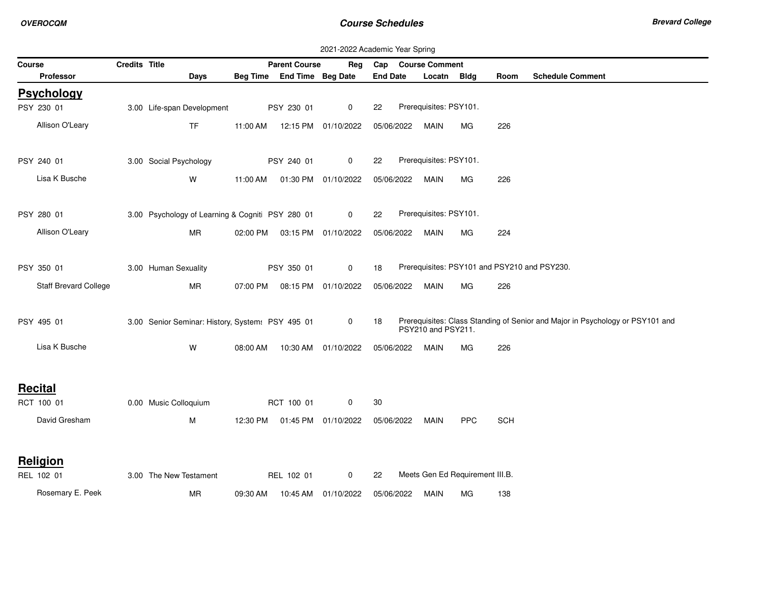2021-2022 Academic Year Spring

| Course | Credits | Title | Parent Course | Reg | Cap | Course Comment |
|---|---|---|---|---|---|---|

| Professor | Days | Beg Time | End Time | Beg Date | End Date | Locatn | Bldg | Room | Schedule Comment |
|---|---|---|---|---|---|---|---|---|---|

## Psychology

| Course | Credits | Title | Parent Course | Reg | Cap | Course Comment |
|---|---|---|---|---|---|---|
| PSY 230 01 | 3.00 | Life-span Development | PSY 230 01 | 0 | 22 | Prerequisites: PSY101. |

| Professor | Days | Beg Time | End Time | Beg Date | End Date | Locatn | Bldg | Room | Schedule Comment |
|---|---|---|---|---|---|---|---|---|---|
| Allison O'Leary | TF | 11:00 AM | 12:15 PM | 01/10/2022 | 05/06/2022 | MAIN | MG | 226 | |

| Course | Credits | Title | Parent Course | Reg | Cap | Course Comment |
|---|---|---|---|---|---|---|
| PSY 240 01 | 3.00 | Social Psychology | PSY 240 01 | 0 | 22 | Prerequisites: PSY101. |

| Professor | Days | Beg Time | End Time | Beg Date | End Date | Locatn | Bldg | Room | Schedule Comment |
|---|---|---|---|---|---|---|---|---|---|
| Lisa K Busche | W | 11:00 AM | 01:30 PM | 01/10/2022 | 05/06/2022 | MAIN | MG | 226 | |

| Course | Credits | Title | Parent Course | Reg | Cap | Course Comment |
|---|---|---|---|---|---|---|
| PSY 280 01 | 3.00 | Psychology of Learning & Cogniti | PSY 280 01 | 0 | 22 | Prerequisites: PSY101. |

| Professor | Days | Beg Time | End Time | Beg Date | End Date | Locatn | Bldg | Room | Schedule Comment |
|---|---|---|---|---|---|---|---|---|---|
| Allison O'Leary | MR | 02:00 PM | 03:15 PM | 01/10/2022 | 05/06/2022 | MAIN | MG | 224 | |

| Course | Credits | Title | Parent Course | Reg | Cap | Course Comment |
|---|---|---|---|---|---|---|
| PSY 350 01 | 3.00 | Human Sexuality | PSY 350 01 | 0 | 18 | Prerequisites: PSY101 and PSY210 and PSY230. |

| Professor | Days | Beg Time | End Time | Beg Date | End Date | Locatn | Bldg | Room | Schedule Comment |
|---|---|---|---|---|---|---|---|---|---|
| Staff Brevard College | MR | 07:00 PM | 08:15 PM | 01/10/2022 | 05/06/2022 | MAIN | MG | 226 | |

| Course | Credits | Title | Parent Course | Reg | Cap | Course Comment |
|---|---|---|---|---|---|---|
| PSY 495 01 | 3.00 | Senior Seminar: History, System: | PSY 495 01 | 0 | 18 | Prerequisites: Class Standing of Senior and Major in Psychology or PSY101 and PSY210 and PSY211. |

| Professor | Days | Beg Time | End Time | Beg Date | End Date | Locatn | Bldg | Room | Schedule Comment |
|---|---|---|---|---|---|---|---|---|---|
| Lisa K Busche | W | 08:00 AM | 10:30 AM | 01/10/2022 | 05/06/2022 | MAIN | MG | 226 | |

## Recital

| Course | Credits | Title | Parent Course | Reg | Cap | Course Comment |
|---|---|---|---|---|---|---|
| RCT 100 01 | 0.00 | Music Colloquium | RCT 100 01 | 0 | 30 | |

| Professor | Days | Beg Time | End Time | Beg Date | End Date | Locatn | Bldg | Room | Schedule Comment |
|---|---|---|---|---|---|---|---|---|---|
| David Gresham | M | 12:30 PM | 01:45 PM | 01/10/2022 | 05/06/2022 | MAIN | PPC | SCH | |

## Religion

| Course | Credits | Title | Parent Course | Reg | Cap | Course Comment |
|---|---|---|---|---|---|---|
| REL 102 01 | 3.00 | The New Testament | REL 102 01 | 0 | 22 | Meets Gen Ed Requirement III.B. |

| Professor | Days | Beg Time | End Time | Beg Date | End Date | Locatn | Bldg | Room | Schedule Comment |
|---|---|---|---|---|---|---|---|---|---|
| Rosemary E. Peek | MR | 09:30 AM | 10:45 AM | 01/10/2022 | 05/06/2022 | MAIN | MG | 138 | |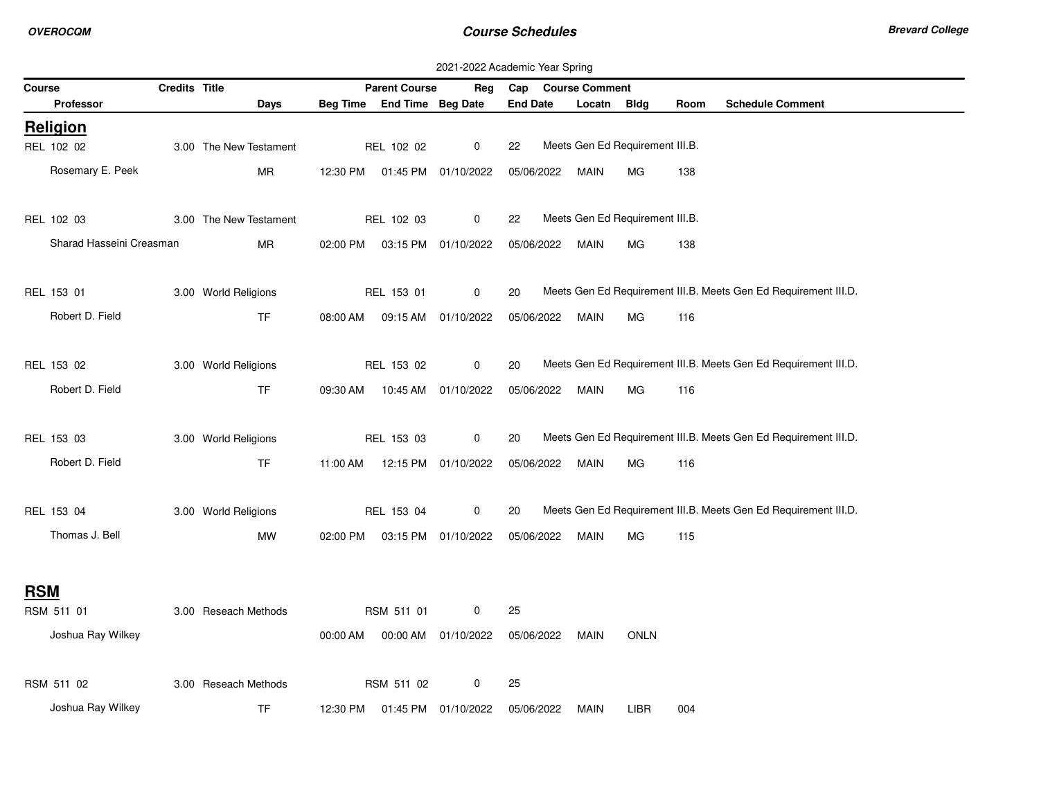2021-2022 Academic Year Spring

| Course | Credits | Title | | | Parent Course | Reg | Cap | Course Comment | | | |
|---|---|---|---|---|---|---|---|---|---|---|---|
| Professor | | | Days | Beg Time | End Time | Beg Date | End Date | Locatn | Bldg | Room | Schedule Comment |

## Religion

| Course / Professor | Credits | Title | Days | Beg Time | End Time | Beg Date | End Date | Locatn | Bldg | Room | Parent Course | Reg | Cap | Course Comment |
|---|---|---|---|---|---|---|---|---|---|---|---|---|---|---|
| REL 102 02 | 3.00 | The New Testament | | | | | | | | | REL 102 02 | 0 | 22 | Meets Gen Ed Requirement III.B. |
| Rosemary E. Peek | | | MR | 12:30 PM | 01:45 PM | 01/10/2022 | 05/06/2022 | MAIN | MG | 138 | | | | |
| REL 102 03 | 3.00 | The New Testament | | | | | | | | | REL 102 03 | 0 | 22 | Meets Gen Ed Requirement III.B. |
| Sharad Hasseini Creasman | | | MR | 02:00 PM | 03:15 PM | 01/10/2022 | 05/06/2022 | MAIN | MG | 138 | | | | |
| REL 153 01 | 3.00 | World Religions | | | | | | | | | REL 153 01 | 0 | 20 | Meets Gen Ed Requirement III.B. Meets Gen Ed Requirement III.D. |
| Robert D. Field | | | TF | 08:00 AM | 09:15 AM | 01/10/2022 | 05/06/2022 | MAIN | MG | 116 | | | | |
| REL 153 02 | 3.00 | World Religions | | | | | | | | | REL 153 02 | 0 | 20 | Meets Gen Ed Requirement III.B. Meets Gen Ed Requirement III.D. |
| Robert D. Field | | | TF | 09:30 AM | 10:45 AM | 01/10/2022 | 05/06/2022 | MAIN | MG | 116 | | | | |
| REL 153 03 | 3.00 | World Religions | | | | | | | | | REL 153 03 | 0 | 20 | Meets Gen Ed Requirement III.B. Meets Gen Ed Requirement III.D. |
| Robert D. Field | | | TF | 11:00 AM | 12:15 PM | 01/10/2022 | 05/06/2022 | MAIN | MG | 116 | | | | |
| REL 153 04 | 3.00 | World Religions | | | | | | | | | REL 153 04 | 0 | 20 | Meets Gen Ed Requirement III.B. Meets Gen Ed Requirement III.D. |
| Thomas J. Bell | | | MW | 02:00 PM | 03:15 PM | 01/10/2022 | 05/06/2022 | MAIN | MG | 115 | | | | |

## RSM

| Course / Professor | Credits | Title | Days | Beg Time | End Time | Beg Date | End Date | Locatn | Bldg | Room | Parent Course | Reg | Cap | Course Comment |
|---|---|---|---|---|---|---|---|---|---|---|---|---|---|---|
| RSM 511 01 | 3.00 | Reseach Methods | | | | | | | | | RSM 511 01 | 0 | 25 | |
| Joshua Ray Wilkey | | | | 00:00 AM | 00:00 AM | 01/10/2022 | 05/06/2022 | MAIN | ONLN | | | | | |
| RSM 511 02 | 3.00 | Reseach Methods | | | | | | | | | RSM 511 02 | 0 | 25 | |
| Joshua Ray Wilkey | | | TF | 12:30 PM | 01:45 PM | 01/10/2022 | 05/06/2022 | MAIN | LIBR | 004 | | | | |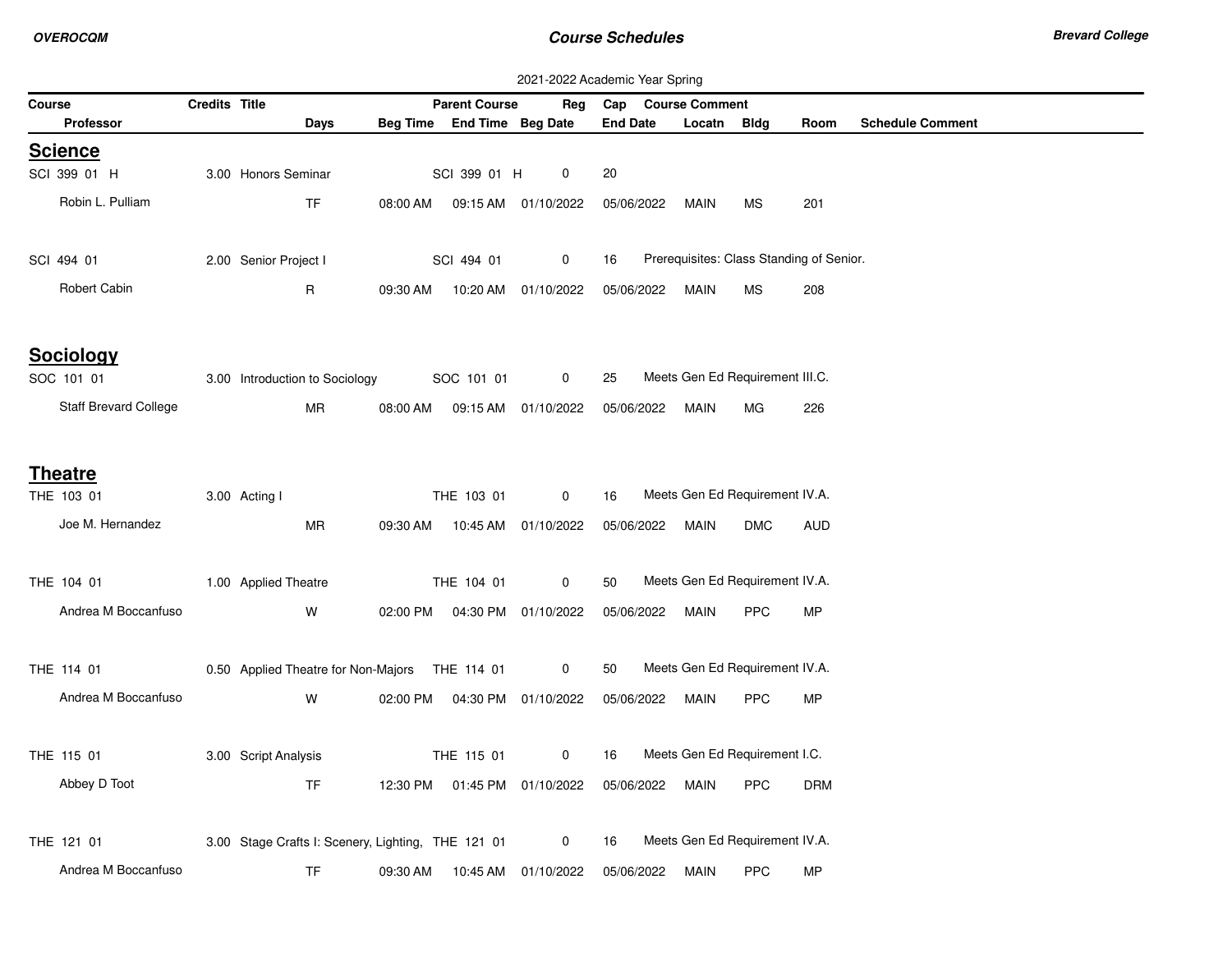2021-2022 Academic Year Spring

| Course | Credits | Title | Parent Course | Reg | Cap | Course Comment |
|---|---|---|---|---|---|---|
| **Professor** | **Days** | **Beg Time** | **End Time** | **Beg Date** | **End Date** | **Locatn / Bldg / Room / Schedule Comment** |

## Science

| Course / Professor | Credits | Title / Days | Beg Time | Parent Course / End Time | Reg / Beg Date | Cap / End Date | Course Comment / Locatn | Bldg | Room | Schedule Comment |
|---|---|---|---|---|---|---|---|---|---|---|
| SCI 399 01 H | 3.00 | Honors Seminar | | SCI 399 01 H | 0 | 20 | | | | |
| Robin L. Pulliam | | TF | 08:00 AM | 09:15 AM | 01/10/2022 | 05/06/2022 | MAIN | MS | 201 | |
| SCI 494 01 | 2.00 | Senior Project I | | SCI 494 01 | 0 | 16 | Prerequisites: Class Standing of Senior. | | | |
| Robert Cabin | | R | 09:30 AM | 10:20 AM | 01/10/2022 | 05/06/2022 | MAIN | MS | 208 | |

## Sociology

| Course / Professor | Credits | Title / Days | Beg Time | Parent Course / End Time | Reg / Beg Date | Cap / End Date | Course Comment / Locatn | Bldg | Room | Schedule Comment |
|---|---|---|---|---|---|---|---|---|---|---|
| SOC 101 01 | 3.00 | Introduction to Sociology | | SOC 101 01 | 0 | 25 | Meets Gen Ed Requirement III.C. | | | |
| Staff Brevard College | | MR | 08:00 AM | 09:15 AM | 01/10/2022 | 05/06/2022 | MAIN | MG | 226 | |

## Theatre

| Course / Professor | Credits | Title / Days | Beg Time | Parent Course / End Time | Reg / Beg Date | Cap / End Date | Course Comment / Locatn | Bldg | Room | Schedule Comment |
|---|---|---|---|---|---|---|---|---|---|---|
| THE 103 01 | 3.00 | Acting I | | THE 103 01 | 0 | 16 | Meets Gen Ed Requirement IV.A. | | | |
| Joe M. Hernandez | | MR | 09:30 AM | 10:45 AM | 01/10/2022 | 05/06/2022 | MAIN | DMC | AUD | |
| THE 104 01 | 1.00 | Applied Theatre | | THE 104 01 | 0 | 50 | Meets Gen Ed Requirement IV.A. | | | |
| Andrea M Boccanfuso | | W | 02:00 PM | 04:30 PM | 01/10/2022 | 05/06/2022 | MAIN | PPC | MP | |
| THE 114 01 | 0.50 | Applied Theatre for Non-Majors | | THE 114 01 | 0 | 50 | Meets Gen Ed Requirement IV.A. | | | |
| Andrea M Boccanfuso | | W | 02:00 PM | 04:30 PM | 01/10/2022 | 05/06/2022 | MAIN | PPC | MP | |
| THE 115 01 | 3.00 | Script Analysis | | THE 115 01 | 0 | 16 | Meets Gen Ed Requirement I.C. | | | |
| Abbey D Toot | | TF | 12:30 PM | 01:45 PM | 01/10/2022 | 05/06/2022 | MAIN | PPC | DRM | |
| THE 121 01 | 3.00 | Stage Crafts I: Scenery, Lighting, | | THE 121 01 | 0 | 16 | Meets Gen Ed Requirement IV.A. | | | |
| Andrea M Boccanfuso | | TF | 09:30 AM | 10:45 AM | 01/10/2022 | 05/06/2022 | MAIN | PPC | MP | |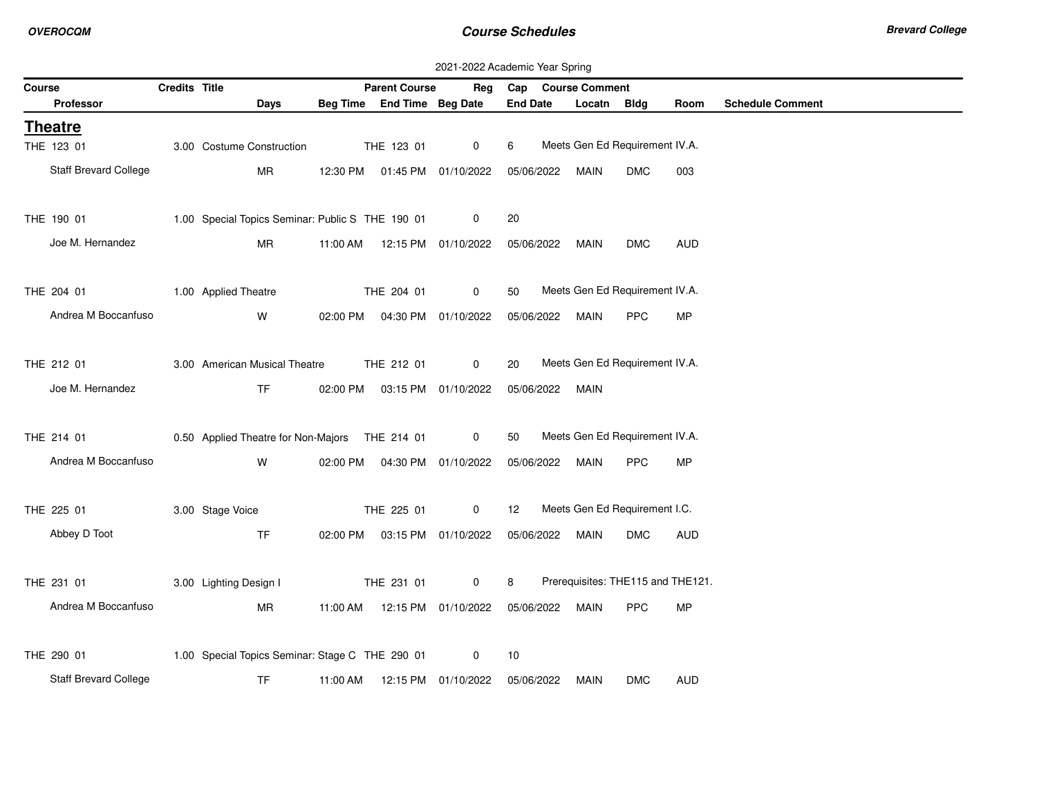2021-2022 Academic Year Spring

| Course | Credits | Title | Parent Course | Reg | Cap | Course Comment | | | |
|---|---|---|---|---|---|---|---|---|---|
| Professor | Days | Beg Time | End Time | Beg Date | End Date | Locatn | Bldg | Room | Schedule Comment |

## Theatre

| Course / Professor | Credits | Title / Days | Beg Time | Parent Course / End Time | Reg / Beg Date | Cap / End Date | Locatn | Bldg | Room | Course Comment |
|---|---|---|---|---|---|---|---|---|---|---|
| THE 123 01 | 3.00 | Costume Construction | | THE 123 01 | 0 | 6 | | | | Meets Gen Ed Requirement IV.A. |
| Staff Brevard College | | MR | 12:30 PM | 01:45 PM | 01/10/2022 | 05/06/2022 | MAIN | DMC | 003 | |
| THE 190 01 | 1.00 | Special Topics Seminar: Public S | | THE 190 01 | 0 | 20 | | | | |
| Joe M. Hernandez | | MR | 11:00 AM | 12:15 PM | 01/10/2022 | 05/06/2022 | MAIN | DMC | AUD | |
| THE 204 01 | 1.00 | Applied Theatre | | THE 204 01 | 0 | 50 | | | | Meets Gen Ed Requirement IV.A. |
| Andrea M Boccanfuso | | W | 02:00 PM | 04:30 PM | 01/10/2022 | 05/06/2022 | MAIN | PPC | MP | |
| THE 212 01 | 3.00 | American Musical Theatre | | THE 212 01 | 0 | 20 | | | | Meets Gen Ed Requirement IV.A. |
| Joe M. Hernandez | | TF | 02:00 PM | 03:15 PM | 01/10/2022 | 05/06/2022 | MAIN | | | |
| THE 214 01 | 0.50 | Applied Theatre for Non-Majors | | THE 214 01 | 0 | 50 | | | | Meets Gen Ed Requirement IV.A. |
| Andrea M Boccanfuso | | W | 02:00 PM | 04:30 PM | 01/10/2022 | 05/06/2022 | MAIN | PPC | MP | |
| THE 225 01 | 3.00 | Stage Voice | | THE 225 01 | 0 | 12 | | | | Meets Gen Ed Requirement I.C. |
| Abbey D Toot | | TF | 02:00 PM | 03:15 PM | 01/10/2022 | 05/06/2022 | MAIN | DMC | AUD | |
| THE 231 01 | 3.00 | Lighting Design I | | THE 231 01 | 0 | 8 | | | | Prerequisites: THE115 and THE121. |
| Andrea M Boccanfuso | | MR | 11:00 AM | 12:15 PM | 01/10/2022 | 05/06/2022 | MAIN | PPC | MP | |
| THE 290 01 | 1.00 | Special Topics Seminar: Stage C | | THE 290 01 | 0 | 10 | | | | |
| Staff Brevard College | | TF | 11:00 AM | 12:15 PM | 01/10/2022 | 05/06/2022 | MAIN | DMC | AUD | |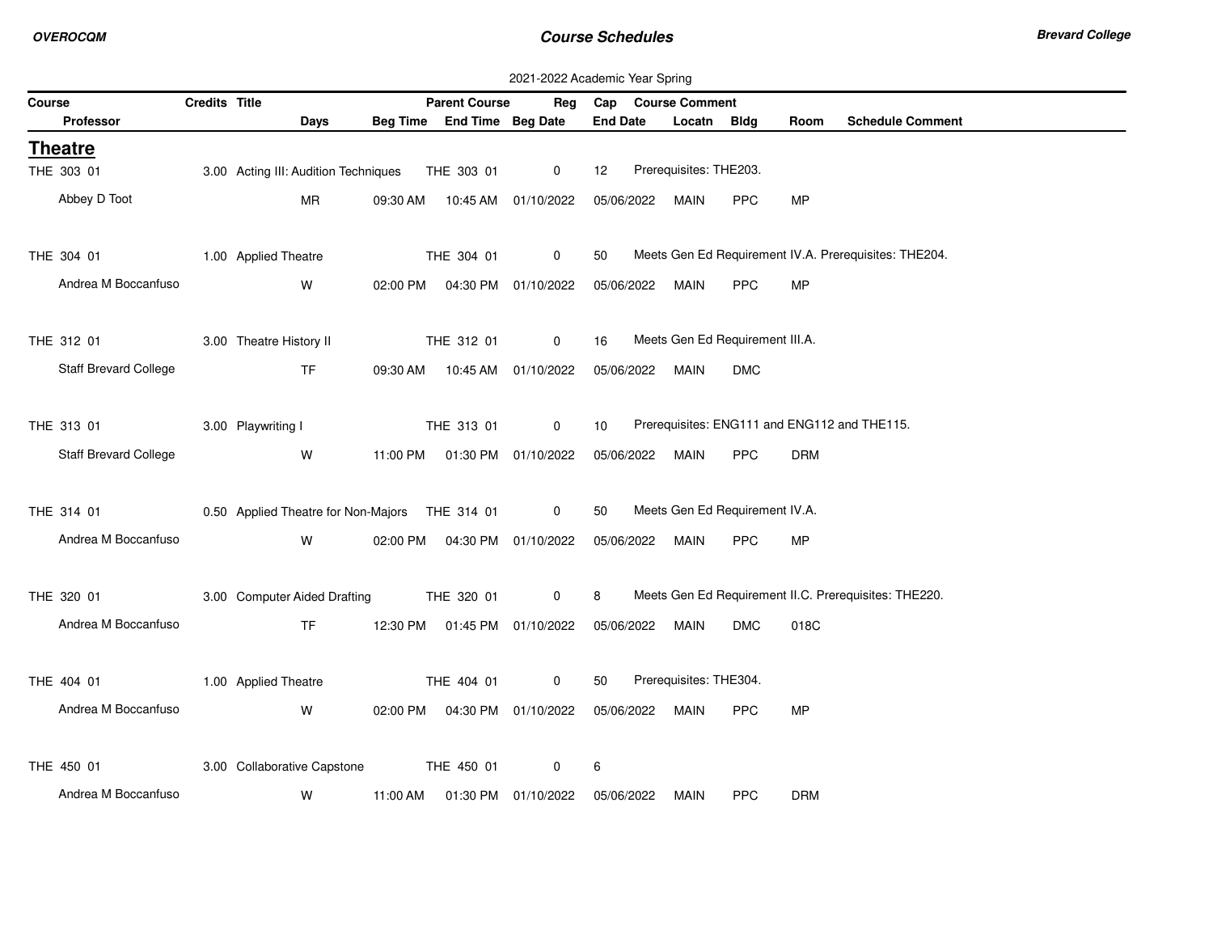2021-2022 Academic Year Spring

## Theatre

| Course | Credits | Title | Parent Course | Reg | Cap | Course Comment |
|---|---|---|---|---|---|---|
| **Professor** | | **Days** | **Beg Time** | **End Time** | **Beg Date** | **End Date** / **Locatn** / **Bldg** / **Room** / **Schedule Comment** |

| Course / Professor | Credits | Title / Days | Beg Time | Parent Course / End Time | Reg / Beg Date | Cap / End Date | Locatn | Bldg | Room | Course Comment / Schedule Comment |
|---|---|---|---|---|---|---|---|---|---|---|
| THE 303 01 | 3.00 | Acting III: Audition Techniques | | THE 303 01 | 0 | 12 | | | | Prerequisites: THE203. |
| Abbey D Toot | | MR | 09:30 AM | 10:45 AM | 01/10/2022 | 05/06/2022 | MAIN | PPC | MP | |
| THE 304 01 | 1.00 | Applied Theatre | | THE 304 01 | 0 | 50 | | | | Meets Gen Ed Requirement IV.A. Prerequisites: THE204. |
| Andrea M Boccanfuso | | W | 02:00 PM | 04:30 PM | 01/10/2022 | 05/06/2022 | MAIN | PPC | MP | |
| THE 312 01 | 3.00 | Theatre History II | | THE 312 01 | 0 | 16 | | | | Meets Gen Ed Requirement III.A. |
| Staff Brevard College | | TF | 09:30 AM | 10:45 AM | 01/10/2022 | 05/06/2022 | MAIN | DMC | | |
| THE 313 01 | 3.00 | Playwriting I | | THE 313 01 | 0 | 10 | | | | Prerequisites: ENG111 and ENG112 and THE115. |
| Staff Brevard College | | W | 11:00 PM | 01:30 PM | 01/10/2022 | 05/06/2022 | MAIN | PPC | DRM | |
| THE 314 01 | 0.50 | Applied Theatre for Non-Majors | | THE 314 01 | 0 | 50 | | | | Meets Gen Ed Requirement IV.A. |
| Andrea M Boccanfuso | | W | 02:00 PM | 04:30 PM | 01/10/2022 | 05/06/2022 | MAIN | PPC | MP | |
| THE 320 01 | 3.00 | Computer Aided Drafting | | THE 320 01 | 0 | 8 | | | | Meets Gen Ed Requirement II.C. Prerequisites: THE220. |
| Andrea M Boccanfuso | | TF | 12:30 PM | 01:45 PM | 01/10/2022 | 05/06/2022 | MAIN | DMC | 018C | |
| THE 404 01 | 1.00 | Applied Theatre | | THE 404 01 | 0 | 50 | | | | Prerequisites: THE304. |
| Andrea M Boccanfuso | | W | 02:00 PM | 04:30 PM | 01/10/2022 | 05/06/2022 | MAIN | PPC | MP | |
| THE 450 01 | 3.00 | Collaborative Capstone | | THE 450 01 | 0 | 6 | | | | |
| Andrea M Boccanfuso | | W | 11:00 AM | 01:30 PM | 01/10/2022 | 05/06/2022 | MAIN | PPC | DRM | |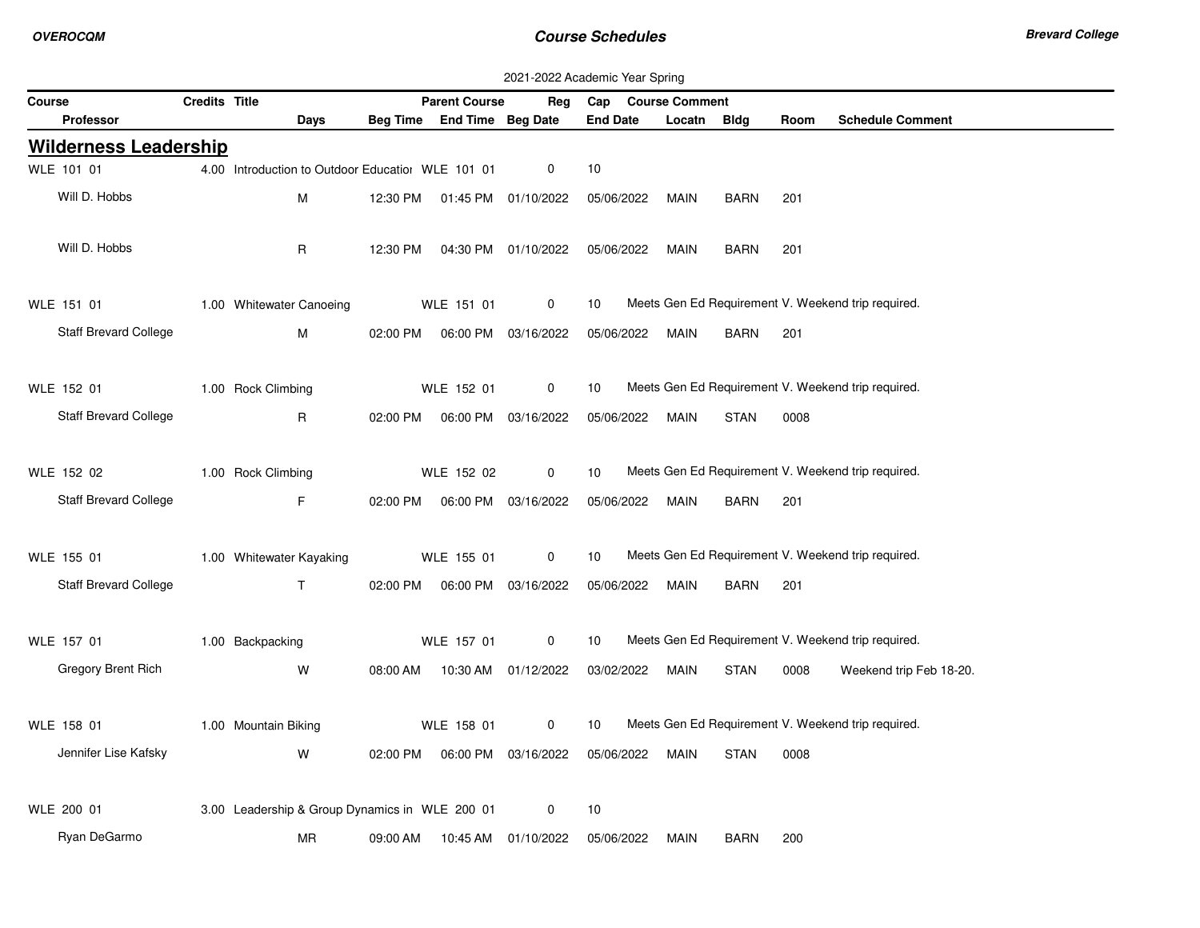2021-2022 Academic Year Spring

| Course | Credits | Title | Parent Course | Reg | Cap | Course Comment |
|---|---|---|---|---|---|---|
| **Professor** | **Days** | **Beg Time** | **End Time** | **Beg Date** | **End Date** | **Locatn** | **Bldg** | **Room** | **Schedule Comment** |

## Wilderness Leadership

| Course / Professor | Credits | Title / Days | Beg Time | Parent Course / End Time | Reg / Beg Date | Cap / End Date | Course Comment / Locatn | Bldg | Room | Schedule Comment |
|---|---|---|---|---|---|---|---|---|---|---|
| WLE 101 01 | 4.00 | Introduction to Outdoor Educatioı | | WLE 101 01 | 0 | 10 | | | | |
| Will D. Hobbs | | M | 12:30 PM | 01:45 PM | 01/10/2022 | 05/06/2022 | MAIN | BARN | 201 | |
| Will D. Hobbs | | R | 12:30 PM | 04:30 PM | 01/10/2022 | 05/06/2022 | MAIN | BARN | 201 | |
| WLE 151 01 | 1.00 | Whitewater Canoeing | | WLE 151 01 | 0 | 10 | Meets Gen Ed Requirement V. Weekend trip required. | | | |
| Staff Brevard College | | M | 02:00 PM | 06:00 PM | 03/16/2022 | 05/06/2022 | MAIN | BARN | 201 | |
| WLE 152 01 | 1.00 | Rock Climbing | | WLE 152 01 | 0 | 10 | Meets Gen Ed Requirement V. Weekend trip required. | | | |
| Staff Brevard College | | R | 02:00 PM | 06:00 PM | 03/16/2022 | 05/06/2022 | MAIN | STAN | 0008 | |
| WLE 152 02 | 1.00 | Rock Climbing | | WLE 152 02 | 0 | 10 | Meets Gen Ed Requirement V. Weekend trip required. | | | |
| Staff Brevard College | | F | 02:00 PM | 06:00 PM | 03/16/2022 | 05/06/2022 | MAIN | BARN | 201 | |
| WLE 155 01 | 1.00 | Whitewater Kayaking | | WLE 155 01 | 0 | 10 | Meets Gen Ed Requirement V. Weekend trip required. | | | |
| Staff Brevard College | | T | 02:00 PM | 06:00 PM | 03/16/2022 | 05/06/2022 | MAIN | BARN | 201 | |
| WLE 157 01 | 1.00 | Backpacking | | WLE 157 01 | 0 | 10 | Meets Gen Ed Requirement V. Weekend trip required. | | | |
| Gregory Brent Rich | | W | 08:00 AM | 10:30 AM | 01/12/2022 | 03/02/2022 | MAIN | STAN | 0008 | Weekend trip Feb 18-20. |
| WLE 158 01 | 1.00 | Mountain Biking | | WLE 158 01 | 0 | 10 | Meets Gen Ed Requirement V. Weekend trip required. | | | |
| Jennifer Lise Kafsky | | W | 02:00 PM | 06:00 PM | 03/16/2022 | 05/06/2022 | MAIN | STAN | 0008 | |
| WLE 200 01 | 3.00 | Leadership & Group Dynamics in | | WLE 200 01 | 0 | 10 | | | | |
| Ryan DeGarmo | | MR | 09:00 AM | 10:45 AM | 01/10/2022 | 05/06/2022 | MAIN | BARN | 200 | |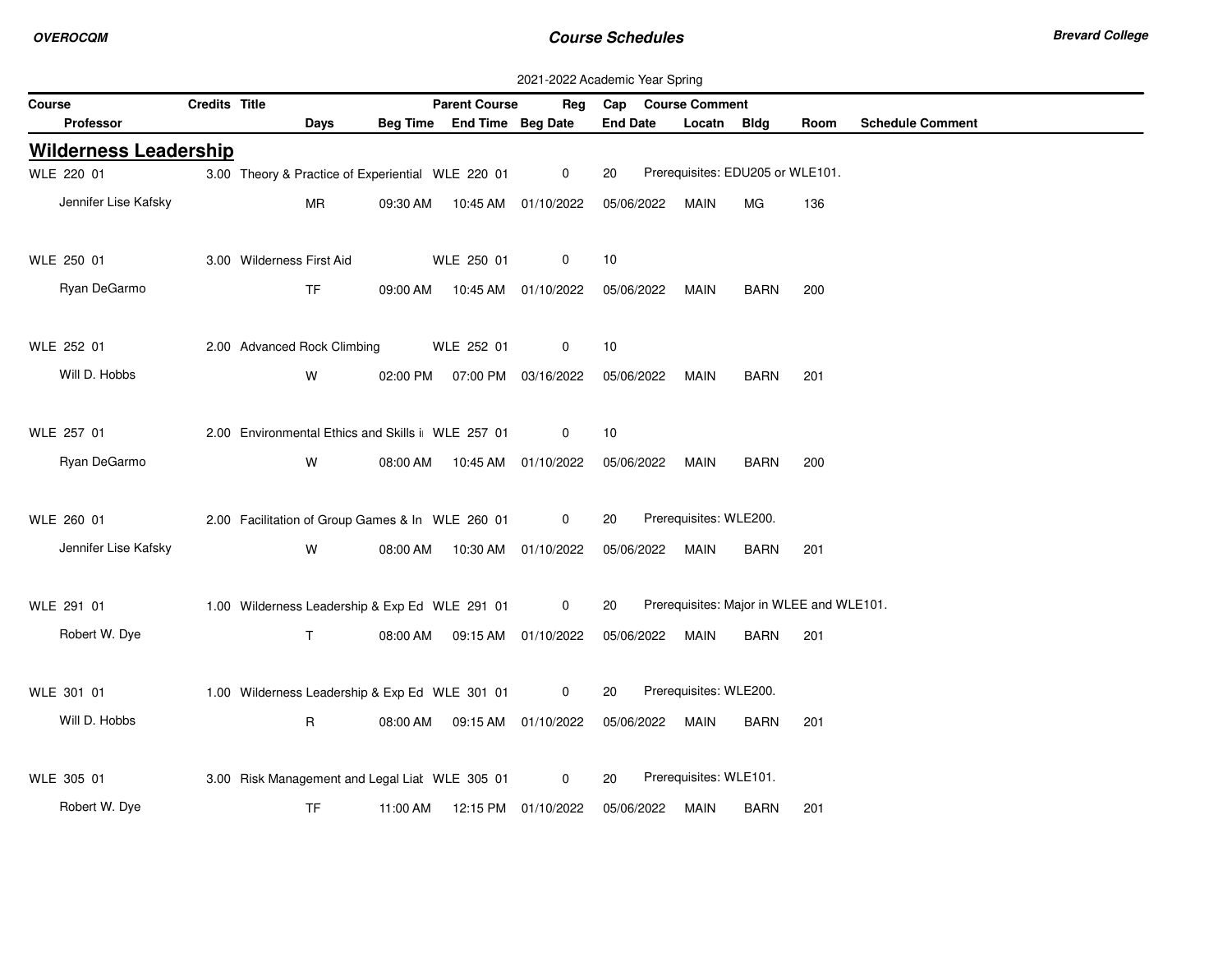2021-2022 Academic Year Spring

| Course | Credits | Title | Parent Course | Reg | Cap | Course Comment | | | |
|---|---|---|---|---|---|---|---|---|---|
| Professor | Days | Beg Time | End Time | Beg Date | End Date | Locatn | Bldg | Room | Schedule Comment |

## Wilderness Leadership

| Course / Professor | Credits | Title / Days | Beg Time / Parent Course | End Time | Reg / Beg Date | Cap / End Date | Locatn / Course Comment | Bldg | Room | Schedule Comment |
|---|---|---|---|---|---|---|---|---|---|---|
| WLE 220 01 | 3.00 | Theory & Practice of Experiential | WLE 220 01 | | 0 | 20 | Prerequisites: EDU205 or WLE101. | | | |
| Jennifer Lise Kafsky | | MR | 09:30 AM | 10:45 AM | 01/10/2022 | 05/06/2022 | MAIN | MG | 136 | |
| WLE 250 01 | 3.00 | Wilderness First Aid | WLE 250 01 | | 0 | 10 | | | | |
| Ryan DeGarmo | | TF | 09:00 AM | 10:45 AM | 01/10/2022 | 05/06/2022 | MAIN | BARN | 200 | |
| WLE 252 01 | 2.00 | Advanced Rock Climbing | WLE 252 01 | | 0 | 10 | | | | |
| Will D. Hobbs | | W | 02:00 PM | 07:00 PM | 03/16/2022 | 05/06/2022 | MAIN | BARN | 201 | |
| WLE 257 01 | 2.00 | Environmental Ethics and Skills i | WLE 257 01 | | 0 | 10 | | | | |
| Ryan DeGarmo | | W | 08:00 AM | 10:45 AM | 01/10/2022 | 05/06/2022 | MAIN | BARN | 200 | |
| WLE 260 01 | 2.00 | Facilitation of Group Games & In | WLE 260 01 | | 0 | 20 | Prerequisites: WLE200. | | | |
| Jennifer Lise Kafsky | | W | 08:00 AM | 10:30 AM | 01/10/2022 | 05/06/2022 | MAIN | BARN | 201 | |
| WLE 291 01 | 1.00 | Wilderness Leadership & Exp Ed | WLE 291 01 | | 0 | 20 | Prerequisites: Major in WLEE and WLE101. | | | |
| Robert W. Dye | | T | 08:00 AM | 09:15 AM | 01/10/2022 | 05/06/2022 | MAIN | BARN | 201 | |
| WLE 301 01 | 1.00 | Wilderness Leadership & Exp Ed | WLE 301 01 | | 0 | 20 | Prerequisites: WLE200. | | | |
| Will D. Hobbs | | R | 08:00 AM | 09:15 AM | 01/10/2022 | 05/06/2022 | MAIN | BARN | 201 | |
| WLE 305 01 | 3.00 | Risk Management and Legal Liat | WLE 305 01 | | 0 | 20 | Prerequisites: WLE101. | | | |
| Robert W. Dye | | TF | 11:00 AM | 12:15 PM | 01/10/2022 | 05/06/2022 | MAIN | BARN | 201 | |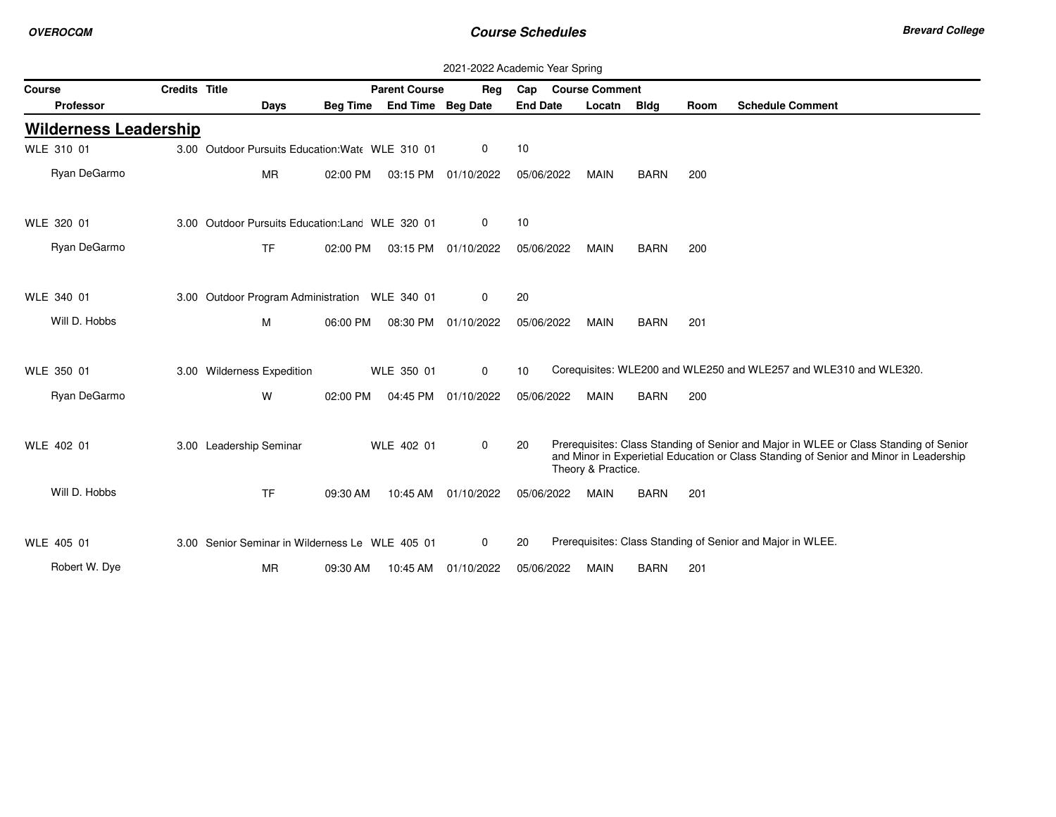2021-2022 Academic Year Spring

| Course / Professor | Credits | Title / Days | Beg Time | Parent Course / End Time | Reg / Beg Date | Cap / End Date | Course Comment / Locatn | Bldg | Room | Schedule Comment |
|---|---|---|---|---|---|---|---|---|---|---|

## Wilderness Leadership

| Course / Professor | Credits | Title / Days | Beg Time | Parent Course / End Time | Reg / Beg Date | Cap / End Date | Course Comment / Locatn | Bldg | Room | Schedule Comment |
|---|---|---|---|---|---|---|---|---|---|---|
| WLE 310 01 | 3.00 | Outdoor Pursuits Education:Wate | | WLE 310 01 | 0 | 10 | | | | |
| Ryan DeGarmo | | MR | 02:00 PM | 03:15 PM | 01/10/2022 | 05/06/2022 | MAIN | BARN | 200 | |
| WLE 320 01 | 3.00 | Outdoor Pursuits Education:Land | | WLE 320 01 | 0 | 10 | | | | |
| Ryan DeGarmo | | TF | 02:00 PM | 03:15 PM | 01/10/2022 | 05/06/2022 | MAIN | BARN | 200 | |
| WLE 340 01 | 3.00 | Outdoor Program Administration | | WLE 340 01 | 0 | 20 | | | | |
| Will D. Hobbs | | M | 06:00 PM | 08:30 PM | 01/10/2022 | 05/06/2022 | MAIN | BARN | 201 | |
| WLE 350 01 | 3.00 | Wilderness Expedition | | WLE 350 01 | 0 | 10 | Corequisites: WLE200 and WLE250 and WLE257 and WLE310 and WLE320. | | | |
| Ryan DeGarmo | | W | 02:00 PM | 04:45 PM | 01/10/2022 | 05/06/2022 | MAIN | BARN | 200 | |
| WLE 402 01 | 3.00 | Leadership Seminar | | WLE 402 01 | 0 | 20 | Prerequisites: Class Standing of Senior and Major in WLEE or Class Standing of Senior and Minor in Experietial Education or Class Standing of Senior and Minor in Leadership Theory & Practice. | | | |
| Will D. Hobbs | | TF | 09:30 AM | 10:45 AM | 01/10/2022 | 05/06/2022 | MAIN | BARN | 201 | |
| WLE 405 01 | 3.00 | Senior Seminar in Wilderness Le | | WLE 405 01 | 0 | 20 | Prerequisites: Class Standing of Senior and Major in WLEE. | | | |
| Robert W. Dye | | MR | 09:30 AM | 10:45 AM | 01/10/2022 | 05/06/2022 | MAIN | BARN | 201 | |